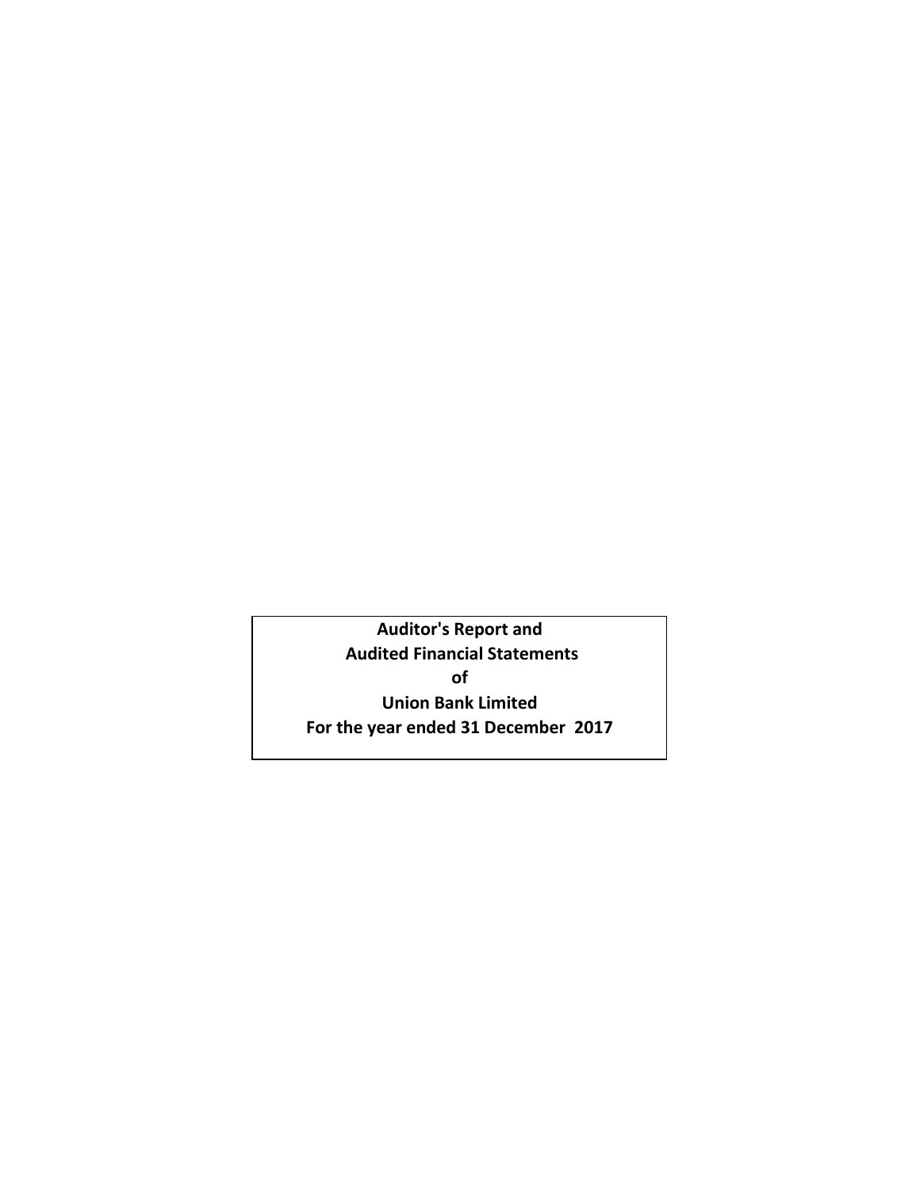**Auditor's Report and**

**Audited Financial Statements**

**of**

**Union Bank Limited**

**For the year ended 31 December 2017**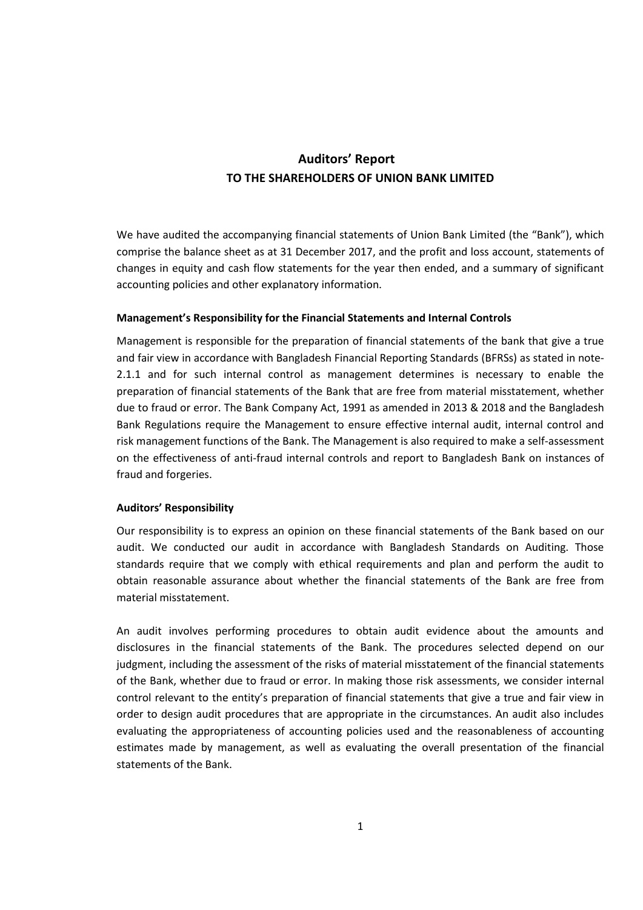# Auditors' Report

## TO THE SHAREHOLDERS OF UNION BANK LIMITED

We have audited the accompanying financial statements of Union Bank Limited (the "Bank"), which comprise the balance sheet as at 31 December 2017, and the profit and loss account, statements of changes in equity and cash flow statements for the year then ended, and a summary of significant accounting policies and other explanatory information.

**Management's Responsibility for the Financial Statements and Internal Controls**

Management is responsible for the preparation of financial statements of the bank that give a true and fair view in accordance with Bangladesh Financial Reporting Standards (BFRSs) as stated in note-2.1.1 and for such internal control as management determines is necessary to enable the preparation of financial statements of the Bank that are free from material misstatement, whether due to fraud or error. The Bank Company Act, 1991 as amended in 2013 & 2018 and the Bangladesh Bank Regulations require the Management to ensure effective internal audit, internal control and risk management functions of the Bank. The Management is also required to make a self-assessment on the effectiveness of anti-fraud internal controls and report to Bangladesh Bank on instances of fraud and forgeries.

**Auditors' Responsibility**

Our responsibility is to express an opinion on these financial statements of the Bank based on our audit. We conducted our audit in accordance with Bangladesh Standards on Auditing. Those standards require that we comply with ethical requirements and plan and perform the audit to obtain reasonable assurance about whether the financial statements of the Bank are free from material misstatement.

An audit involves performing procedures to obtain audit evidence about the amounts and disclosures in the financial statements of the Bank. The procedures selected depend on our judgment, including the assessment of the risks of material misstatement of the financial statements of the Bank, whether due to fraud or error. In making those risk assessments, we consider internal control relevant to the entity's preparation of financial statements that give a true and fair view in order to design audit procedures that are appropriate in the circumstances. An audit also includes evaluating the appropriateness of accounting policies used and the reasonableness of accounting estimates made by management, as well as evaluating the overall presentation of the financial statements of the Bank.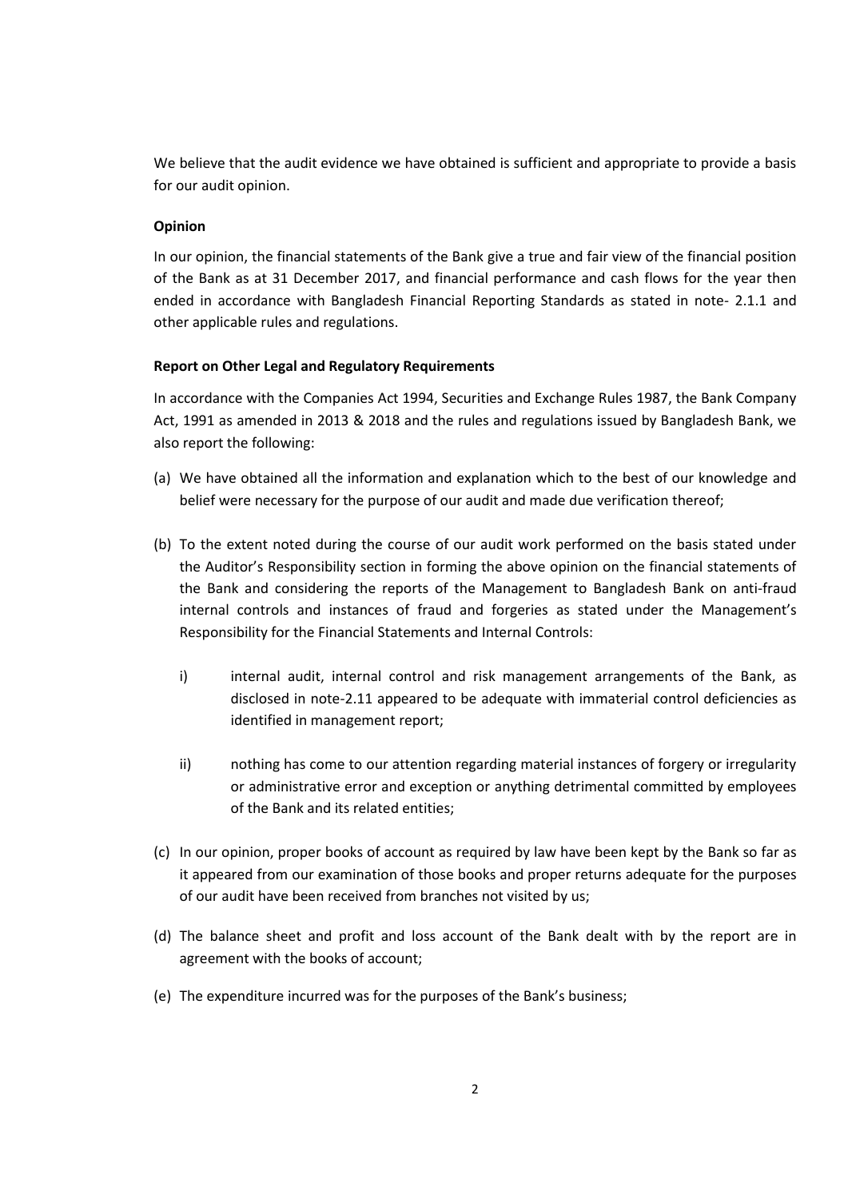We believe that the audit evidence we have obtained is sufficient and appropriate to provide a basis for our audit opinion.

**Opinion**

In our opinion, the financial statements of the Bank give a true and fair view of the financial position of the Bank as at 31 December 2017, and financial performance and cash flows for the year then ended in accordance with Bangladesh Financial Reporting Standards as stated in note- 2.1.1 and other applicable rules and regulations.

**Report on Other Legal and Regulatory Requirements**

In accordance with the Companies Act 1994, Securities and Exchange Rules 1987, the Bank Company Act, 1991 as amended in 2013 & 2018 and the rules and regulations issued by Bangladesh Bank, we also report the following:

(a) We have obtained all the information and explanation which to the best of our knowledge and belief were necessary for the purpose of our audit and made due verification thereof;

(b) To the extent noted during the course of our audit work performed on the basis stated under the Auditor's Responsibility section in forming the above opinion on the financial statements of the Bank and considering the reports of the Management to Bangladesh Bank on anti-fraud internal controls and instances of fraud and forgeries as stated under the Management's Responsibility for the Financial Statements and Internal Controls:

   i) internal audit, internal control and risk management arrangements of the Bank, as disclosed in note-2.11 appeared to be adequate with immaterial control deficiencies as identified in management report;

   ii) nothing has come to our attention regarding material instances of forgery or irregularity or administrative error and exception or anything detrimental committed by employees of the Bank and its related entities;

(c) In our opinion, proper books of account as required by law have been kept by the Bank so far as it appeared from our examination of those books and proper returns adequate for the purposes of our audit have been received from branches not visited by us;

(d) The balance sheet and profit and loss account of the Bank dealt with by the report are in agreement with the books of account;

(e) The expenditure incurred was for the purposes of the Bank's business;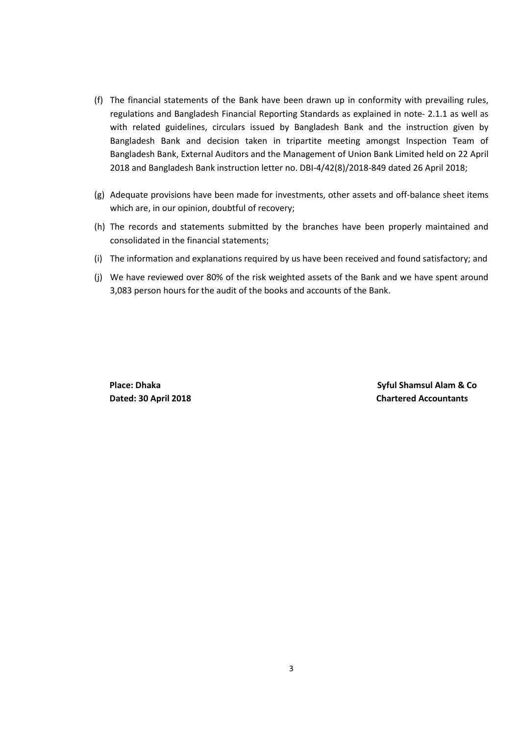(f) The financial statements of the Bank have been drawn up in conformity with prevailing rules, regulations and Bangladesh Financial Reporting Standards as explained in note- 2.1.1 as well as with related guidelines, circulars issued by Bangladesh Bank and the instruction given by Bangladesh Bank and decision taken in tripartite meeting amongst Inspection Team of Bangladesh Bank, External Auditors and the Management of Union Bank Limited held on 22 April 2018 and Bangladesh Bank instruction letter no. DBI-4/42(8)/2018-849 dated 26 April 2018;

(g) Adequate provisions have been made for investments, other assets and off-balance sheet items which are, in our opinion, doubtful of recovery;

(h) The records and statements submitted by the branches have been properly maintained and consolidated in the financial statements;

(i) The information and explanations required by us have been received and found satisfactory; and

(j) We have reviewed over 80% of the risk weighted assets of the Bank and we have spent around 3,083 person hours for the audit of the books and accounts of the Bank.

**Place: Dhaka**
**Dated: 30 April 2018**

**Syful Shamsul Alam & Co**
**Chartered Accountants**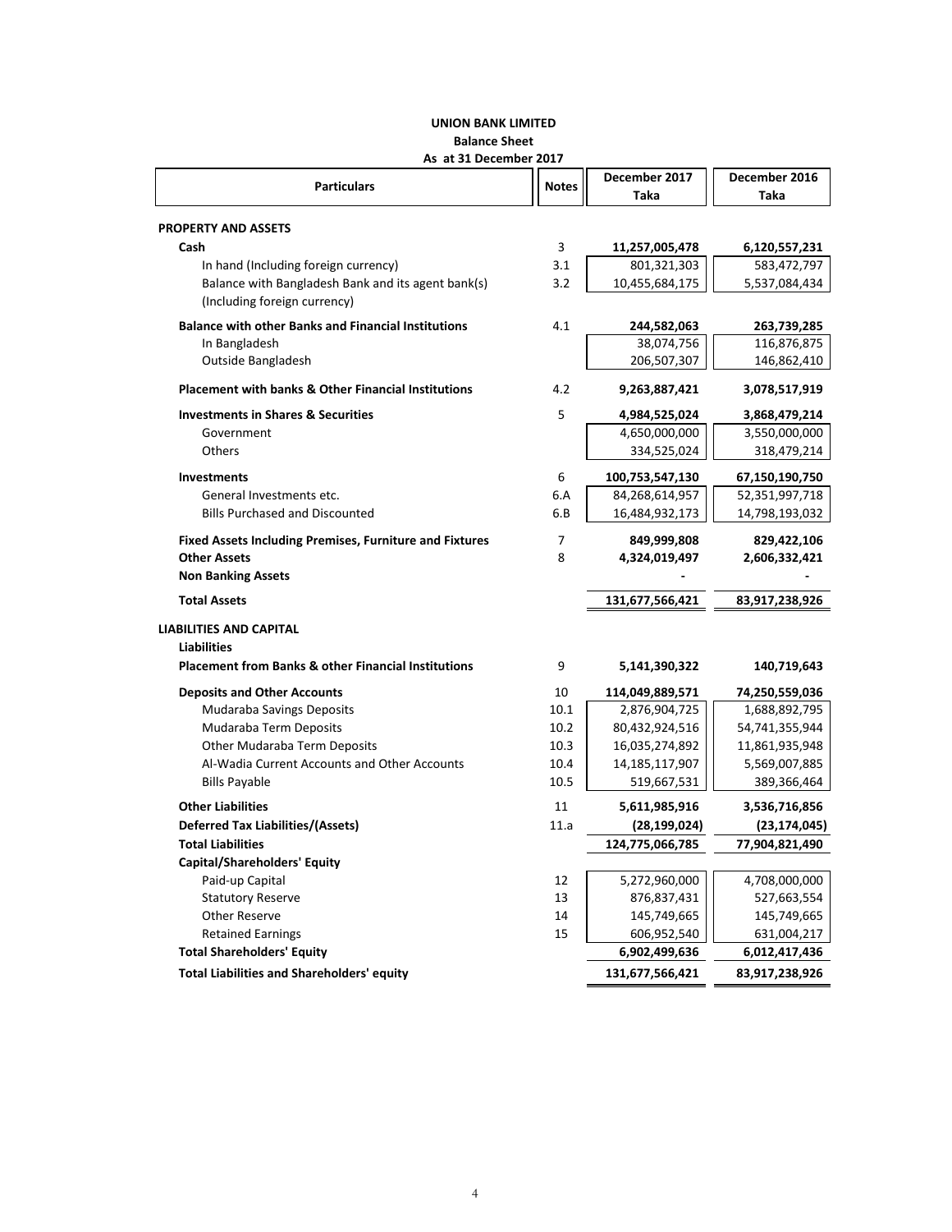# UNION BANK LIMITED

## Balance Sheet

### As at 31 December 2017

| Particulars | Notes | December 2017 Taka | December 2016 Taka |
|---|---|---|---|
| **PROPERTY AND ASSETS** | | | |
| **Cash** | 3 | **11,257,005,478** | **6,120,557,231** |
| In hand (Including foreign currency) | 3.1 | 801,321,303 | 583,472,797 |
| Balance with Bangladesh Bank and its agent bank(s) (Including foreign currency) | 3.2 | 10,455,684,175 | 5,537,084,434 |
| **Balance with other Banks and Financial Institutions** | 4.1 | **244,582,063** | **263,739,285** |
| In Bangladesh | | 38,074,756 | 116,876,875 |
| Outside Bangladesh | | 206,507,307 | 146,862,410 |
| **Placement with banks & Other Financial Institutions** | 4.2 | **9,263,887,421** | **3,078,517,919** |
| **Investments in Shares & Securities** | 5 | **4,984,525,024** | **3,868,479,214** |
| Government | | 4,650,000,000 | 3,550,000,000 |
| Others | | 334,525,024 | 318,479,214 |
| **Investments** | 6 | **100,753,547,130** | **67,150,190,750** |
| General Investments etc. | 6.A | 84,268,614,957 | 52,351,997,718 |
| Bills Purchased and Discounted | 6.B | 16,484,932,173 | 14,798,193,032 |
| **Fixed Assets Including Premises, Furniture and Fixtures** | 7 | **849,999,808** | **829,422,106** |
| **Other Assets** | 8 | **4,324,019,497** | **2,606,332,421** |
| **Non Banking Assets** | | **-** | **-** |
| **Total Assets** | | **131,677,566,421** | **83,917,238,926** |
| **LIABILITIES AND CAPITAL** | | | |
| **Liabilities** | | | |
| **Placement from Banks & other Financial Institutions** | 9 | **5,141,390,322** | **140,719,643** |
| **Deposits and Other Accounts** | 10 | **114,049,889,571** | **74,250,559,036** |
| Mudaraba Savings Deposits | 10.1 | 2,876,904,725 | 1,688,892,795 |
| Mudaraba Term Deposits | 10.2 | 80,432,924,516 | 54,741,355,944 |
| Other Mudaraba Term Deposits | 10.3 | 16,035,274,892 | 11,861,935,948 |
| Al-Wadia Current Accounts and Other Accounts | 10.4 | 14,185,117,907 | 5,569,007,885 |
| Bills Payable | 10.5 | 519,667,531 | 389,366,464 |
| **Other Liabilities** | 11 | **5,611,985,916** | **3,536,716,856** |
| **Deferred Tax Liabilities/(Assets)** | 11.a | **(28,199,024)** | **(23,174,045)** |
| **Total Liabilities** | | **124,775,066,785** | **77,904,821,490** |
| **Capital/Shareholders' Equity** | | | |
| Paid-up Capital | 12 | 5,272,960,000 | 4,708,000,000 |
| Statutory Reserve | 13 | 876,837,431 | 527,663,554 |
| Other Reserve | 14 | 145,749,665 | 145,749,665 |
| Retained Earnings | 15 | 606,952,540 | 631,004,217 |
| **Total Shareholders' Equity** | | **6,902,499,636** | **6,012,417,436** |
| **Total Liabilities and Shareholders' equity** | | **131,677,566,421** | **83,917,238,926** |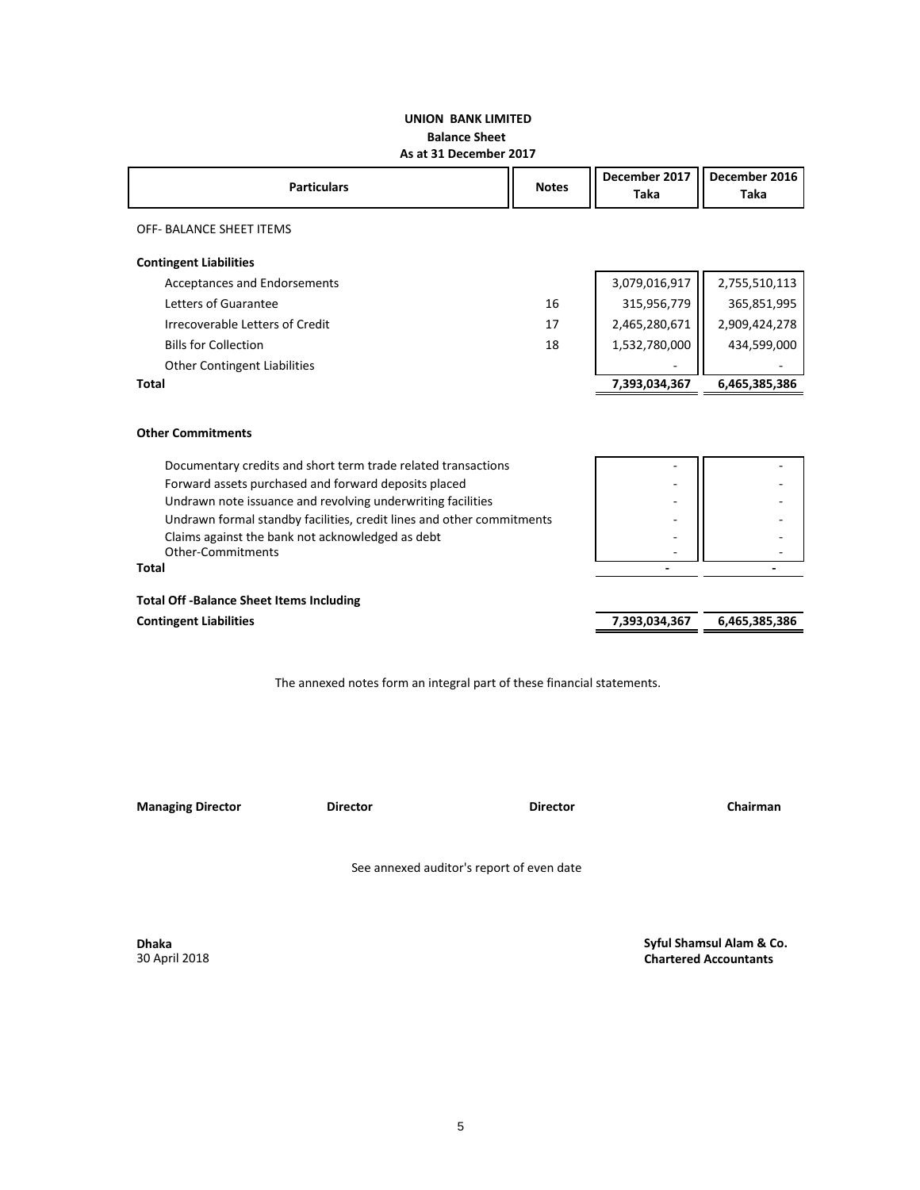**UNION BANK LIMITED**
**Balance Sheet**
**As at 31 December 2017**

| Particulars | Notes | December 2017 Taka | December 2016 Taka |
|---|---|---|---|
| OFF- BALANCE SHEET ITEMS | | | |
| **Contingent Liabilities** | | | |
| Acceptances and Endorsements | | 3,079,016,917 | 2,755,510,113 |
| Letters of Guarantee | 16 | 315,956,779 | 365,851,995 |
| Irrecoverable Letters of Credit | 17 | 2,465,280,671 | 2,909,424,278 |
| Bills for Collection | 18 | 1,532,780,000 | 434,599,000 |
| Other Contingent Liabilities | | - | - |
| **Total** | | **7,393,034,367** | **6,465,385,386** |
| **Other Commitments** | | | |
| Documentary credits and short term trade related transactions | | - | - |
| Forward assets purchased and forward deposits placed | | - | - |
| Undrawn note issuance and revolving underwriting facilities | | - | - |
| Undrawn formal standby facilities, credit lines and other commitments | | - | - |
| Claims against the bank not acknowledged as debt | | - | - |
| Other-Commitments | | - | - |
| **Total** | | **-** | **-** |
| **Total Off -Balance Sheet Items Including Contingent Liabilities** | | **7,393,034,367** | **6,465,385,386** |

The annexed notes form an integral part of these financial statements.

**Managing Director** **Director** **Director** **Chairman**

See annexed auditor's report of even date

**Dhaka**
30 April 2018

**Syful Shamsul Alam & Co.**
**Chartered Accountants**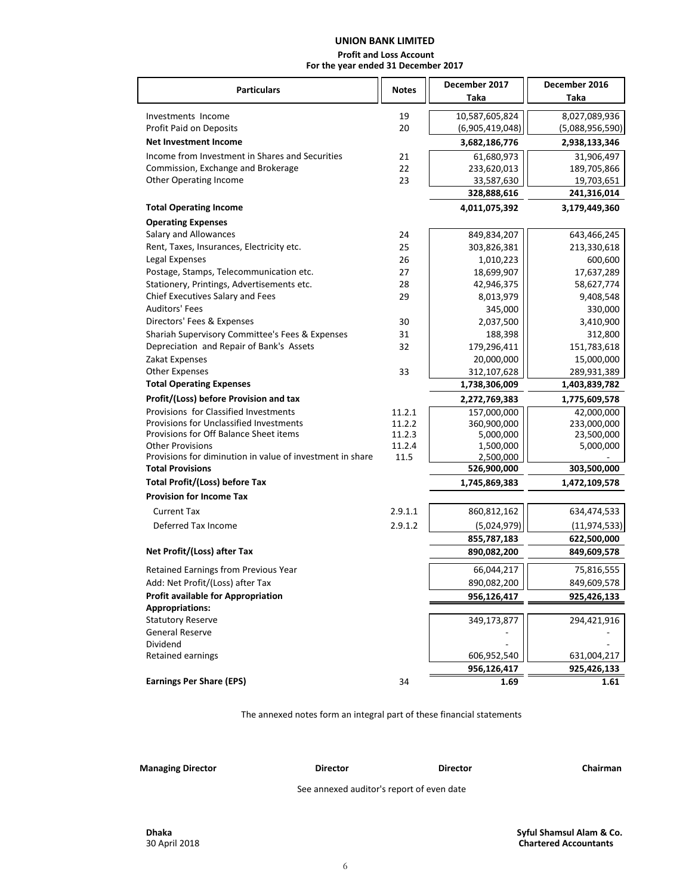# UNION BANK LIMITED

## Profit and Loss Account

### For the year ended 31 December 2017

| Particulars | Notes | December 2017 Taka | December 2016 Taka |
|---|---|---|---|
| Investments Income | 19 | 10,587,605,824 | 8,027,089,936 |
| Profit Paid on Deposits | 20 | (6,905,419,048) | (5,088,956,590) |
| **Net Investment Income** | | **3,682,186,776** | **2,938,133,346** |
| Income from Investment in Shares and Securities | 21 | 61,680,973 | 31,906,497 |
| Commission, Exchange and Brokerage | 22 | 233,620,013 | 189,705,866 |
| Other Operating Income | 23 | 33,587,630 | 19,703,651 |
| | | **328,888,616** | **241,316,014** |
| **Total Operating Income** | | **4,011,075,392** | **3,179,449,360** |
| **Operating Expenses** | | | |
| Salary and Allowances | 24 | 849,834,207 | 643,466,245 |
| Rent, Taxes, Insurances, Electricity etc. | 25 | 303,826,381 | 213,330,618 |
| Legal Expenses | 26 | 1,010,223 | 600,600 |
| Postage, Stamps, Telecommunication etc. | 27 | 18,699,907 | 17,637,289 |
| Stationery, Printings, Advertisements etc. | 28 | 42,946,375 | 58,627,774 |
| Chief Executives Salary and Fees | 29 | 8,013,979 | 9,408,548 |
| Auditors' Fees | | 345,000 | 330,000 |
| Directors' Fees & Expenses | 30 | 2,037,500 | 3,410,900 |
| Shariah Supervisory Committee's Fees & Expenses | 31 | 188,398 | 312,800 |
| Depreciation and Repair of Bank's Assets | 32 | 179,296,411 | 151,783,618 |
| Zakat Expenses | | 20,000,000 | 15,000,000 |
| Other Expenses | 33 | 312,107,628 | 289,931,389 |
| **Total Operating Expenses** | | **1,738,306,009** | **1,403,839,782** |
| **Profit/(Loss) before Provision and tax** | | **2,272,769,383** | **1,775,609,578** |
| Provisions for Classified Investments | 11.2.1 | 157,000,000 | 42,000,000 |
| Provisions for Unclassified Investments | 11.2.2 | 360,900,000 | 233,000,000 |
| Provisions for Off Balance Sheet items | 11.2.3 | 5,000,000 | 23,500,000 |
| Other Provisions | 11.2.4 | 1,500,000 | 5,000,000 |
| Provisions for diminution in value of investment in share | 11.5 | 2,500,000 | - |
| **Total Provisions** | | **526,900,000** | **303,500,000** |
| **Total Profit/(Loss) before Tax** | | **1,745,869,383** | **1,472,109,578** |
| **Provision for Income Tax** | | | |
| Current Tax | 2.9.1.1 | 860,812,162 | 634,474,533 |
| Deferred Tax Income | 2.9.1.2 | (5,024,979) | (11,974,533) |
| | | **855,787,183** | **622,500,000** |
| **Net Profit/(Loss) after Tax** | | **890,082,200** | **849,609,578** |
| Retained Earnings from Previous Year | | 66,044,217 | 75,816,555 |
| Add: Net Profit/(Loss) after Tax | | 890,082,200 | 849,609,578 |
| **Profit available for Appropriation** | | **956,126,417** | **925,426,133** |
| **Appropriations:** | | | |
| Statutory Reserve | | 349,173,877 | 294,421,916 |
| General Reserve | | - | - |
| Dividend | | - | - |
| Retained earnings | | 606,952,540 | 631,004,217 |
| | | **956,126,417** | **925,426,133** |
| **Earnings Per Share (EPS)** | 34 | **1.69** | **1.61** |

The annexed notes form an integral part of these financial statements

**Managing Director** **Director** **Director** **Chairman**

See annexed auditor's report of even date

**Dhaka**
30 April 2018

**Syful Shamsul Alam & Co.**
**Chartered Accountants**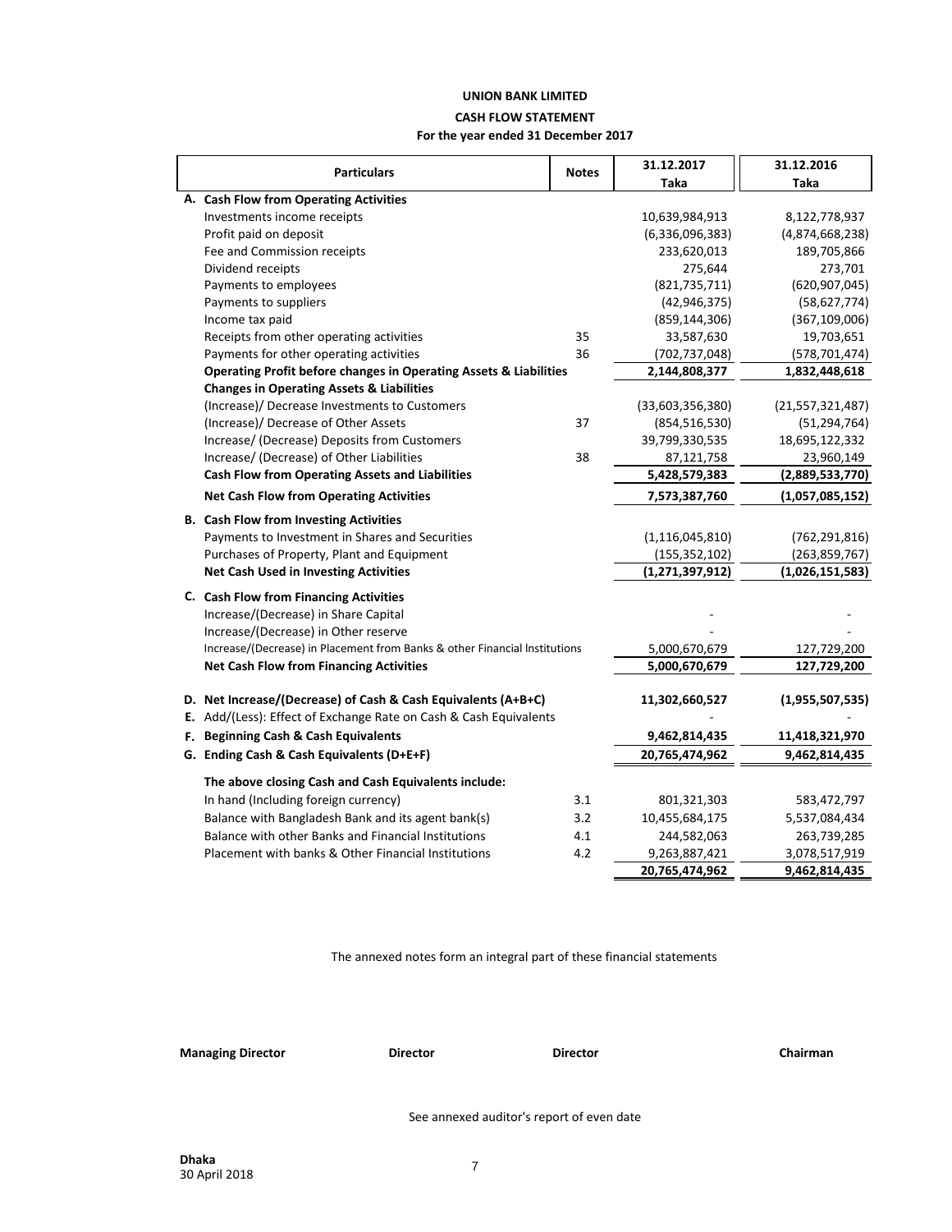# UNION BANK LIMITED

## CASH FLOW STATEMENT

### For the year ended 31 December 2017

| Particulars | Notes | 31.12.2017 Taka | 31.12.2016 Taka |
|---|---|---|---|
| **A. Cash Flow from Operating Activities** | | | |
| Investments income receipts | | 10,639,984,913 | 8,122,778,937 |
| Profit paid on deposit | | (6,336,096,383) | (4,874,668,238) |
| Fee and Commission receipts | | 233,620,013 | 189,705,866 |
| Dividend receipts | | 275,644 | 273,701 |
| Payments to employees | | (821,735,711) | (620,907,045) |
| Payments to suppliers | | (42,946,375) | (58,627,774) |
| Income tax paid | | (859,144,306) | (367,109,006) |
| Receipts from other operating activities | 35 | 33,587,630 | 19,703,651 |
| Payments for other operating activities | 36 | (702,737,048) | (578,701,474) |
| **Operating Profit before changes in Operating Assets & Liabilities** | | **2,144,808,377** | **1,832,448,618** |
| **Changes in Operating Assets & Liabilities** | | | |
| (Increase)/ Decrease Investments to Customers | | (33,603,356,380) | (21,557,321,487) |
| (Increase)/ Decrease of Other Assets | 37 | (854,516,530) | (51,294,764) |
| Increase/ (Decrease) Deposits from Customers | | 39,799,330,535 | 18,695,122,332 |
| Increase/ (Decrease) of Other Liabilities | 38 | 87,121,758 | 23,960,149 |
| **Cash Flow from Operating Assets and Liabilities** | | **5,428,579,383** | **(2,889,533,770)** |
| **Net Cash Flow from Operating Activities** | | **7,573,387,760** | **(1,057,085,152)** |
| **B. Cash Flow from Investing Activities** | | | |
| Payments to Investment in Shares and Securities | | (1,116,045,810) | (762,291,816) |
| Purchases of Property, Plant and Equipment | | (155,352,102) | (263,859,767) |
| **Net Cash Used in Investing Activities** | | **(1,271,397,912)** | **(1,026,151,583)** |
| **C. Cash Flow from Financing Activities** | | | |
| Increase/(Decrease) in Share Capital | | - | - |
| Increase/(Decrease) in Other reserve | | - | - |
| Increase/(Decrease) in Placement from Banks & other Financial Institutions | | 5,000,670,679 | 127,729,200 |
| **Net Cash Flow from Financing Activities** | | **5,000,670,679** | **127,729,200** |
| **D. Net Increase/(Decrease) of Cash & Cash Equivalents (A+B+C)** | | **11,302,660,527** | **(1,955,507,535)** |
| **E.** Add/(Less): Effect of Exchange Rate on Cash & Cash Equivalents | | - | - |
| **F. Beginning Cash & Cash Equivalents** | | **9,462,814,435** | **11,418,321,970** |
| **G. Ending Cash & Cash Equivalents (D+E+F)** | | **20,765,474,962** | **9,462,814,435** |
| **The above closing Cash and Cash Equivalents include:** | | | |
| In hand (Including foreign currency) | 3.1 | 801,321,303 | 583,472,797 |
| Balance with Bangladesh Bank and its agent bank(s) | 3.2 | 10,455,684,175 | 5,537,084,434 |
| Balance with other Banks and Financial Institutions | 4.1 | 244,582,063 | 263,739,285 |
| Placement with banks & Other Financial Institutions | 4.2 | 9,263,887,421 | 3,078,517,919 |
| | | **20,765,474,962** | **9,462,814,435** |

The annexed notes form an integral part of these financial statements

**Managing Director** &nbsp;&nbsp;&nbsp; **Director** &nbsp;&nbsp;&nbsp; **Director** &nbsp;&nbsp;&nbsp; **Chairman**

See annexed auditor's report of even date

**Dhaka**
30 April 2018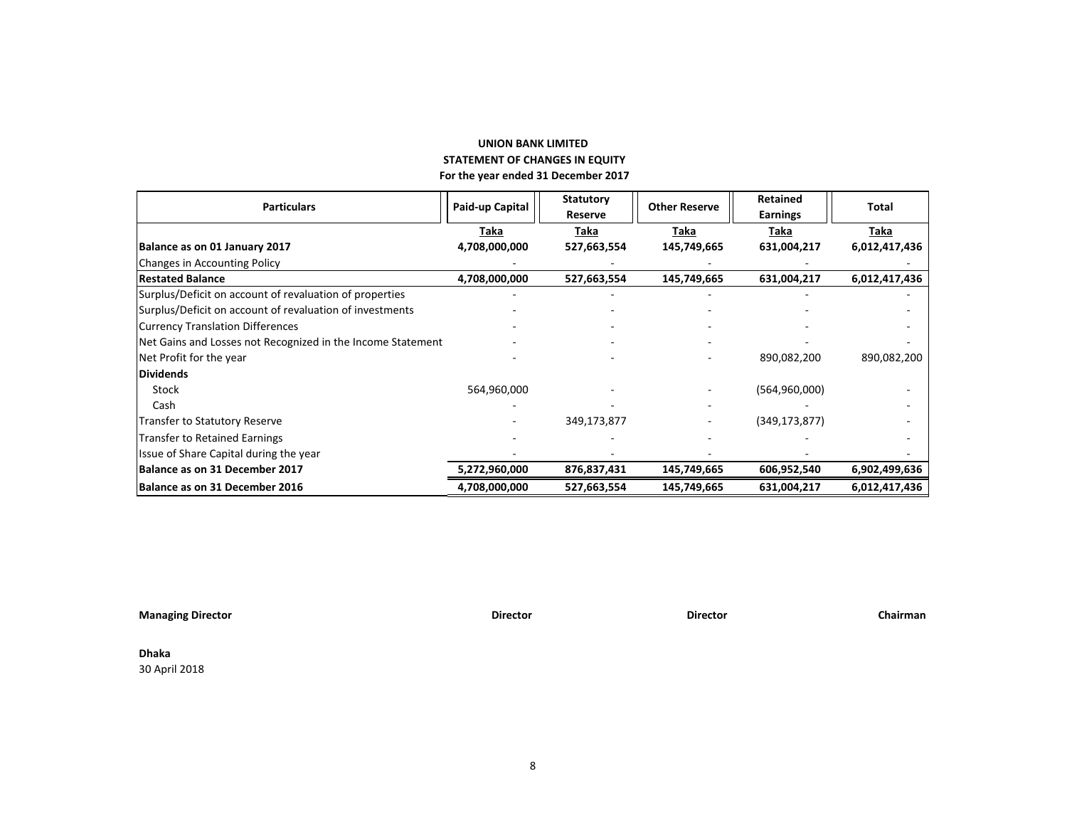# UNION BANK LIMITED

## STATEMENT OF CHANGES IN EQUITY

### For the year ended 31 December 2017

| Particulars | Paid-up Capital | Statutory Reserve | Other Reserve | Retained Earnings | Total |
|---|---|---|---|---|---|
| | Taka | Taka | Taka | Taka | Taka |
| **Balance as on 01 January 2017** | **4,708,000,000** | **527,663,554** | **145,749,665** | **631,004,217** | **6,012,417,436** |
| Changes in Accounting Policy | - | - | - | - | - |
| **Restated Balance** | **4,708,000,000** | **527,663,554** | **145,749,665** | **631,004,217** | **6,012,417,436** |
| Surplus/Deficit on account of revaluation of properties | - | - | - | - | - |
| Surplus/Deficit on account of revaluation of investments | - | - | - | - | - |
| Currency Translation Differences | - | - | - | - | - |
| Net Gains and Losses not Recognized in the Income Statement | - | - | - | - | - |
| Net Profit for the year | - | - | - | 890,082,200 | 890,082,200 |
| **Dividends** | | | | | |
| Stock | 564,960,000 | - | - | (564,960,000) | - |
| Cash | - | - | - | - | - |
| Transfer to Statutory Reserve | - | 349,173,877 | - | (349,173,877) | - |
| Transfer to Retained Earnings | - | - | - | - | - |
| Issue of Share Capital during the year | - | - | - | - | - |
| **Balance as on 31 December 2017** | **5,272,960,000** | **876,837,431** | **145,749,665** | **606,952,540** | **6,902,499,636** |
| **Balance as on 31 December 2016** | **4,708,000,000** | **527,663,554** | **145,749,665** | **631,004,217** | **6,012,417,436** |

**Managing Director** **Director** **Director** **Chairman**

**Dhaka**
30 April 2018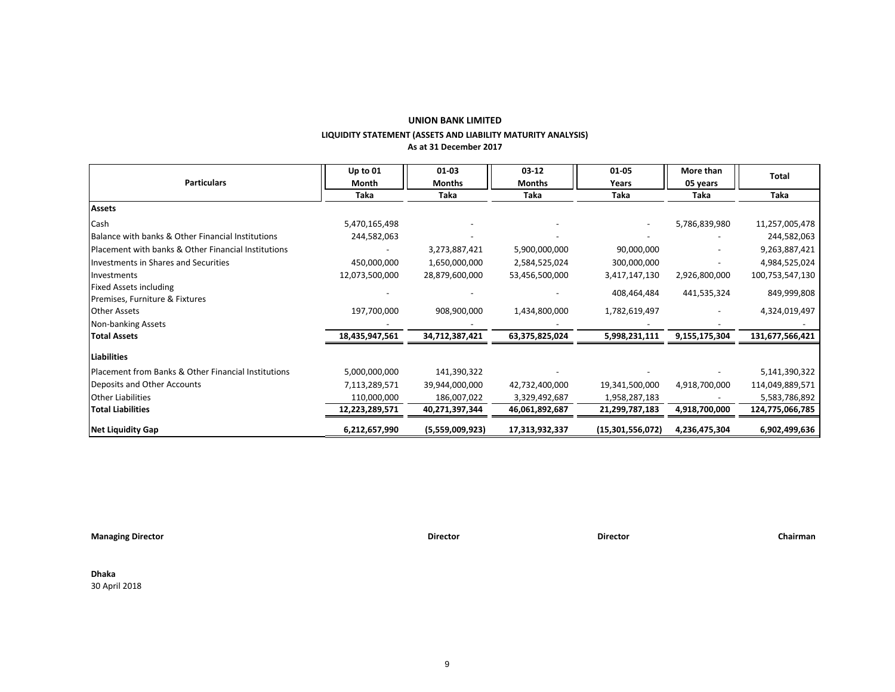**UNION BANK LIMITED**

**LIQUIDITY STATEMENT (ASSETS AND LIABILITY MATURITY ANALYSIS)**

**As at 31 December 2017**

| Particulars | Up to 01 Month<br>Taka | 01-03 Months<br>Taka | 03-12 Months<br>Taka | 01-05 Years<br>Taka | More than 05 years<br>Taka | Total<br>Taka |
|---|---|---|---|---|---|---|
| **Assets** | | | | | | |
| Cash | 5,470,165,498 | - | - | - | 5,786,839,980 | 11,257,005,478 |
| Balance with banks & Other Financial Institutions | 244,582,063 | - | - | - | - | 244,582,063 |
| Placement with banks & Other Financial Institutions | - | 3,273,887,421 | 5,900,000,000 | 90,000,000 | - | 9,263,887,421 |
| Investments in Shares and Securities | 450,000,000 | 1,650,000,000 | 2,584,525,024 | 300,000,000 | - | 4,984,525,024 |
| Investments | 12,073,500,000 | 28,879,600,000 | 53,456,500,000 | 3,417,147,130 | 2,926,800,000 | 100,753,547,130 |
| Fixed Assets including Premises, Furniture & Fixtures | - | - | - | 408,464,484 | 441,535,324 | 849,999,808 |
| Other Assets | 197,700,000 | 908,900,000 | 1,434,800,000 | 1,782,619,497 | - | 4,324,019,497 |
| Non-banking Assets | - | - | - | - | - | - |
| **Total Assets** | **18,435,947,561** | **34,712,387,421** | **63,375,825,024** | **5,998,231,111** | **9,155,175,304** | **131,677,566,421** |
| **Liabilities** | | | | | | |
| Placement from Banks & Other Financial Institutions | 5,000,000,000 | 141,390,322 | - | - | - | 5,141,390,322 |
| Deposits and Other Accounts | 7,113,289,571 | 39,944,000,000 | 42,732,400,000 | 19,341,500,000 | 4,918,700,000 | 114,049,889,571 |
| Other Liabilities | 110,000,000 | 186,007,022 | 3,329,492,687 | 1,958,287,183 | - | 5,583,786,892 |
| **Total Liabilities** | **12,223,289,571** | **40,271,397,344** | **46,061,892,687** | **21,299,787,183** | **4,918,700,000** | **124,775,066,785** |
| **Net Liquidity Gap** | **6,212,657,990** | **(5,559,009,923)** | **17,313,932,337** | **(15,301,556,072)** | **4,236,475,304** | **6,902,499,636** |

**Managing Director** **Director** **Director** **Chairman**

**Dhaka**
30 April 2018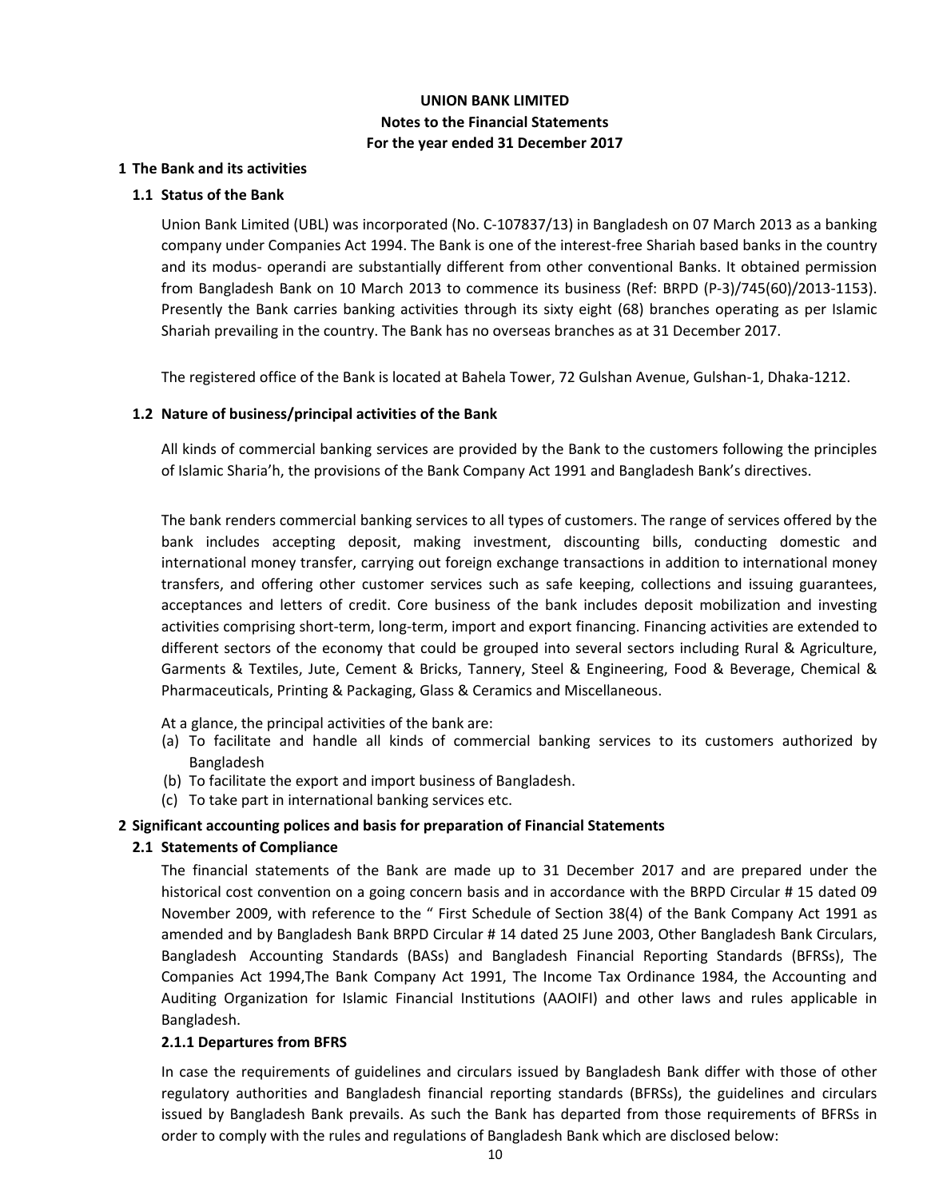# UNION BANK LIMITED
## Notes to the Financial Statements
## For the year ended 31 December 2017

### 1 The Bank and its activities

#### 1.1 Status of the Bank

Union Bank Limited (UBL) was incorporated (No. C-107837/13) in Bangladesh on 07 March 2013 as a banking company under Companies Act 1994. The Bank is one of the interest-free Shariah based banks in the country and its modus- operandi are substantially different from other conventional Banks. It obtained permission from Bangladesh Bank on 10 March 2013 to commence its business (Ref: BRPD (P-3)/745(60)/2013-1153). Presently the Bank carries banking activities through its sixty eight (68) branches operating as per Islamic Shariah prevailing in the country. The Bank has no overseas branches as at 31 December 2017.

The registered office of the Bank is located at Bahela Tower, 72 Gulshan Avenue, Gulshan-1, Dhaka-1212.

#### 1.2 Nature of business/principal activities of the Bank

All kinds of commercial banking services are provided by the Bank to the customers following the principles of Islamic Sharia'h, the provisions of the Bank Company Act 1991 and Bangladesh Bank's directives.

The bank renders commercial banking services to all types of customers. The range of services offered by the bank includes accepting deposit, making investment, discounting bills, conducting domestic and international money transfer, carrying out foreign exchange transactions in addition to international money transfers, and offering other customer services such as safe keeping, collections and issuing guarantees, acceptances and letters of credit. Core business of the bank includes deposit mobilization and investing activities comprising short-term, long-term, import and export financing. Financing activities are extended to different sectors of the economy that could be grouped into several sectors including Rural & Agriculture, Garments & Textiles, Jute, Cement & Bricks, Tannery, Steel & Engineering, Food & Beverage, Chemical & Pharmaceuticals, Printing & Packaging, Glass & Ceramics and Miscellaneous.

At a glance, the principal activities of the bank are:

(a) To facilitate and handle all kinds of commercial banking services to its customers authorized by Bangladesh

(b) To facilitate the export and import business of Bangladesh.

(c) To take part in international banking services etc.

### 2 Significant accounting polices and basis for preparation of Financial Statements

#### 2.1 Statements of Compliance

The financial statements of the Bank are made up to 31 December 2017 and are prepared under the historical cost convention on a going concern basis and in accordance with the BRPD Circular # 15 dated 09 November 2009, with reference to the " First Schedule of Section 38(4) of the Bank Company Act 1991 as amended and by Bangladesh Bank BRPD Circular # 14 dated 25 June 2003, Other Bangladesh Bank Circulars, Bangladesh Accounting Standards (BASs) and Bangladesh Financial Reporting Standards (BFRSs), The Companies Act 1994,The Bank Company Act 1991, The Income Tax Ordinance 1984, the Accounting and Auditing Organization for Islamic Financial Institutions (AAOIFI) and other laws and rules applicable in Bangladesh.

**2.1.1 Departures from BFRS**

In case the requirements of guidelines and circulars issued by Bangladesh Bank differ with those of other regulatory authorities and Bangladesh financial reporting standards (BFRSs), the guidelines and circulars issued by Bangladesh Bank prevails. As such the Bank has departed from those requirements of BFRSs in order to comply with the rules and regulations of Bangladesh Bank which are disclosed below: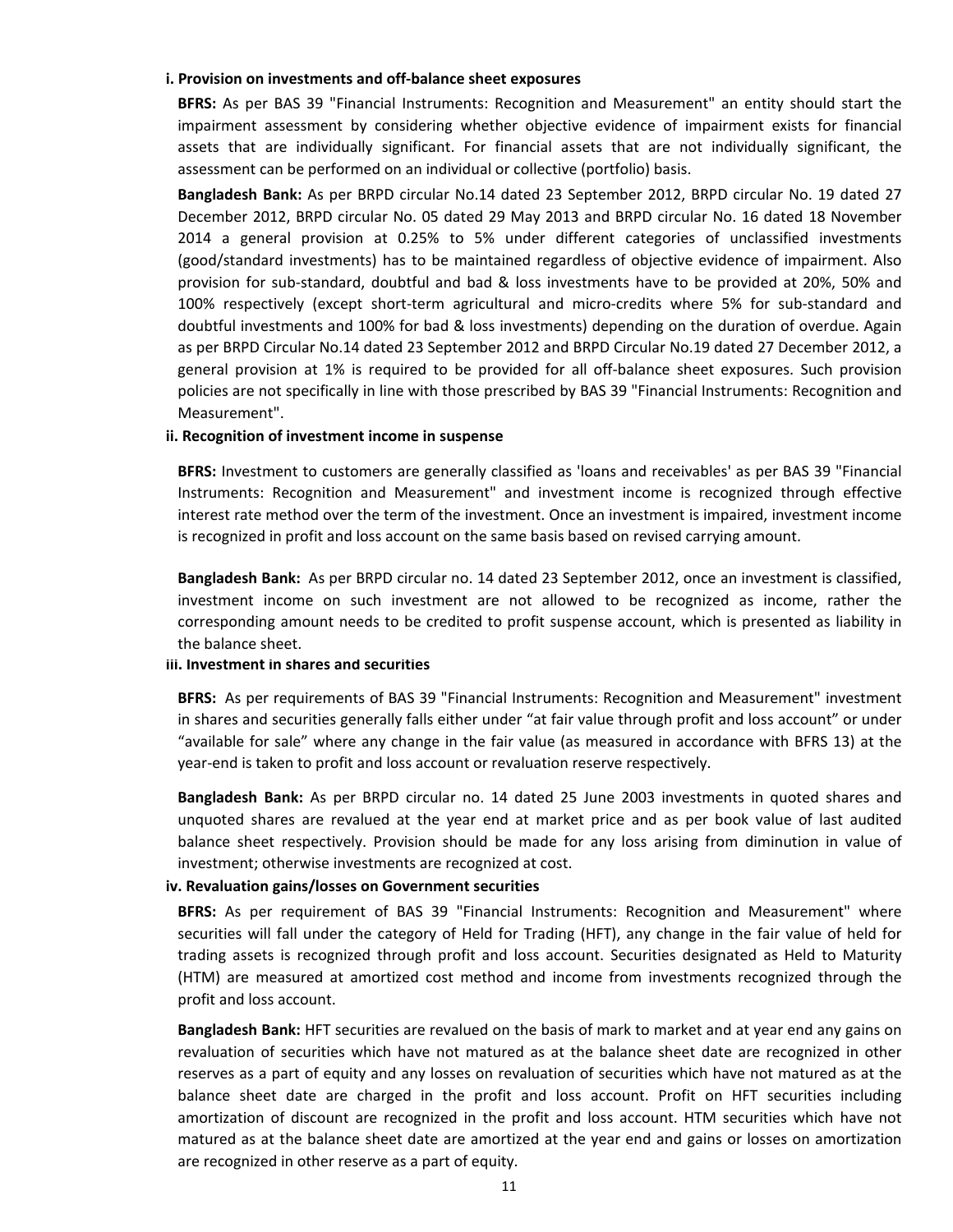**i. Provision on investments and off-balance sheet exposures**

**BFRS:** As per BAS 39 "Financial Instruments: Recognition and Measurement" an entity should start the impairment assessment by considering whether objective evidence of impairment exists for financial assets that are individually significant. For financial assets that are not individually significant, the assessment can be performed on an individual or collective (portfolio) basis.

**Bangladesh Bank:** As per BRPD circular No.14 dated 23 September 2012, BRPD circular No. 19 dated 27 December 2012, BRPD circular No. 05 dated 29 May 2013 and BRPD circular No. 16 dated 18 November 2014 a general provision at 0.25% to 5% under different categories of unclassified investments (good/standard investments) has to be maintained regardless of objective evidence of impairment. Also provision for sub-standard, doubtful and bad & loss investments have to be provided at 20%, 50% and 100% respectively (except short-term agricultural and micro-credits where 5% for sub-standard and doubtful investments and 100% for bad & loss investments) depending on the duration of overdue. Again as per BRPD Circular No.14 dated 23 September 2012 and BRPD Circular No.19 dated 27 December 2012, a general provision at 1% is required to be provided for all off-balance sheet exposures. Such provision policies are not specifically in line with those prescribed by BAS 39 "Financial Instruments: Recognition and Measurement".

**ii. Recognition of investment income in suspense**

**BFRS:** Investment to customers are generally classified as 'loans and receivables' as per BAS 39 "Financial Instruments: Recognition and Measurement" and investment income is recognized through effective interest rate method over the term of the investment. Once an investment is impaired, investment income is recognized in profit and loss account on the same basis based on revised carrying amount.

**Bangladesh Bank:** As per BRPD circular no. 14 dated 23 September 2012, once an investment is classified, investment income on such investment are not allowed to be recognized as income, rather the corresponding amount needs to be credited to profit suspense account, which is presented as liability in the balance sheet.

**iii. Investment in shares and securities**

**BFRS:** As per requirements of BAS 39 "Financial Instruments: Recognition and Measurement" investment in shares and securities generally falls either under "at fair value through profit and loss account" or under "available for sale" where any change in the fair value (as measured in accordance with BFRS 13) at the year-end is taken to profit and loss account or revaluation reserve respectively.

**Bangladesh Bank:** As per BRPD circular no. 14 dated 25 June 2003 investments in quoted shares and unquoted shares are revalued at the year end at market price and as per book value of last audited balance sheet respectively. Provision should be made for any loss arising from diminution in value of investment; otherwise investments are recognized at cost.

**iv. Revaluation gains/losses on Government securities**

**BFRS:** As per requirement of BAS 39 "Financial Instruments: Recognition and Measurement" where securities will fall under the category of Held for Trading (HFT), any change in the fair value of held for trading assets is recognized through profit and loss account. Securities designated as Held to Maturity (HTM) are measured at amortized cost method and income from investments recognized through the profit and loss account.

**Bangladesh Bank:** HFT securities are revalued on the basis of mark to market and at year end any gains on revaluation of securities which have not matured as at the balance sheet date are recognized in other reserves as a part of equity and any losses on revaluation of securities which have not matured as at the balance sheet date are charged in the profit and loss account. Profit on HFT securities including amortization of discount are recognized in the profit and loss account. HTM securities which have not matured as at the balance sheet date are amortized at the year end and gains or losses on amortization are recognized in other reserve as a part of equity.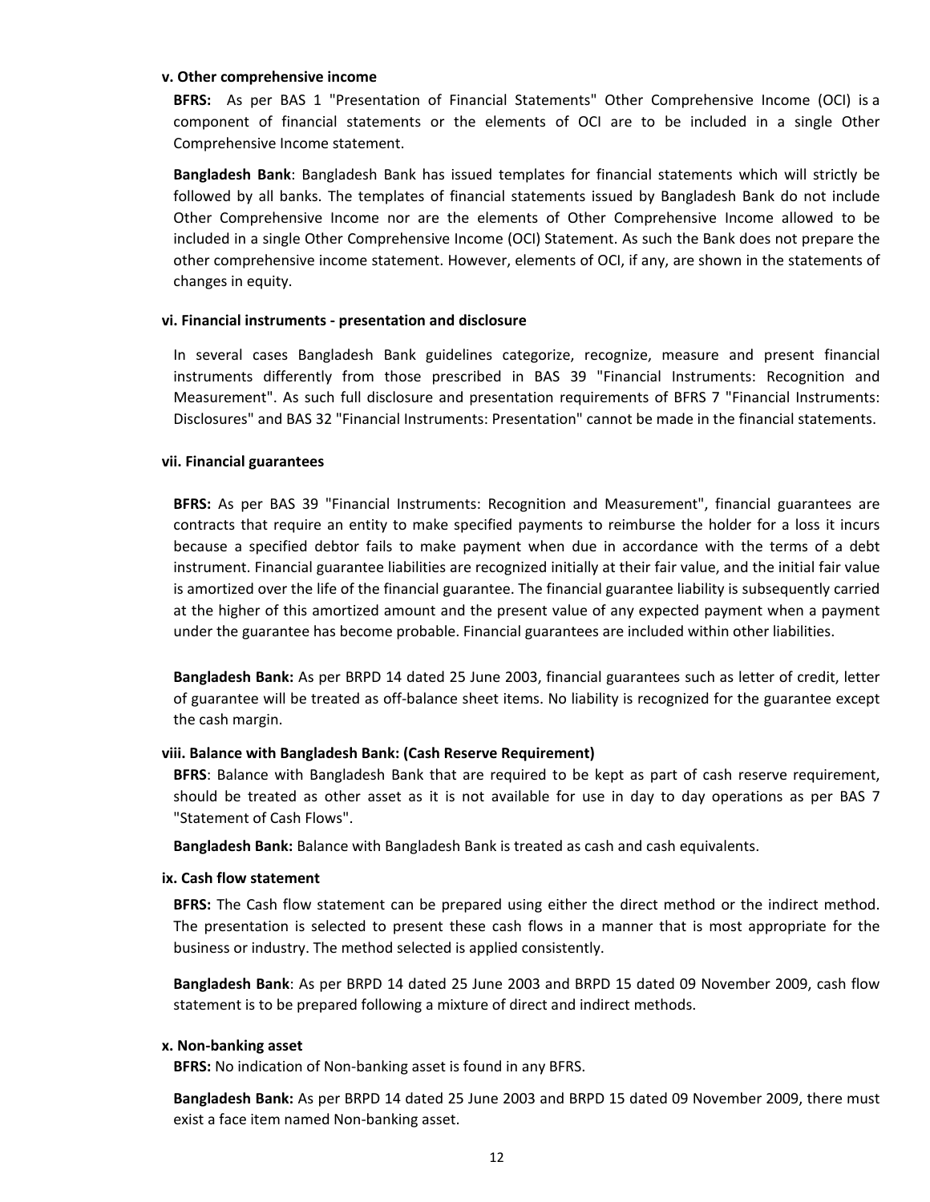**v. Other comprehensive income**

**BFRS:** As per BAS 1 "Presentation of Financial Statements" Other Comprehensive Income (OCI) is a component of financial statements or the elements of OCI are to be included in a single Other Comprehensive Income statement.

**Bangladesh Bank**: Bangladesh Bank has issued templates for financial statements which will strictly be followed by all banks. The templates of financial statements issued by Bangladesh Bank do not include Other Comprehensive Income nor are the elements of Other Comprehensive Income allowed to be included in a single Other Comprehensive Income (OCI) Statement. As such the Bank does not prepare the other comprehensive income statement. However, elements of OCI, if any, are shown in the statements of changes in equity.

**vi. Financial instruments - presentation and disclosure**

In several cases Bangladesh Bank guidelines categorize, recognize, measure and present financial instruments differently from those prescribed in BAS 39 "Financial Instruments: Recognition and Measurement". As such full disclosure and presentation requirements of BFRS 7 "Financial Instruments: Disclosures" and BAS 32 "Financial Instruments: Presentation" cannot be made in the financial statements.

**vii. Financial guarantees**

**BFRS:** As per BAS 39 "Financial Instruments: Recognition and Measurement", financial guarantees are contracts that require an entity to make specified payments to reimburse the holder for a loss it incurs because a specified debtor fails to make payment when due in accordance with the terms of a debt instrument. Financial guarantee liabilities are recognized initially at their fair value, and the initial fair value is amortized over the life of the financial guarantee. The financial guarantee liability is subsequently carried at the higher of this amortized amount and the present value of any expected payment when a payment under the guarantee has become probable. Financial guarantees are included within other liabilities.

**Bangladesh Bank:** As per BRPD 14 dated 25 June 2003, financial guarantees such as letter of credit, letter of guarantee will be treated as off-balance sheet items. No liability is recognized for the guarantee except the cash margin.

**viii. Balance with Bangladesh Bank: (Cash Reserve Requirement)**

**BFRS**: Balance with Bangladesh Bank that are required to be kept as part of cash reserve requirement, should be treated as other asset as it is not available for use in day to day operations as per BAS 7 "Statement of Cash Flows".

**Bangladesh Bank:** Balance with Bangladesh Bank is treated as cash and cash equivalents.

**ix. Cash flow statement**

**BFRS:** The Cash flow statement can be prepared using either the direct method or the indirect method. The presentation is selected to present these cash flows in a manner that is most appropriate for the business or industry. The method selected is applied consistently.

**Bangladesh Bank**: As per BRPD 14 dated 25 June 2003 and BRPD 15 dated 09 November 2009, cash flow statement is to be prepared following a mixture of direct and indirect methods.

**x. Non-banking asset**

**BFRS:** No indication of Non-banking asset is found in any BFRS.

**Bangladesh Bank:** As per BRPD 14 dated 25 June 2003 and BRPD 15 dated 09 November 2009, there must exist a face item named Non-banking asset.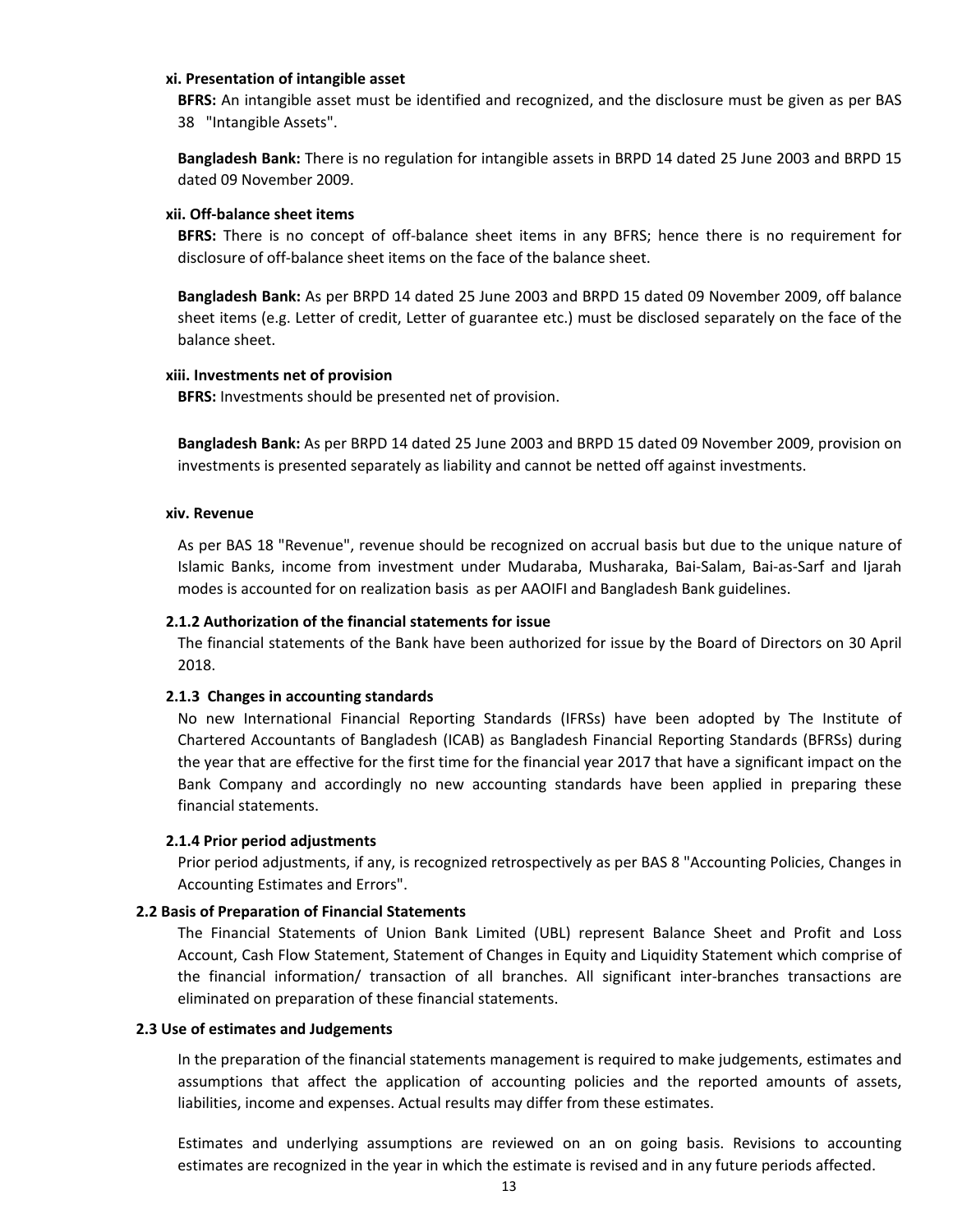**xi. Presentation of intangible asset**

**BFRS:** An intangible asset must be identified and recognized, and the disclosure must be given as per BAS 38 "Intangible Assets".

**Bangladesh Bank:** There is no regulation for intangible assets in BRPD 14 dated 25 June 2003 and BRPD 15 dated 09 November 2009.

**xii. Off-balance sheet items**

**BFRS:** There is no concept of off-balance sheet items in any BFRS; hence there is no requirement for disclosure of off-balance sheet items on the face of the balance sheet.

**Bangladesh Bank:** As per BRPD 14 dated 25 June 2003 and BRPD 15 dated 09 November 2009, off balance sheet items (e.g. Letter of credit, Letter of guarantee etc.) must be disclosed separately on the face of the balance sheet.

**xiii. Investments net of provision**

**BFRS:** Investments should be presented net of provision.

**Bangladesh Bank:** As per BRPD 14 dated 25 June 2003 and BRPD 15 dated 09 November 2009, provision on investments is presented separately as liability and cannot be netted off against investments.

**xiv. Revenue**

As per BAS 18 "Revenue", revenue should be recognized on accrual basis but due to the unique nature of Islamic Banks, income from investment under Mudaraba, Musharaka, Bai-Salam, Bai-as-Sarf and Ijarah modes is accounted for on realization basis as per AAOIFI and Bangladesh Bank guidelines.

### 2.1.2 Authorization of the financial statements for issue

The financial statements of the Bank have been authorized for issue by the Board of Directors on 30 April 2018.

### 2.1.3 Changes in accounting standards

No new International Financial Reporting Standards (IFRSs) have been adopted by The Institute of Chartered Accountants of Bangladesh (ICAB) as Bangladesh Financial Reporting Standards (BFRSs) during the year that are effective for the first time for the financial year 2017 that have a significant impact on the Bank Company and accordingly no new accounting standards have been applied in preparing these financial statements.

### 2.1.4 Prior period adjustments

Prior period adjustments, if any, is recognized retrospectively as per BAS 8 "Accounting Policies, Changes in Accounting Estimates and Errors".

## 2.2 Basis of Preparation of Financial Statements

The Financial Statements of Union Bank Limited (UBL) represent Balance Sheet and Profit and Loss Account, Cash Flow Statement, Statement of Changes in Equity and Liquidity Statement which comprise of the financial information/ transaction of all branches. All significant inter-branches transactions are eliminated on preparation of these financial statements.

## 2.3 Use of estimates and Judgements

In the preparation of the financial statements management is required to make judgements, estimates and assumptions that affect the application of accounting policies and the reported amounts of assets, liabilities, income and expenses. Actual results may differ from these estimates.

Estimates and underlying assumptions are reviewed on an on going basis. Revisions to accounting estimates are recognized in the year in which the estimate is revised and in any future periods affected.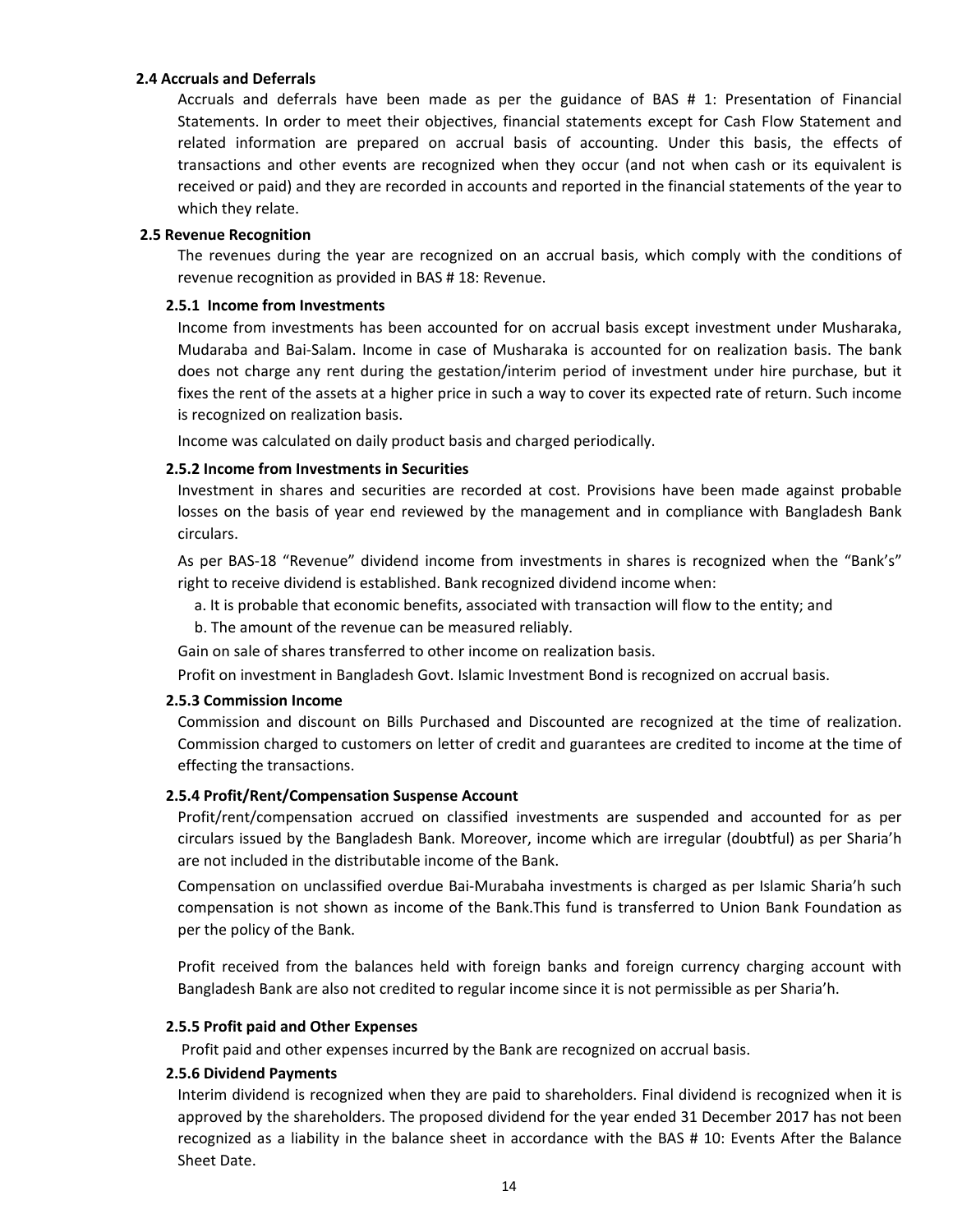### 2.4 Accruals and Deferrals

Accruals and deferrals have been made as per the guidance of BAS # 1: Presentation of Financial Statements. In order to meet their objectives, financial statements except for Cash Flow Statement and related information are prepared on accrual basis of accounting. Under this basis, the effects of transactions and other events are recognized when they occur (and not when cash or its equivalent is received or paid) and they are recorded in accounts and reported in the financial statements of the year to which they relate.

### 2.5 Revenue Recognition

The revenues during the year are recognized on an accrual basis, which comply with the conditions of revenue recognition as provided in BAS # 18: Revenue.

#### 2.5.1 Income from Investments

Income from investments has been accounted for on accrual basis except investment under Musharaka, Mudaraba and Bai-Salam. Income in case of Musharaka is accounted for on realization basis. The bank does not charge any rent during the gestation/interim period of investment under hire purchase, but it fixes the rent of the assets at a higher price in such a way to cover its expected rate of return. Such income is recognized on realization basis.

Income was calculated on daily product basis and charged periodically.

#### 2.5.2 Income from Investments in Securities

Investment in shares and securities are recorded at cost. Provisions have been made against probable losses on the basis of year end reviewed by the management and in compliance with Bangladesh Bank circulars.

As per BAS-18 "Revenue" dividend income from investments in shares is recognized when the "Bank's" right to receive dividend is established. Bank recognized dividend income when:

a. It is probable that economic benefits, associated with transaction will flow to the entity; and

b. The amount of the revenue can be measured reliably.

Gain on sale of shares transferred to other income on realization basis.

Profit on investment in Bangladesh Govt. Islamic Investment Bond is recognized on accrual basis.

#### 2.5.3 Commission Income

Commission and discount on Bills Purchased and Discounted are recognized at the time of realization. Commission charged to customers on letter of credit and guarantees are credited to income at the time of effecting the transactions.

#### 2.5.4 Profit/Rent/Compensation Suspense Account

Profit/rent/compensation accrued on classified investments are suspended and accounted for as per circulars issued by the Bangladesh Bank. Moreover, income which are irregular (doubtful) as per Sharia'h are not included in the distributable income of the Bank.

Compensation on unclassified overdue Bai-Murabaha investments is charged as per Islamic Sharia'h such compensation is not shown as income of the Bank.This fund is transferred to Union Bank Foundation as per the policy of the Bank.

Profit received from the balances held with foreign banks and foreign currency charging account with Bangladesh Bank are also not credited to regular income since it is not permissible as per Sharia'h.

#### 2.5.5 Profit paid and Other Expenses

Profit paid and other expenses incurred by the Bank are recognized on accrual basis.

#### 2.5.6 Dividend Payments

Interim dividend is recognized when they are paid to shareholders. Final dividend is recognized when it is approved by the shareholders. The proposed dividend for the year ended 31 December 2017 has not been recognized as a liability in the balance sheet in accordance with the BAS # 10: Events After the Balance Sheet Date.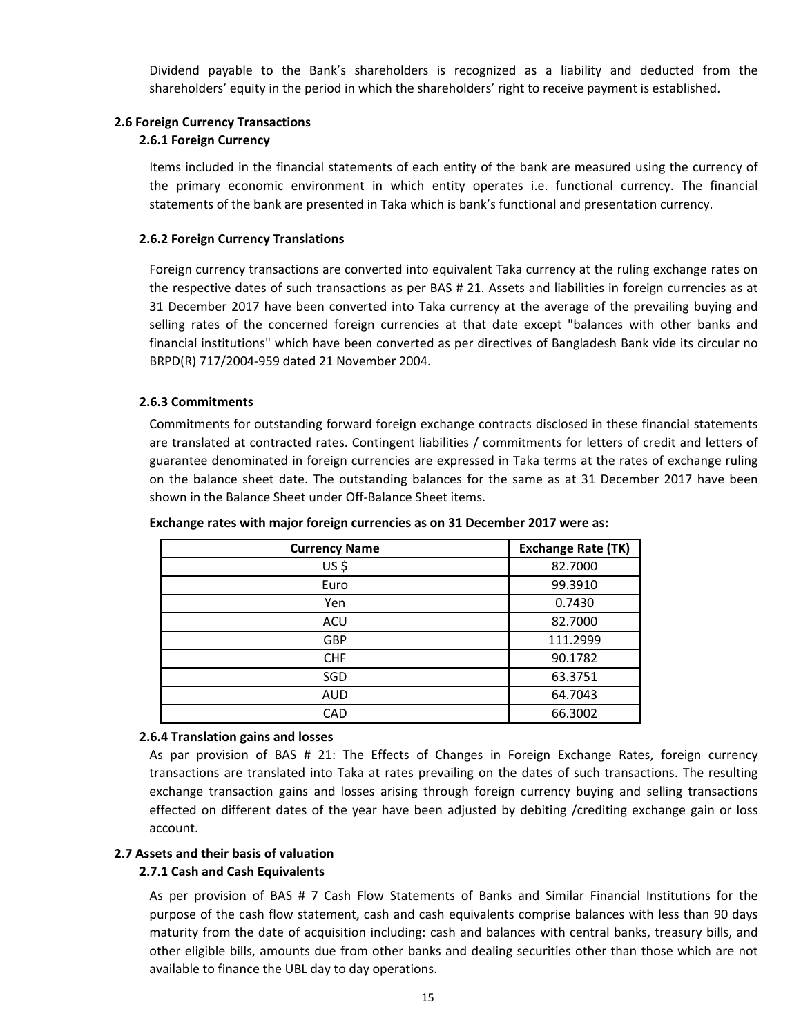Dividend payable to the Bank's shareholders is recognized as a liability and deducted from the shareholders' equity in the period in which the shareholders' right to receive payment is established.

## 2.6 Foreign Currency Transactions

### 2.6.1 Foreign Currency

Items included in the financial statements of each entity of the bank are measured using the currency of the primary economic environment in which entity operates i.e. functional currency. The financial statements of the bank are presented in Taka which is bank's functional and presentation currency.

### 2.6.2 Foreign Currency Translations

Foreign currency transactions are converted into equivalent Taka currency at the ruling exchange rates on the respective dates of such transactions as per BAS # 21. Assets and liabilities in foreign currencies as at 31 December 2017 have been converted into Taka currency at the average of the prevailing buying and selling rates of the concerned foreign currencies at that date except "balances with other banks and financial institutions" which have been converted as per directives of Bangladesh Bank vide its circular no BRPD(R) 717/2004-959 dated 21 November 2004.

### 2.6.3 Commitments

Commitments for outstanding forward foreign exchange contracts disclosed in these financial statements are translated at contracted rates. Contingent liabilities / commitments for letters of credit and letters of guarantee denominated in foreign currencies are expressed in Taka terms at the rates of exchange ruling on the balance sheet date. The outstanding balances for the same as at 31 December 2017 have been shown in the Balance Sheet under Off-Balance Sheet items.

**Exchange rates with major foreign currencies as on 31 December 2017 were as:**

| Currency Name | Exchange Rate (TK) |
|---|---|
| US $ | 82.7000 |
| Euro | 99.3910 |
| Yen | 0.7430 |
| ACU | 82.7000 |
| GBP | 111.2999 |
| CHF | 90.1782 |
| SGD | 63.3751 |
| AUD | 64.7043 |
| CAD | 66.3002 |

### 2.6.4 Translation gains and losses

As par provision of BAS # 21: The Effects of Changes in Foreign Exchange Rates, foreign currency transactions are translated into Taka at rates prevailing on the dates of such transactions. The resulting exchange transaction gains and losses arising through foreign currency buying and selling transactions effected on different dates of the year have been adjusted by debiting /crediting exchange gain or loss account.

## 2.7 Assets and their basis of valuation

### 2.7.1 Cash and Cash Equivalents

As per provision of BAS # 7 Cash Flow Statements of Banks and Similar Financial Institutions for the purpose of the cash flow statement, cash and cash equivalents comprise balances with less than 90 days maturity from the date of acquisition including: cash and balances with central banks, treasury bills, and other eligible bills, amounts due from other banks and dealing securities other than those which are not available to finance the UBL day to day operations.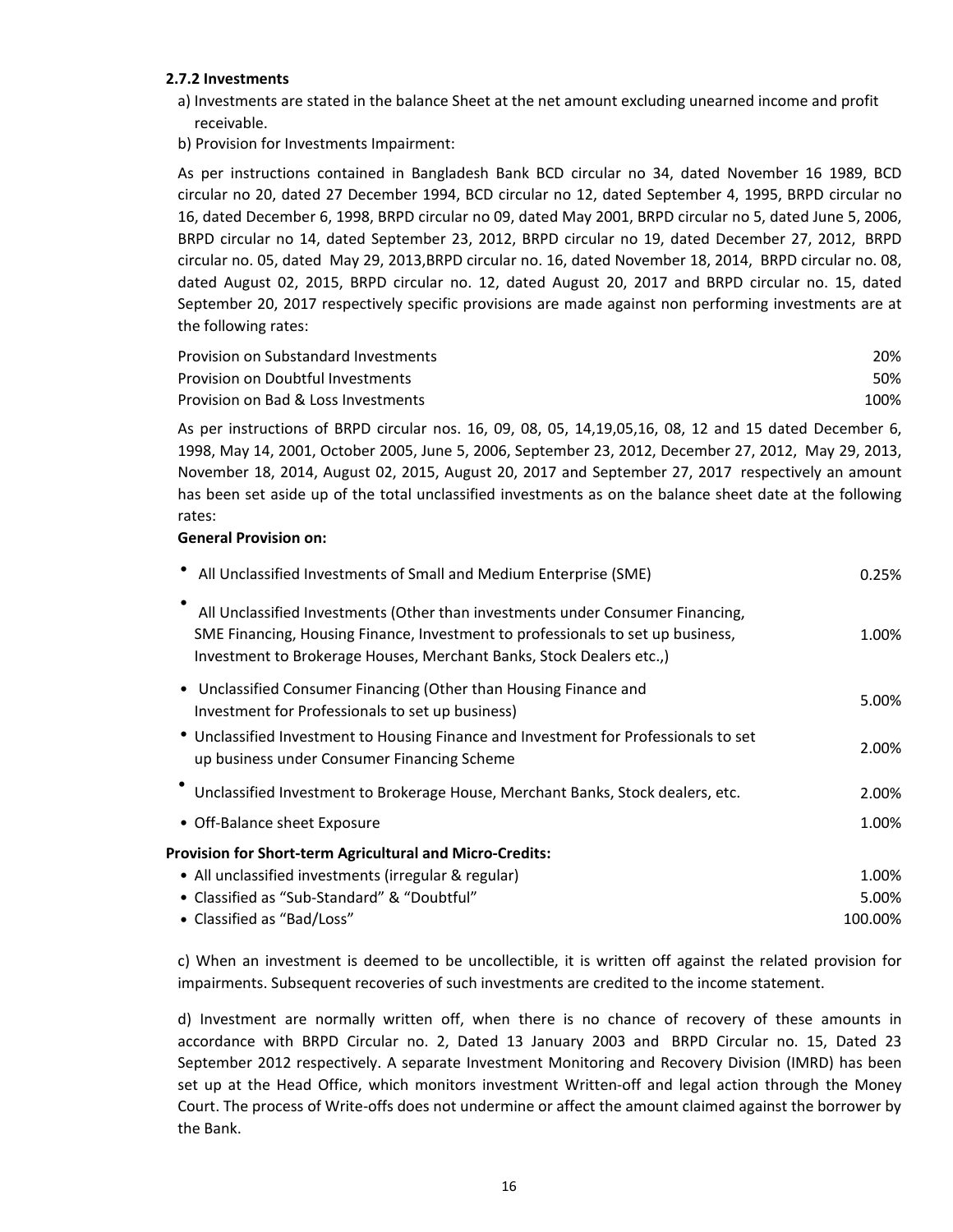### 2.7.2 Investments

a) Investments are stated in the balance Sheet at the net amount excluding unearned income and profit receivable.

b) Provision for Investments Impairment:

As per instructions contained in Bangladesh Bank BCD circular no 34, dated November 16 1989, BCD circular no 20, dated 27 December 1994, BCD circular no 12, dated September 4, 1995, BRPD circular no 16, dated December 6, 1998, BRPD circular no 09, dated May 2001, BRPD circular no 5, dated June 5, 2006, BRPD circular no 14, dated September 23, 2012, BRPD circular no 19, dated December 27, 2012, BRPD circular no. 05, dated May 29, 2013,BRPD circular no. 16, dated November 18, 2014, BRPD circular no. 08, dated August 02, 2015, BRPD circular no. 12, dated August 20, 2017 and BRPD circular no. 15, dated September 20, 2017 respectively specific provisions are made against non performing investments are at the following rates:

| | |
|---|---|
| Provision on Substandard Investments | 20% |
| Provision on Doubtful Investments | 50% |
| Provision on Bad & Loss Investments | 100% |

As per instructions of BRPD circular nos. 16, 09, 08, 05, 14,19,05,16, 08, 12 and 15 dated December 6, 1998, May 14, 2001, October 2005, June 5, 2006, September 23, 2012, December 27, 2012, May 29, 2013, November 18, 2014, August 02, 2015, August 20, 2017 and September 27, 2017 respectively an amount has been set aside up of the total unclassified investments as on the balance sheet date at the following rates:

**General Provision on:**

| | |
|---|---|
| • All Unclassified Investments of Small and Medium Enterprise (SME) | 0.25% |
| • All Unclassified Investments (Other than investments under Consumer Financing, SME Financing, Housing Finance, Investment to professionals to set up business, Investment to Brokerage Houses, Merchant Banks, Stock Dealers etc.,) | 1.00% |
| • Unclassified Consumer Financing (Other than Housing Finance and Investment for Professionals to set up business) | 5.00% |
| • Unclassified Investment to Housing Finance and Investment for Professionals to set up business under Consumer Financing Scheme | 2.00% |
| • Unclassified Investment to Brokerage House, Merchant Banks, Stock dealers, etc. | 2.00% |
| • Off-Balance sheet Exposure | 1.00% |

**Provision for Short-term Agricultural and Micro-Credits:**

| | |
|---|---|
| • All unclassified investments (irregular & regular) | 1.00% |
| • Classified as "Sub-Standard" & "Doubtful" | 5.00% |
| • Classified as "Bad/Loss" | 100.00% |

c) When an investment is deemed to be uncollectible, it is written off against the related provision for impairments. Subsequent recoveries of such investments are credited to the income statement.

d) Investment are normally written off, when there is no chance of recovery of these amounts in accordance with BRPD Circular no. 2, Dated 13 January 2003 and BRPD Circular no. 15, Dated 23 September 2012 respectively. A separate Investment Monitoring and Recovery Division (IMRD) has been set up at the Head Office, which monitors investment Written-off and legal action through the Money Court. The process of Write-offs does not undermine or affect the amount claimed against the borrower by the Bank.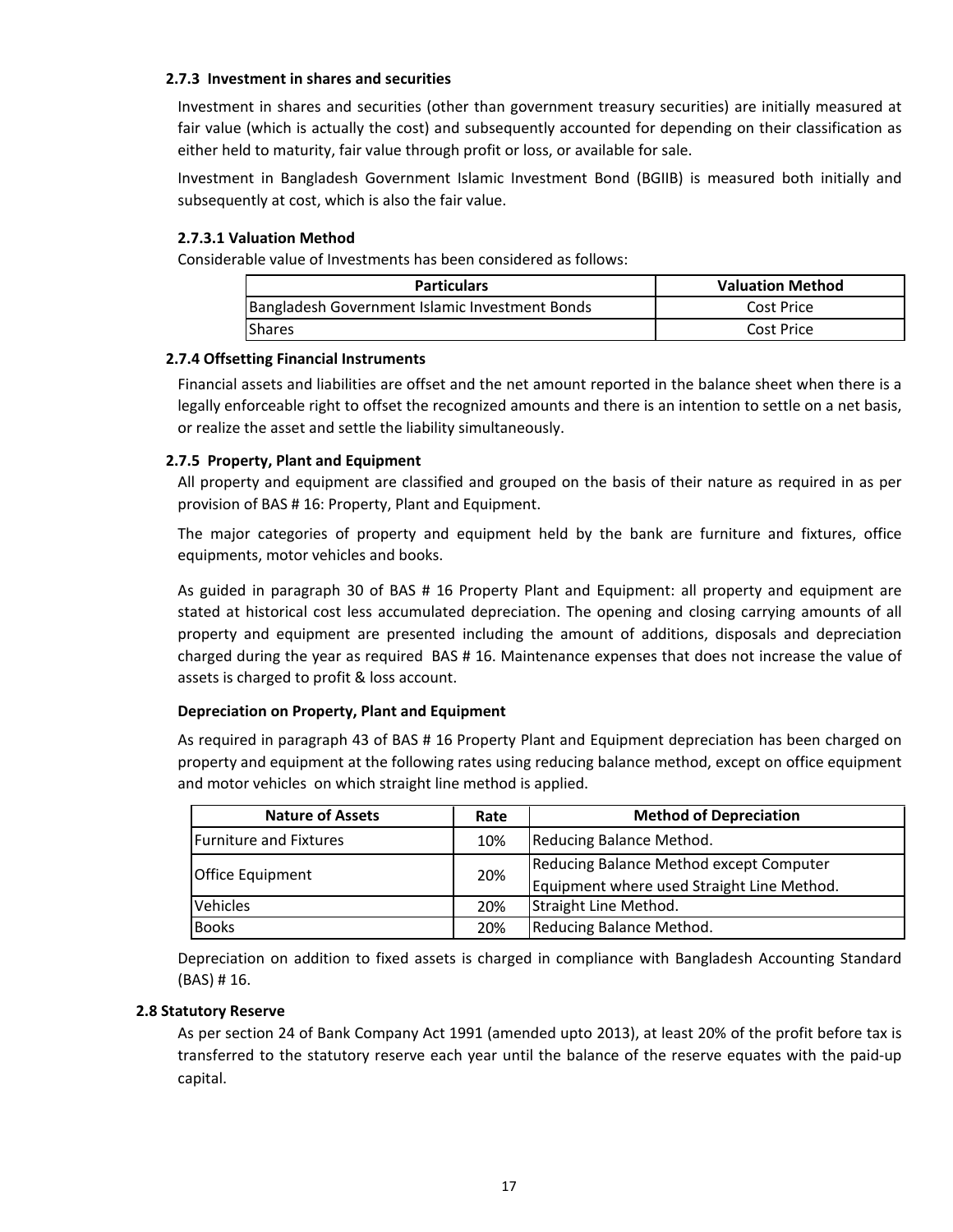#### 2.7.3 Investment in shares and securities

Investment in shares and securities (other than government treasury securities) are initially measured at fair value (which is actually the cost) and subsequently accounted for depending on their classification as either held to maturity, fair value through profit or loss, or available for sale.

Investment in Bangladesh Government Islamic Investment Bond (BGIIB) is measured both initially and subsequently at cost, which is also the fair value.

#### 2.7.3.1 Valuation Method

Considerable value of Investments has been considered as follows:

| Particulars | Valuation Method |
|---|---|
| Bangladesh Government Islamic Investment Bonds | Cost Price |
| Shares | Cost Price |

#### 2.7.4 Offsetting Financial Instruments

Financial assets and liabilities are offset and the net amount reported in the balance sheet when there is a legally enforceable right to offset the recognized amounts and there is an intention to settle on a net basis, or realize the asset and settle the liability simultaneously.

#### 2.7.5 Property, Plant and Equipment

All property and equipment are classified and grouped on the basis of their nature as required in as per provision of BAS # 16: Property, Plant and Equipment.

The major categories of property and equipment held by the bank are furniture and fixtures, office equipments, motor vehicles and books.

As guided in paragraph 30 of BAS # 16 Property Plant and Equipment: all property and equipment are stated at historical cost less accumulated depreciation. The opening and closing carrying amounts of all property and equipment are presented including the amount of additions, disposals and depreciation charged during the year as required BAS # 16. Maintenance expenses that does not increase the value of assets is charged to profit & loss account.

**Depreciation on Property, Plant and Equipment**

As required in paragraph 43 of BAS # 16 Property Plant and Equipment depreciation has been charged on property and equipment at the following rates using reducing balance method, except on office equipment and motor vehicles on which straight line method is applied.

| Nature of Assets | Rate | Method of Depreciation |
|---|---|---|
| Furniture and Fixtures | 10% | Reducing Balance Method. |
| Office Equipment | 20% | Reducing Balance Method except Computer Equipment where used Straight Line Method. |
| Vehicles | 20% | Straight Line Method. |
| Books | 20% | Reducing Balance Method. |

Depreciation on addition to fixed assets is charged in compliance with Bangladesh Accounting Standard (BAS) # 16.

### 2.8 Statutory Reserve

As per section 24 of Bank Company Act 1991 (amended upto 2013), at least 20% of the profit before tax is transferred to the statutory reserve each year until the balance of the reserve equates with the paid-up capital.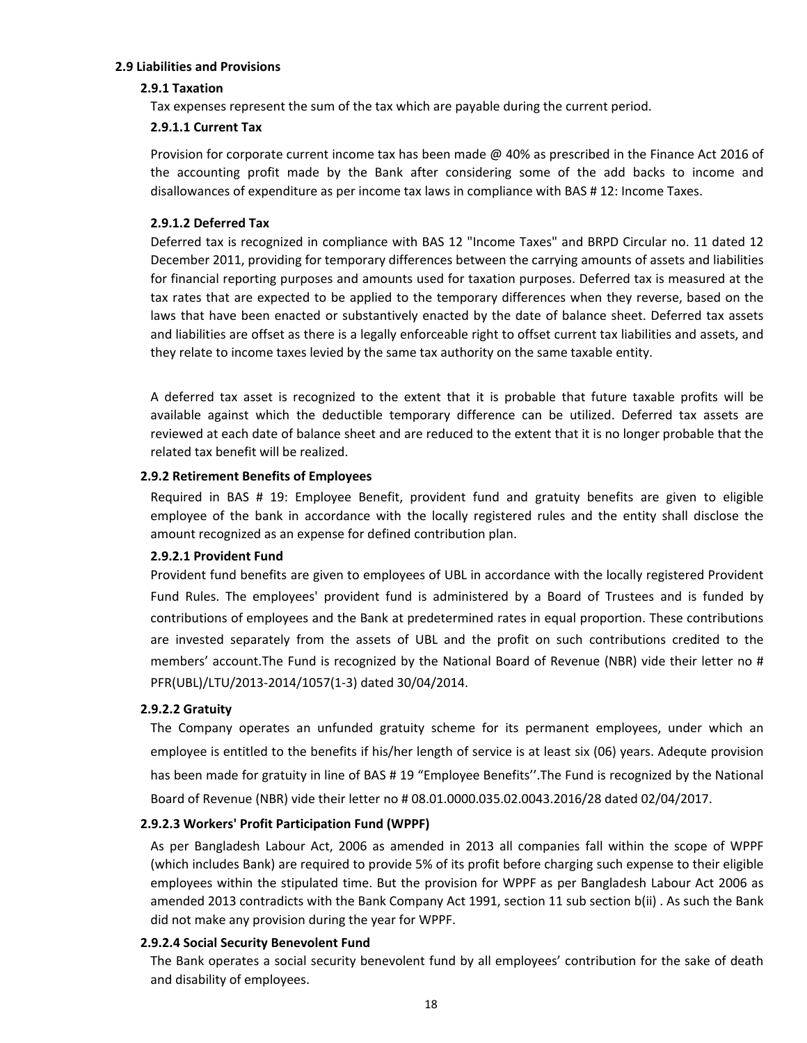## 2.9 Liabilities and Provisions

### 2.9.1 Taxation

Tax expenses represent the sum of the tax which are payable during the current period.

#### 2.9.1.1 Current Tax

Provision for corporate current income tax has been made @ 40% as prescribed in the Finance Act 2016 of the accounting profit made by the Bank after considering some of the add backs to income and disallowances of expenditure as per income tax laws in compliance with BAS # 12: Income Taxes.

#### 2.9.1.2 Deferred Tax

Deferred tax is recognized in compliance with BAS 12 "Income Taxes" and BRPD Circular no. 11 dated 12 December 2011, providing for temporary differences between the carrying amounts of assets and liabilities for financial reporting purposes and amounts used for taxation purposes. Deferred tax is measured at the tax rates that are expected to be applied to the temporary differences when they reverse, based on the laws that have been enacted or substantively enacted by the date of balance sheet. Deferred tax assets and liabilities are offset as there is a legally enforceable right to offset current tax liabilities and assets, and they relate to income taxes levied by the same tax authority on the same taxable entity.

A deferred tax asset is recognized to the extent that it is probable that future taxable profits will be available against which the deductible temporary difference can be utilized. Deferred tax assets are reviewed at each date of balance sheet and are reduced to the extent that it is no longer probable that the related tax benefit will be realized.

### 2.9.2 Retirement Benefits of Employees

Required in BAS # 19: Employee Benefit, provident fund and gratuity benefits are given to eligible employee of the bank in accordance with the locally registered rules and the entity shall disclose the amount recognized as an expense for defined contribution plan.

#### 2.9.2.1 Provident Fund

Provident fund benefits are given to employees of UBL in accordance with the locally registered Provident Fund Rules. The employees' provident fund is administered by a Board of Trustees and is funded by contributions of employees and the Bank at predetermined rates in equal proportion. These contributions are invested separately from the assets of UBL and the profit on such contributions credited to the members' account.The Fund is recognized by the National Board of Revenue (NBR) vide their letter no # PFR(UBL)/LTU/2013-2014/1057(1-3) dated 30/04/2014.

#### 2.9.2.2 Gratuity

The Company operates an unfunded gratuity scheme for its permanent employees, under which an employee is entitled to the benefits if his/her length of service is at least six (06) years. Adequte provision has been made for gratuity in line of BAS # 19 "Employee Benefits''.The Fund is recognized by the National Board of Revenue (NBR) vide their letter no # 08.01.0000.035.02.0043.2016/28 dated 02/04/2017.

#### 2.9.2.3 Workers' Profit Participation Fund (WPPF)

As per Bangladesh Labour Act, 2006 as amended in 2013 all companies fall within the scope of WPPF (which includes Bank) are required to provide 5% of its profit before charging such expense to their eligible employees within the stipulated time. But the provision for WPPF as per Bangladesh Labour Act 2006 as amended 2013 contradicts with the Bank Company Act 1991, section 11 sub section b(ii) . As such the Bank did not make any provision during the year for WPPF.

#### 2.9.2.4 Social Security Benevolent Fund

The Bank operates a social security benevolent fund by all employees' contribution for the sake of death and disability of employees.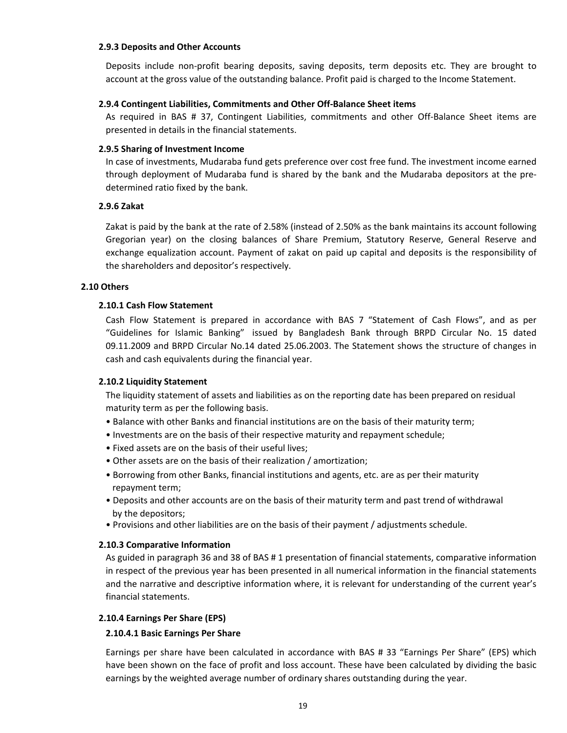#### 2.9.3 Deposits and Other Accounts

Deposits include non-profit bearing deposits, saving deposits, term deposits etc. They are brought to account at the gross value of the outstanding balance. Profit paid is charged to the Income Statement.

#### 2.9.4 Contingent Liabilities, Commitments and Other Off-Balance Sheet items

As required in BAS # 37, Contingent Liabilities, commitments and other Off-Balance Sheet items are presented in details in the financial statements.

#### 2.9.5 Sharing of Investment Income

In case of investments, Mudaraba fund gets preference over cost free fund. The investment income earned through deployment of Mudaraba fund is shared by the bank and the Mudaraba depositors at the pre-determined ratio fixed by the bank.

#### 2.9.6 Zakat

Zakat is paid by the bank at the rate of 2.58% (instead of 2.50% as the bank maintains its account following Gregorian year) on the closing balances of Share Premium, Statutory Reserve, General Reserve and exchange equalization account. Payment of zakat on paid up capital and deposits is the responsibility of the shareholders and depositor's respectively.

### 2.10 Others

#### 2.10.1 Cash Flow Statement

Cash Flow Statement is prepared in accordance with BAS 7 "Statement of Cash Flows", and as per "Guidelines for Islamic Banking" issued by Bangladesh Bank through BRPD Circular No. 15 dated 09.11.2009 and BRPD Circular No.14 dated 25.06.2003. The Statement shows the structure of changes in cash and cash equivalents during the financial year.

#### 2.10.2 Liquidity Statement

The liquidity statement of assets and liabilities as on the reporting date has been prepared on residual maturity term as per the following basis.

- Balance with other Banks and financial institutions are on the basis of their maturity term;
- Investments are on the basis of their respective maturity and repayment schedule;
- Fixed assets are on the basis of their useful lives;
- Other assets are on the basis of their realization / amortization;
- Borrowing from other Banks, financial institutions and agents, etc. are as per their maturity repayment term;
- Deposits and other accounts are on the basis of their maturity term and past trend of withdrawal by the depositors;
- Provisions and other liabilities are on the basis of their payment / adjustments schedule.

#### 2.10.3 Comparative Information

As guided in paragraph 36 and 38 of BAS # 1 presentation of financial statements, comparative information in respect of the previous year has been presented in all numerical information in the financial statements and the narrative and descriptive information where, it is relevant for understanding of the current year's financial statements.

#### 2.10.4 Earnings Per Share (EPS)

##### 2.10.4.1 Basic Earnings Per Share

Earnings per share have been calculated in accordance with BAS # 33 "Earnings Per Share" (EPS) which have been shown on the face of profit and loss account. These have been calculated by dividing the basic earnings by the weighted average number of ordinary shares outstanding during the year.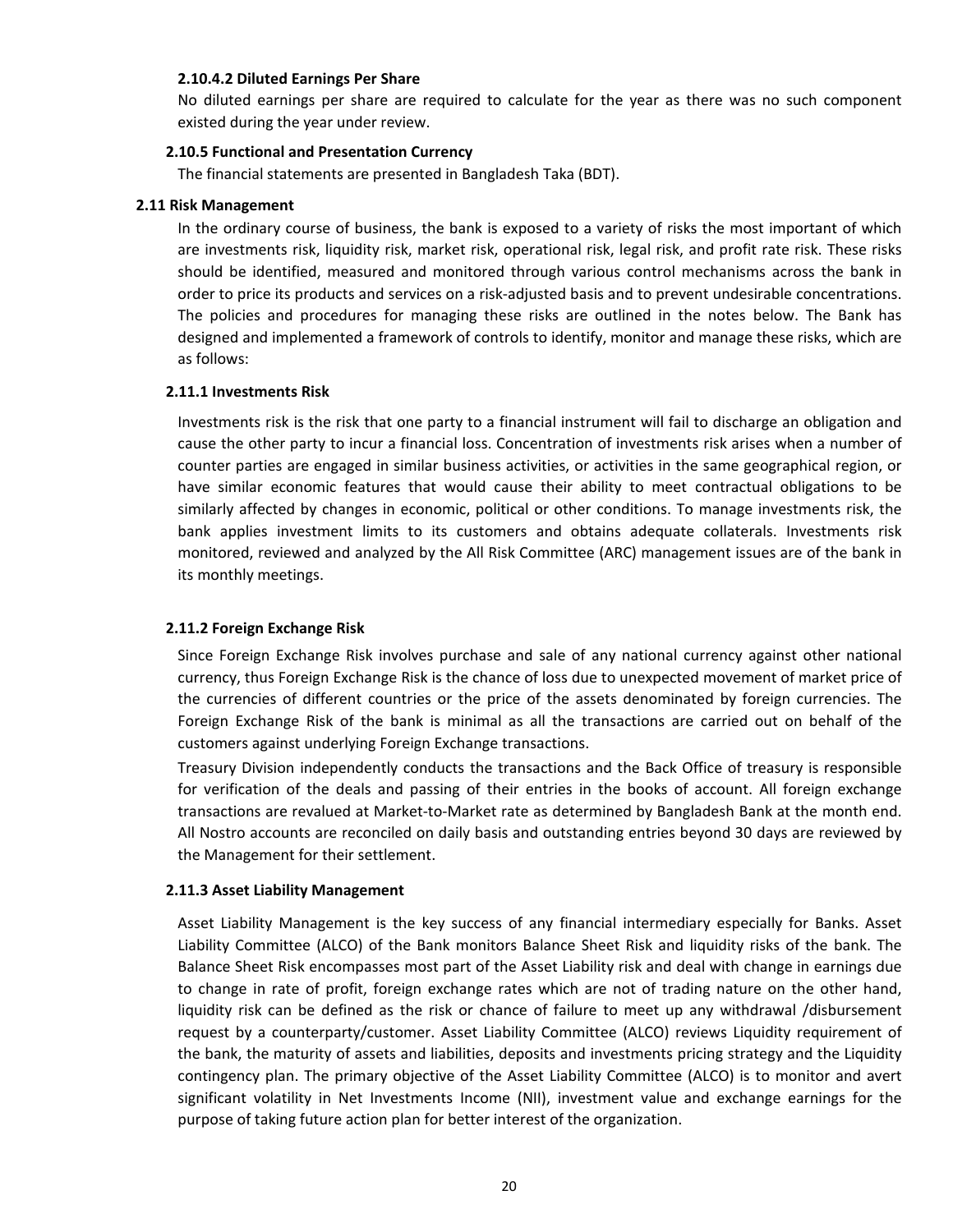#### 2.10.4.2 Diluted Earnings Per Share

No diluted earnings per share are required to calculate for the year as there was no such component existed during the year under review.

### 2.10.5 Functional and Presentation Currency

The financial statements are presented in Bangladesh Taka (BDT).

## 2.11 Risk Management

In the ordinary course of business, the bank is exposed to a variety of risks the most important of which are investments risk, liquidity risk, market risk, operational risk, legal risk, and profit rate risk. These risks should be identified, measured and monitored through various control mechanisms across the bank in order to price its products and services on a risk-adjusted basis and to prevent undesirable concentrations. The policies and procedures for managing these risks are outlined in the notes below. The Bank has designed and implemented a framework of controls to identify, monitor and manage these risks, which are as follows:

### 2.11.1 Investments Risk

Investments risk is the risk that one party to a financial instrument will fail to discharge an obligation and cause the other party to incur a financial loss. Concentration of investments risk arises when a number of counter parties are engaged in similar business activities, or activities in the same geographical region, or have similar economic features that would cause their ability to meet contractual obligations to be similarly affected by changes in economic, political or other conditions. To manage investments risk, the bank applies investment limits to its customers and obtains adequate collaterals. Investments risk monitored, reviewed and analyzed by the All Risk Committee (ARC) management issues are of the bank in its monthly meetings.

### 2.11.2 Foreign Exchange Risk

Since Foreign Exchange Risk involves purchase and sale of any national currency against other national currency, thus Foreign Exchange Risk is the chance of loss due to unexpected movement of market price of the currencies of different countries or the price of the assets denominated by foreign currencies. The Foreign Exchange Risk of the bank is minimal as all the transactions are carried out on behalf of the customers against underlying Foreign Exchange transactions.

Treasury Division independently conducts the transactions and the Back Office of treasury is responsible for verification of the deals and passing of their entries in the books of account. All foreign exchange transactions are revalued at Market-to-Market rate as determined by Bangladesh Bank at the month end. All Nostro accounts are reconciled on daily basis and outstanding entries beyond 30 days are reviewed by the Management for their settlement.

### 2.11.3 Asset Liability Management

Asset Liability Management is the key success of any financial intermediary especially for Banks. Asset Liability Committee (ALCO) of the Bank monitors Balance Sheet Risk and liquidity risks of the bank. The Balance Sheet Risk encompasses most part of the Asset Liability risk and deal with change in earnings due to change in rate of profit, foreign exchange rates which are not of trading nature on the other hand, liquidity risk can be defined as the risk or chance of failure to meet up any withdrawal /disbursement request by a counterparty/customer. Asset Liability Committee (ALCO) reviews Liquidity requirement of the bank, the maturity of assets and liabilities, deposits and investments pricing strategy and the Liquidity contingency plan. The primary objective of the Asset Liability Committee (ALCO) is to monitor and avert significant volatility in Net Investments Income (NII), investment value and exchange earnings for the purpose of taking future action plan for better interest of the organization.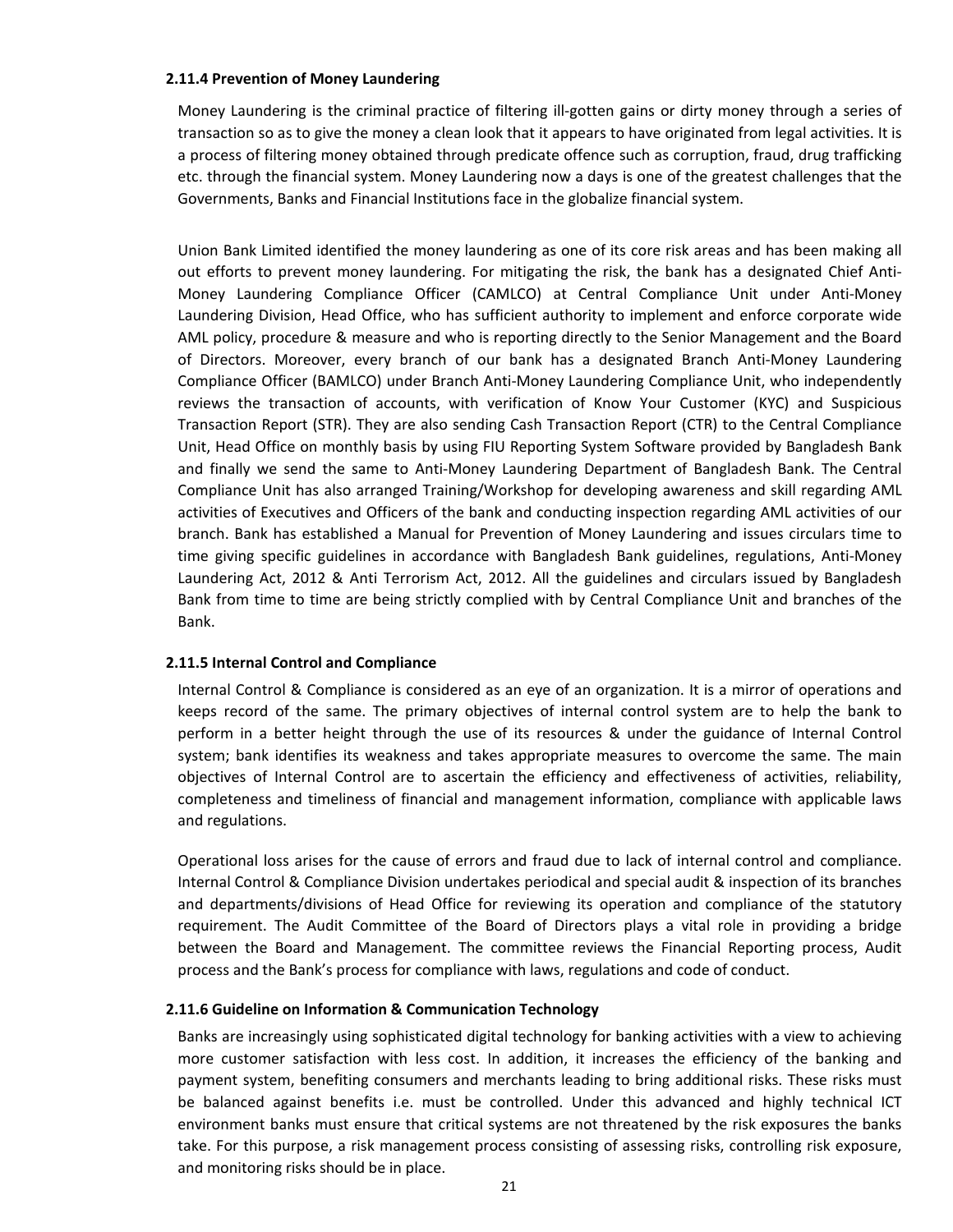#### 2.11.4 Prevention of Money Laundering

Money Laundering is the criminal practice of filtering ill-gotten gains or dirty money through a series of transaction so as to give the money a clean look that it appears to have originated from legal activities. It is a process of filtering money obtained through predicate offence such as corruption, fraud, drug trafficking etc. through the financial system. Money Laundering now a days is one of the greatest challenges that the Governments, Banks and Financial Institutions face in the globalize financial system.

Union Bank Limited identified the money laundering as one of its core risk areas and has been making all out efforts to prevent money laundering. For mitigating the risk, the bank has a designated Chief Anti-Money Laundering Compliance Officer (CAMLCO) at Central Compliance Unit under Anti-Money Laundering Division, Head Office, who has sufficient authority to implement and enforce corporate wide AML policy, procedure & measure and who is reporting directly to the Senior Management and the Board of Directors. Moreover, every branch of our bank has a designated Branch Anti-Money Laundering Compliance Officer (BAMLCO) under Branch Anti-Money Laundering Compliance Unit, who independently reviews the transaction of accounts, with verification of Know Your Customer (KYC) and Suspicious Transaction Report (STR). They are also sending Cash Transaction Report (CTR) to the Central Compliance Unit, Head Office on monthly basis by using FIU Reporting System Software provided by Bangladesh Bank and finally we send the same to Anti-Money Laundering Department of Bangladesh Bank. The Central Compliance Unit has also arranged Training/Workshop for developing awareness and skill regarding AML activities of Executives and Officers of the bank and conducting inspection regarding AML activities of our branch. Bank has established a Manual for Prevention of Money Laundering and issues circulars time to time giving specific guidelines in accordance with Bangladesh Bank guidelines, regulations, Anti-Money Laundering Act, 2012 & Anti Terrorism Act, 2012. All the guidelines and circulars issued by Bangladesh Bank from time to time are being strictly complied with by Central Compliance Unit and branches of the Bank.

#### 2.11.5 Internal Control and Compliance

Internal Control & Compliance is considered as an eye of an organization. It is a mirror of operations and keeps record of the same. The primary objectives of internal control system are to help the bank to perform in a better height through the use of its resources & under the guidance of Internal Control system; bank identifies its weakness and takes appropriate measures to overcome the same. The main objectives of Internal Control are to ascertain the efficiency and effectiveness of activities, reliability, completeness and timeliness of financial and management information, compliance with applicable laws and regulations.

Operational loss arises for the cause of errors and fraud due to lack of internal control and compliance. Internal Control & Compliance Division undertakes periodical and special audit & inspection of its branches and departments/divisions of Head Office for reviewing its operation and compliance of the statutory requirement. The Audit Committee of the Board of Directors plays a vital role in providing a bridge between the Board and Management. The committee reviews the Financial Reporting process, Audit process and the Bank's process for compliance with laws, regulations and code of conduct.

#### 2.11.6 Guideline on Information & Communication Technology

Banks are increasingly using sophisticated digital technology for banking activities with a view to achieving more customer satisfaction with less cost. In addition, it increases the efficiency of the banking and payment system, benefiting consumers and merchants leading to bring additional risks. These risks must be balanced against benefits i.e. must be controlled. Under this advanced and highly technical ICT environment banks must ensure that critical systems are not threatened by the risk exposures the banks take. For this purpose, a risk management process consisting of assessing risks, controlling risk exposure, and monitoring risks should be in place.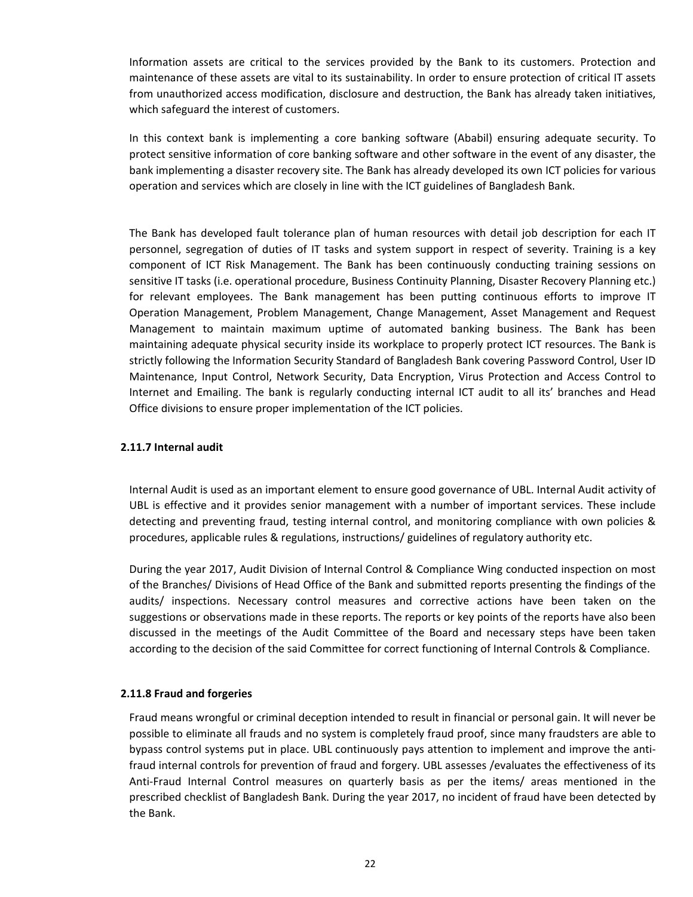Information assets are critical to the services provided by the Bank to its customers. Protection and maintenance of these assets are vital to its sustainability. In order to ensure protection of critical IT assets from unauthorized access modification, disclosure and destruction, the Bank has already taken initiatives, which safeguard the interest of customers.

In this context bank is implementing a core banking software (Ababil) ensuring adequate security. To protect sensitive information of core banking software and other software in the event of any disaster, the bank implementing a disaster recovery site. The Bank has already developed its own ICT policies for various operation and services which are closely in line with the ICT guidelines of Bangladesh Bank.

The Bank has developed fault tolerance plan of human resources with detail job description for each IT personnel, segregation of duties of IT tasks and system support in respect of severity. Training is a key component of ICT Risk Management. The Bank has been continuously conducting training sessions on sensitive IT tasks (i.e. operational procedure, Business Continuity Planning, Disaster Recovery Planning etc.) for relevant employees. The Bank management has been putting continuous efforts to improve IT Operation Management, Problem Management, Change Management, Asset Management and Request Management to maintain maximum uptime of automated banking business. The Bank has been maintaining adequate physical security inside its workplace to properly protect ICT resources. The Bank is strictly following the Information Security Standard of Bangladesh Bank covering Password Control, User ID Maintenance, Input Control, Network Security, Data Encryption, Virus Protection and Access Control to Internet and Emailing. The bank is regularly conducting internal ICT audit to all its' branches and Head Office divisions to ensure proper implementation of the ICT policies.

**2.11.7 Internal audit**

Internal Audit is used as an important element to ensure good governance of UBL. Internal Audit activity of UBL is effective and it provides senior management with a number of important services. These include detecting and preventing fraud, testing internal control, and monitoring compliance with own policies & procedures, applicable rules & regulations, instructions/ guidelines of regulatory authority etc.

During the year 2017, Audit Division of Internal Control & Compliance Wing conducted inspection on most of the Branches/ Divisions of Head Office of the Bank and submitted reports presenting the findings of the audits/ inspections. Necessary control measures and corrective actions have been taken on the suggestions or observations made in these reports. The reports or key points of the reports have also been discussed in the meetings of the Audit Committee of the Board and necessary steps have been taken according to the decision of the said Committee for correct functioning of Internal Controls & Compliance.

**2.11.8 Fraud and forgeries**

Fraud means wrongful or criminal deception intended to result in financial or personal gain. It will never be possible to eliminate all frauds and no system is completely fraud proof, since many fraudsters are able to bypass control systems put in place. UBL continuously pays attention to implement and improve the anti-fraud internal controls for prevention of fraud and forgery. UBL assesses /evaluates the effectiveness of its Anti-Fraud Internal Control measures on quarterly basis as per the items/ areas mentioned in the prescribed checklist of Bangladesh Bank. During the year 2017, no incident of fraud have been detected by the Bank.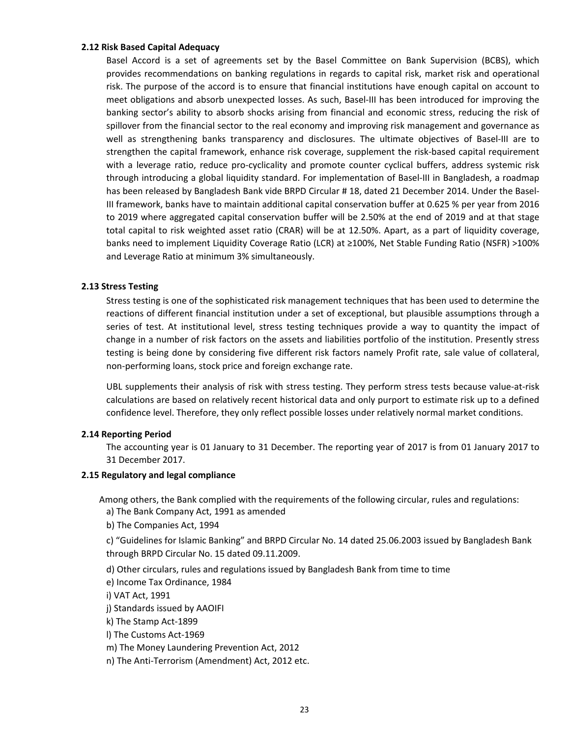**2.12 Risk Based Capital Adequacy**

Basel Accord is a set of agreements set by the Basel Committee on Bank Supervision (BCBS), which provides recommendations on banking regulations in regards to capital risk, market risk and operational risk. The purpose of the accord is to ensure that financial institutions have enough capital on account to meet obligations and absorb unexpected losses. As such, Basel-III has been introduced for improving the banking sector's ability to absorb shocks arising from financial and economic stress, reducing the risk of spillover from the financial sector to the real economy and improving risk management and governance as well as strengthening banks transparency and disclosures. The ultimate objectives of Basel-III are to strengthen the capital framework, enhance risk coverage, supplement the risk-based capital requirement with a leverage ratio, reduce pro-cyclicality and promote counter cyclical buffers, address systemic risk through introducing a global liquidity standard. For implementation of Basel-III in Bangladesh, a roadmap has been released by Bangladesh Bank vide BRPD Circular # 18, dated 21 December 2014. Under the Basel-III framework, banks have to maintain additional capital conservation buffer at 0.625 % per year from 2016 to 2019 where aggregated capital conservation buffer will be 2.50% at the end of 2019 and at that stage total capital to risk weighted asset ratio (CRAR) will be at 12.50%. Apart, as a part of liquidity coverage, banks need to implement Liquidity Coverage Ratio (LCR) at ≥100%, Net Stable Funding Ratio (NSFR) >100% and Leverage Ratio at minimum 3% simultaneously.

**2.13 Stress Testing**

Stress testing is one of the sophisticated risk management techniques that has been used to determine the reactions of different financial institution under a set of exceptional, but plausible assumptions through a series of test. At institutional level, stress testing techniques provide a way to quantity the impact of change in a number of risk factors on the assets and liabilities portfolio of the institution. Presently stress testing is being done by considering five different risk factors namely Profit rate, sale value of collateral, non-performing loans, stock price and foreign exchange rate.

UBL supplements their analysis of risk with stress testing. They perform stress tests because value-at-risk calculations are based on relatively recent historical data and only purport to estimate risk up to a defined confidence level. Therefore, they only reflect possible losses under relatively normal market conditions.

**2.14 Reporting Period**

The accounting year is 01 January to 31 December. The reporting year of 2017 is from 01 January 2017 to 31 December 2017.

**2.15 Regulatory and legal compliance**

Among others, the Bank complied with the requirements of the following circular, rules and regulations:

a) The Bank Company Act, 1991 as amended

b) The Companies Act, 1994

c) "Guidelines for Islamic Banking" and BRPD Circular No. 14 dated 25.06.2003 issued by Bangladesh Bank through BRPD Circular No. 15 dated 09.11.2009.

d) Other circulars, rules and regulations issued by Bangladesh Bank from time to time

e) Income Tax Ordinance, 1984

i) VAT Act, 1991

j) Standards issued by AAOIFI

k) The Stamp Act-1899

l) The Customs Act-1969

m) The Money Laundering Prevention Act, 2012

n) The Anti-Terrorism (Amendment) Act, 2012 etc.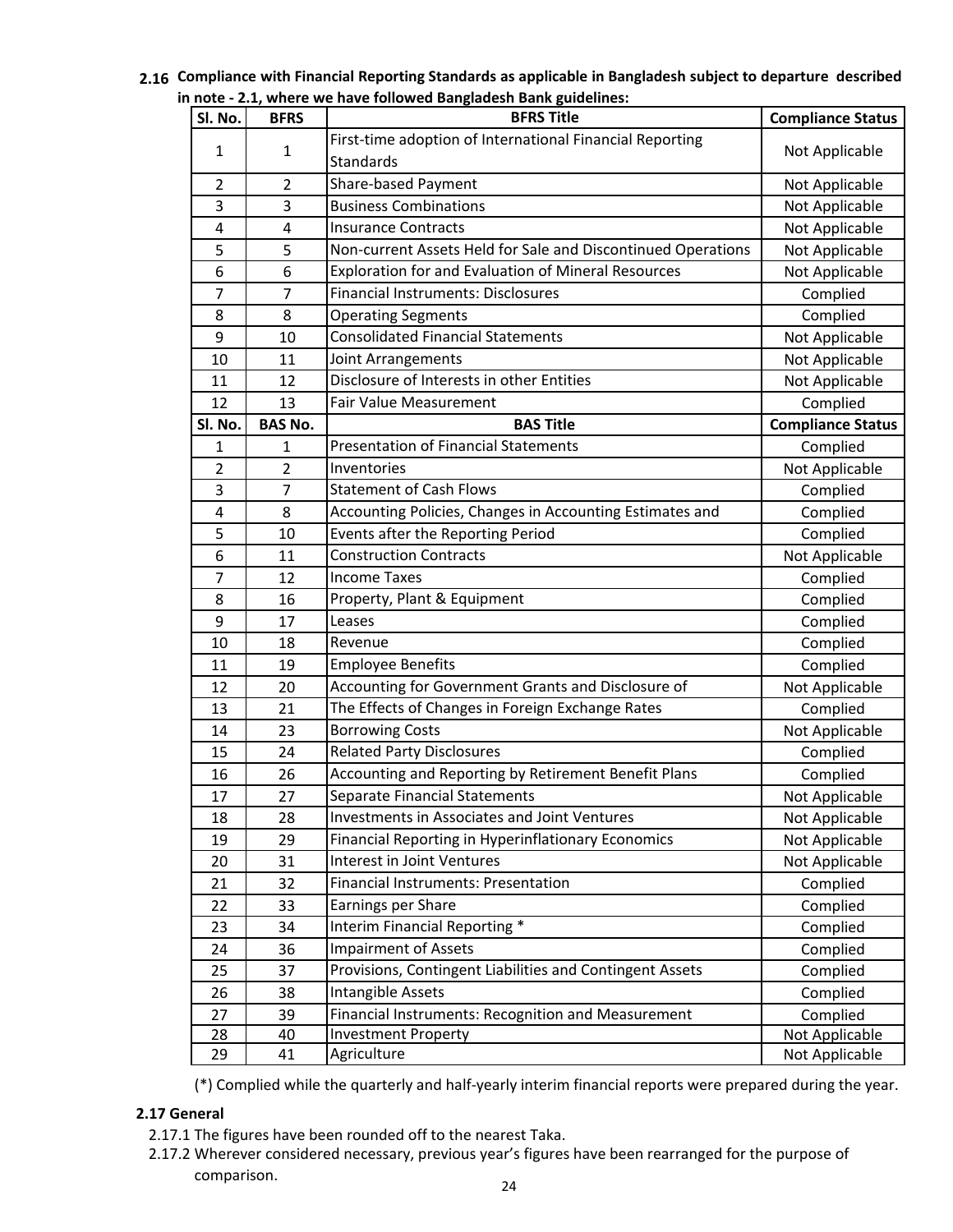**2.16 Compliance with Financial Reporting Standards as applicable in Bangladesh subject to departure described in note - 2.1, where we have followed Bangladesh Bank guidelines:**

| Sl. No. | BFRS | BFRS Title | Compliance Status |
|---|---|---|---|
| 1 | 1 | First-time adoption of International Financial Reporting Standards | Not Applicable |
| 2 | 2 | Share-based Payment | Not Applicable |
| 3 | 3 | Business Combinations | Not Applicable |
| 4 | 4 | Insurance Contracts | Not Applicable |
| 5 | 5 | Non-current Assets Held for Sale and Discontinued Operations | Not Applicable |
| 6 | 6 | Exploration for and Evaluation of Mineral Resources | Not Applicable |
| 7 | 7 | Financial Instruments: Disclosures | Complied |
| 8 | 8 | Operating Segments | Complied |
| 9 | 10 | Consolidated Financial Statements | Not Applicable |
| 10 | 11 | Joint Arrangements | Not Applicable |
| 11 | 12 | Disclosure of Interests in other Entities | Not Applicable |
| 12 | 13 | Fair Value Measurement | Complied |
| **Sl. No.** | **BAS No.** | **BAS Title** | **Compliance Status** |
| 1 | 1 | Presentation of Financial Statements | Complied |
| 2 | 2 | Inventories | Not Applicable |
| 3 | 7 | Statement of Cash Flows | Complied |
| 4 | 8 | Accounting Policies, Changes in Accounting Estimates and | Complied |
| 5 | 10 | Events after the Reporting Period | Complied |
| 6 | 11 | Construction Contracts | Not Applicable |
| 7 | 12 | Income Taxes | Complied |
| 8 | 16 | Property, Plant & Equipment | Complied |
| 9 | 17 | Leases | Complied |
| 10 | 18 | Revenue | Complied |
| 11 | 19 | Employee Benefits | Complied |
| 12 | 20 | Accounting for Government Grants and Disclosure of | Not Applicable |
| 13 | 21 | The Effects of Changes in Foreign Exchange Rates | Complied |
| 14 | 23 | Borrowing Costs | Not Applicable |
| 15 | 24 | Related Party Disclosures | Complied |
| 16 | 26 | Accounting and Reporting by Retirement Benefit Plans | Complied |
| 17 | 27 | Separate Financial Statements | Not Applicable |
| 18 | 28 | Investments in Associates and Joint Ventures | Not Applicable |
| 19 | 29 | Financial Reporting in Hyperinflationary Economics | Not Applicable |
| 20 | 31 | Interest in Joint Ventures | Not Applicable |
| 21 | 32 | Financial Instruments: Presentation | Complied |
| 22 | 33 | Earnings per Share | Complied |
| 23 | 34 | Interim Financial Reporting * | Complied |
| 24 | 36 | Impairment of Assets | Complied |
| 25 | 37 | Provisions, Contingent Liabilities and Contingent Assets | Complied |
| 26 | 38 | Intangible Assets | Complied |
| 27 | 39 | Financial Instruments: Recognition and Measurement | Complied |
| 28 | 40 | Investment Property | Not Applicable |
| 29 | 41 | Agriculture | Not Applicable |

(*) Complied while the quarterly and half-yearly interim financial reports were prepared during the year.

**2.17 General**

2.17.1 The figures have been rounded off to the nearest Taka.

2.17.2 Wherever considered necessary, previous year's figures have been rearranged for the purpose of comparison.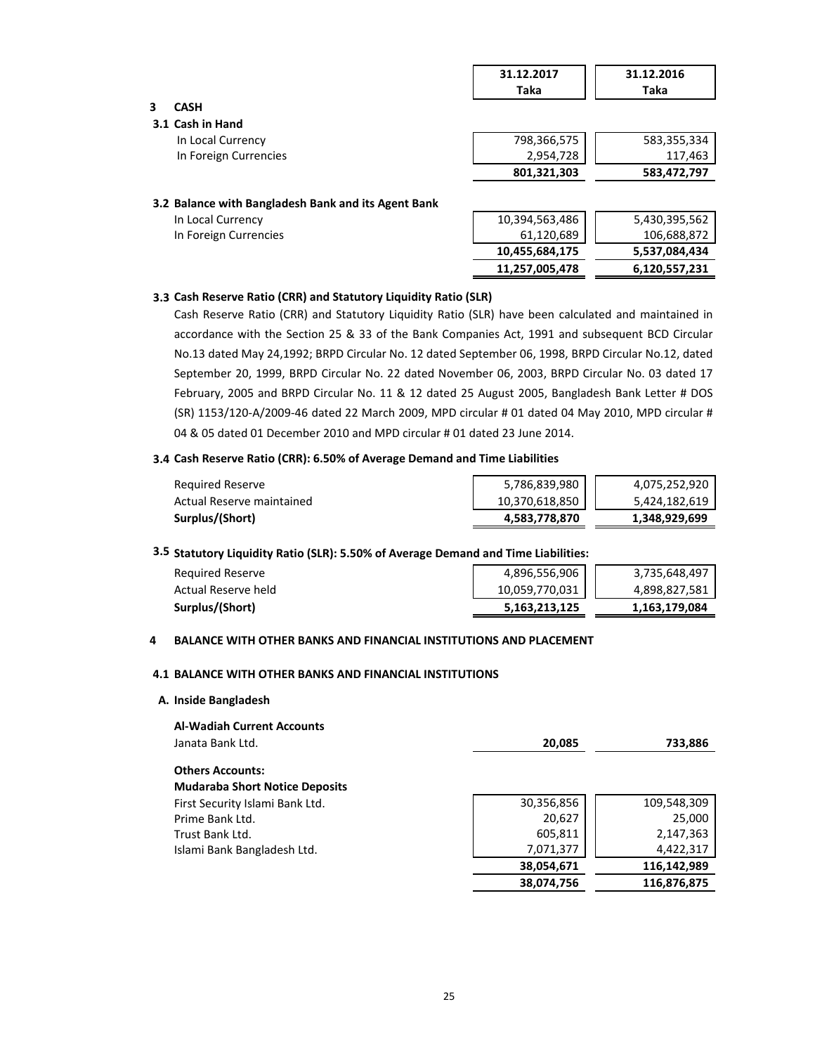| | 31.12.2017 Taka | 31.12.2016 Taka |
|---|---|---|
| **3 CASH** | | |
| **3.1 Cash in Hand** | | |
| In Local Currency | 798,366,575 | 583,355,334 |
| In Foreign Currencies | 2,954,728 | 117,463 |
| | **801,321,303** | **583,472,797** |
| **3.2 Balance with Bangladesh Bank and its Agent Bank** | | |
| In Local Currency | 10,394,563,486 | 5,430,395,562 |
| In Foreign Currencies | 61,120,689 | 106,688,872 |
| | **10,455,684,175** | **5,537,084,434** |
| | **11,257,005,478** | **6,120,557,231** |

### 3.3 Cash Reserve Ratio (CRR) and Statutory Liquidity Ratio (SLR)

Cash Reserve Ratio (CRR) and Statutory Liquidity Ratio (SLR) have been calculated and maintained in accordance with the Section 25 & 33 of the Bank Companies Act, 1991 and subsequent BCD Circular No.13 dated May 24,1992; BRPD Circular No. 12 dated September 06, 1998, BRPD Circular No.12, dated September 20, 1999, BRPD Circular No. 22 dated November 06, 2003, BRPD Circular No. 03 dated 17 February, 2005 and BRPD Circular No. 11 & 12 dated 25 August 2005, Bangladesh Bank Letter # DOS (SR) 1153/120-A/2009-46 dated 22 March 2009, MPD circular # 01 dated 04 May 2010, MPD circular # 04 & 05 dated 01 December 2010 and MPD circular # 01 dated 23 June 2014.

### 3.4 Cash Reserve Ratio (CRR): 6.50% of Average Demand and Time Liabilities

| | 31.12.2017 Taka | 31.12.2016 Taka |
|---|---|---|
| Required Reserve | 5,786,839,980 | 4,075,252,920 |
| Actual Reserve maintained | 10,370,618,850 | 5,424,182,619 |
| **Surplus/(Short)** | **4,583,778,870** | **1,348,929,699** |

### 3.5 Statutory Liquidity Ratio (SLR): 5.50% of Average Demand and Time Liabilities:

| | 31.12.2017 Taka | 31.12.2016 Taka |
|---|---|---|
| Required Reserve | 4,896,556,906 | 3,735,648,497 |
| Actual Reserve held | 10,059,770,031 | 4,898,827,581 |
| **Surplus/(Short)** | **5,163,213,125** | **1,163,179,084** |

## 4 BALANCE WITH OTHER BANKS AND FINANCIAL INSTITUTIONS AND PLACEMENT

### 4.1 BALANCE WITH OTHER BANKS AND FINANCIAL INSTITUTIONS

**A. Inside Bangladesh**

| | 31.12.2017 Taka | 31.12.2016 Taka |
|---|---|---|
| **Al-Wadiah Current Accounts** | | |
| Janata Bank Ltd. | **20,085** | **733,886** |
| **Others Accounts:** | | |
| **Mudaraba Short Notice Deposits** | | |
| First Security Islami Bank Ltd. | 30,356,856 | 109,548,309 |
| Prime Bank Ltd. | 20,627 | 25,000 |
| Trust Bank Ltd. | 605,811 | 2,147,363 |
| Islami Bank Bangladesh Ltd. | 7,071,377 | 4,422,317 |
| | **38,054,671** | **116,142,989** |
| | **38,074,756** | **116,876,875** |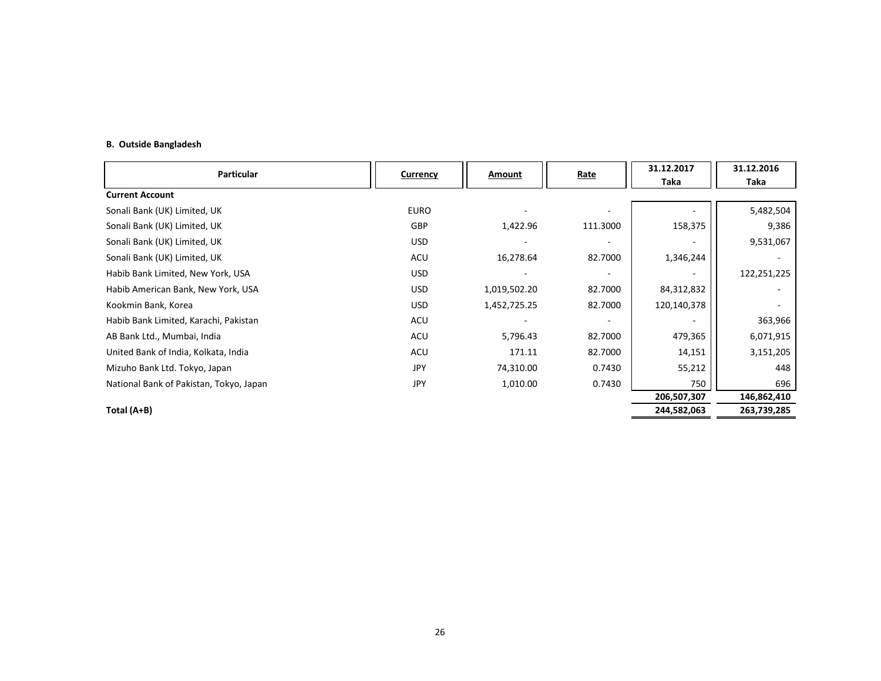**B. Outside Bangladesh**

| Particular | Currency | Amount | Rate | 31.12.2017 Taka | 31.12.2016 Taka |
|---|---|---|---|---|---|
| **Current Account** | | | | | |
| Sonali Bank (UK) Limited, UK | EURO | - | - | - | 5,482,504 |
| Sonali Bank (UK) Limited, UK | GBP | 1,422.96 | 111.3000 | 158,375 | 9,386 |
| Sonali Bank (UK) Limited, UK | USD | - | - | - | 9,531,067 |
| Sonali Bank (UK) Limited, UK | ACU | 16,278.64 | 82.7000 | 1,346,244 | - |
| Habib Bank Limited, New York, USA | USD | - | - | - | 122,251,225 |
| Habib American Bank, New York, USA | USD | 1,019,502.20 | 82.7000 | 84,312,832 | - |
| Kookmin Bank, Korea | USD | 1,452,725.25 | 82.7000 | 120,140,378 | - |
| Habib Bank Limited, Karachi, Pakistan | ACU | - | - | - | 363,966 |
| AB Bank Ltd., Mumbai, India | ACU | 5,796.43 | 82.7000 | 479,365 | 6,071,915 |
| United Bank of India, Kolkata, India | ACU | 171.11 | 82.7000 | 14,151 | 3,151,205 |
| Mizuho Bank Ltd. Tokyo, Japan | JPY | 74,310.00 | 0.7430 | 55,212 | 448 |
| National Bank of Pakistan, Tokyo, Japan | JPY | 1,010.00 | 0.7430 | 750 | 696 |
| | | | | **206,507,307** | **146,862,410** |
| **Total (A+B)** | | | | **244,582,063** | **263,739,285** |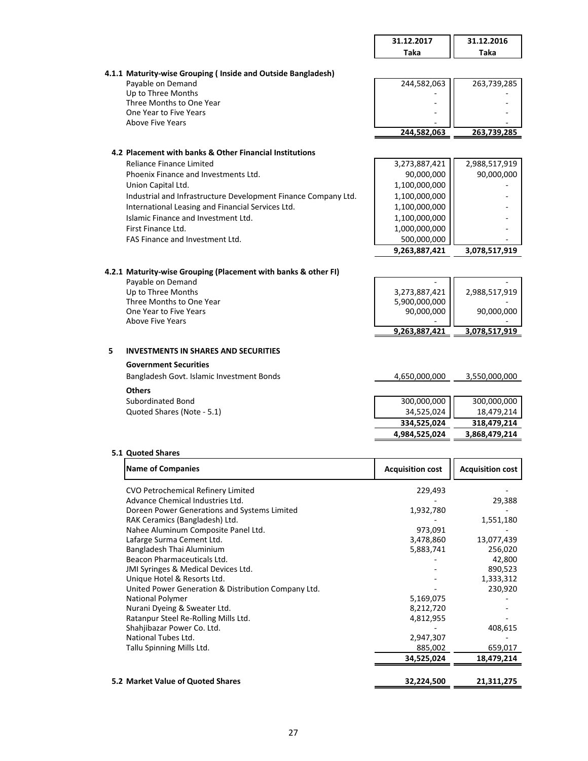| | 31.12.2017 Taka | 31.12.2016 Taka |
|---|---|---|

**4.1.1 Maturity-wise Grouping ( Inside and Outside Bangladesh)**

| | 31.12.2017 Taka | 31.12.2016 Taka |
|---|---|---|
| Payable on Demand | 244,582,063 | 263,739,285 |
| Up to Three Months | - | - |
| Three Months to One Year | - | - |
| One Year to Five Years | - | - |
| Above Five Years | - | - |
| | **244,582,063** | **263,739,285** |

**4.2 Placement with banks & Other Financial Institutions**

| | 31.12.2017 Taka | 31.12.2016 Taka |
|---|---|---|
| Reliance Finance Limited | 3,273,887,421 | 2,988,517,919 |
| Phoenix Finance and Investments Ltd. | 90,000,000 | 90,000,000 |
| Union Capital Ltd. | 1,100,000,000 | - |
| Industrial and Infrastructure Development Finance Company Ltd. | 1,100,000,000 | - |
| International Leasing and Financial Services Ltd. | 1,100,000,000 | - |
| Islamic Finance and Investment Ltd. | 1,100,000,000 | - |
| First Finance Ltd. | 1,000,000,000 | - |
| FAS Finance and Investment Ltd. | 500,000,000 | - |
| | **9,263,887,421** | **3,078,517,919** |

**4.2.1 Maturity-wise Grouping (Placement with banks & other FI)**

| | 31.12.2017 Taka | 31.12.2016 Taka |
|---|---|---|
| Payable on Demand | - | - |
| Up to Three Months | 3,273,887,421 | 2,988,517,919 |
| Three Months to One Year | 5,900,000,000 | - |
| One Year to Five Years | 90,000,000 | 90,000,000 |
| Above Five Years | - | - |
| | **9,263,887,421** | **3,078,517,919** |

## 5 INVESTMENTS IN SHARES AND SECURITIES

| | 31.12.2017 Taka | 31.12.2016 Taka |
|---|---|---|
| **Government Securities** | | |
| Bangladesh Govt. Islamic Investment Bonds | 4,650,000,000 | 3,550,000,000 |
| **Others** | | |
| Subordinated Bond | 300,000,000 | 300,000,000 |
| Quoted Shares (Note - 5.1) | 34,525,024 | 18,479,214 |
| | **334,525,024** | **318,479,214** |
| | **4,984,525,024** | **3,868,479,214** |

**5.1 Quoted Shares**

| Name of Companies | Acquisition cost | Acquisition cost |
|---|---|---|
| CVO Petrochemical Refinery Limited | 229,493 | - |
| Advance Chemical Industries Ltd. | - | 29,388 |
| Doreen Power Generations and Systems Limited | 1,932,780 | - |
| RAK Ceramics (Bangladesh) Ltd. | - | 1,551,180 |
| Nahee Aluminum Composite Panel Ltd. | 973,091 | - |
| Lafarge Surma Cement Ltd. | 3,478,860 | 13,077,439 |
| Bangladesh Thai Aluminium | 5,883,741 | 256,020 |
| Beacon Pharmaceuticals Ltd. | - | 42,800 |
| JMI Syringes & Medical Devices Ltd. | - | 890,523 |
| Unique Hotel & Resorts Ltd. | - | 1,333,312 |
| United Power Generation & Distribution Company Ltd. | - | 230,920 |
| National Polymer | 5,169,075 | - |
| Nurani Dyeing & Sweater Ltd. | 8,212,720 | - |
| Ratanpur Steel Re-Rolling Mills Ltd. | 4,812,955 | - |
| Shahjibazar Power Co. Ltd. | - | 408,615 |
| National Tubes Ltd. | 2,947,307 | - |
| Tallu Spinning Mills Ltd. | 885,002 | 659,017 |
| | **34,525,024** | **18,479,214** |

| | 31.12.2017 Taka | 31.12.2016 Taka |
|---|---|---|
| **5.2 Market Value of Quoted Shares** | **32,224,500** | **21,311,275** |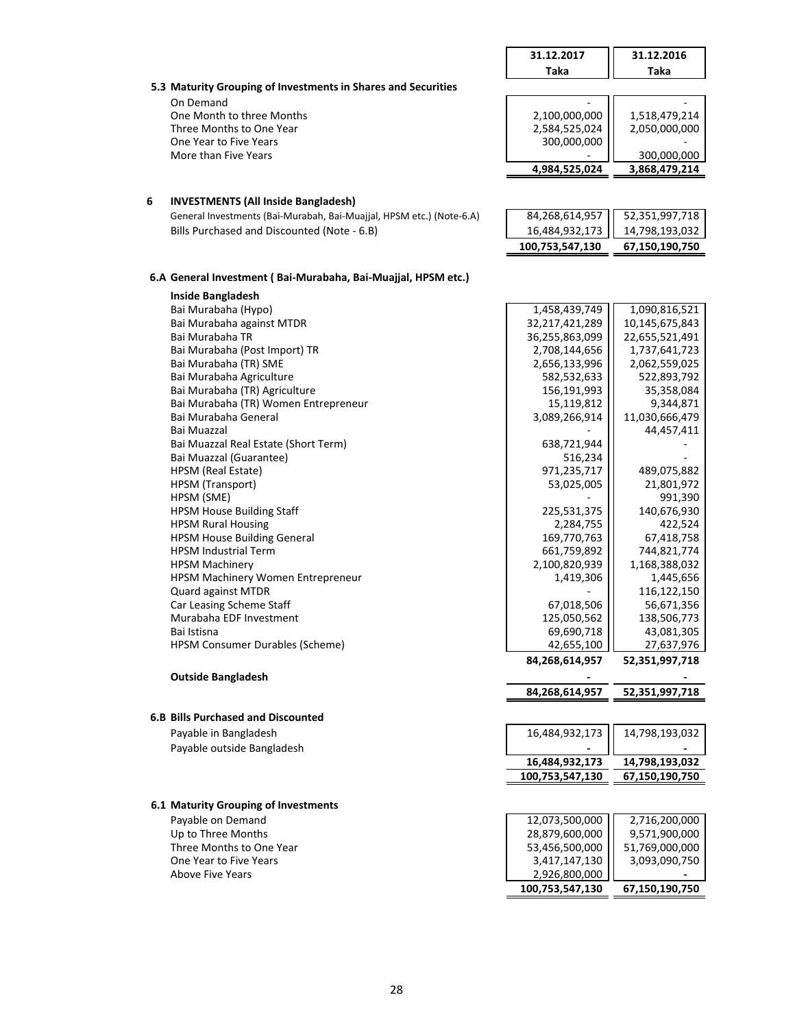| | 31.12.2017<br>Taka | 31.12.2016<br>Taka |
|---|---|---|
| **5.3 Maturity Grouping of Investments in Shares and Securities** | | |
| On Demand | - | - |
| One Month to three Months | 2,100,000,000 | 1,518,479,214 |
| Three Months to One Year | 2,584,525,024 | 2,050,000,000 |
| One Year to Five Years | 300,000,000 | - |
| More than Five Years | - | 300,000,000 |
| | **4,984,525,024** | **3,868,479,214** |

**6 INVESTMENTS (All Inside Bangladesh)**

| | 31.12.2017<br>Taka | 31.12.2016<br>Taka |
|---|---|---|
| General Investments (Bai-Murabah, Bai-Muajjal, HPSM etc.) (Note-6.A) | 84,268,614,957 | 52,351,997,718 |
| Bills Purchased and Discounted (Note - 6.B) | 16,484,932,173 | 14,798,193,032 |
| | **100,753,547,130** | **67,150,190,750** |

**6.A General Investment ( Bai-Murabaha, Bai-Muajjal, HPSM etc.)**

| | 31.12.2017<br>Taka | 31.12.2016<br>Taka |
|---|---|---|
| **Inside Bangladesh** | | |
| Bai Murabaha (Hypo) | 1,458,439,749 | 1,090,816,521 |
| Bai Murabaha against MTDR | 32,217,421,289 | 10,145,675,843 |
| Bai Murabaha TR | 36,255,863,099 | 22,655,521,491 |
| Bai Murabaha (Post Import) TR | 2,708,144,656 | 1,737,641,723 |
| Bai Murabaha (TR) SME | 2,656,133,996 | 2,062,559,025 |
| Bai Murabaha Agriculture | 582,532,633 | 522,893,792 |
| Bai Murabaha (TR) Agriculture | 156,191,993 | 35,358,084 |
| Bai Murabaha (TR) Women Entrepreneur | 15,119,812 | 9,344,871 |
| Bai Murabaha General | 3,089,266,914 | 11,030,666,479 |
| Bai Muazzal | - | 44,457,411 |
| Bai Muazzal Real Estate (Short Term) | 638,721,944 | - |
| Bai Muazzal (Guarantee) | 516,234 | - |
| HPSM (Real Estate) | 971,235,717 | 489,075,882 |
| HPSM (Transport) | 53,025,005 | 21,801,972 |
| HPSM (SME) | - | 991,390 |
| HPSM House Building Staff | 225,531,375 | 140,676,930 |
| HPSM Rural Housing | 2,284,755 | 422,524 |
| HPSM House Building General | 169,770,763 | 67,418,758 |
| HPSM Industrial Term | 661,759,892 | 744,821,774 |
| HPSM Machinery | 2,100,820,939 | 1,168,388,032 |
| HPSM Machinery Women Entrepreneur | 1,419,306 | 1,445,656 |
| Quard against MTDR | - | 116,122,150 |
| Car Leasing Scheme Staff | 67,018,506 | 56,671,356 |
| Murabaha EDF Investment | 125,050,562 | 138,506,773 |
| Bai Istisna | 69,690,718 | 43,081,305 |
| HPSM Consumer Durables (Scheme) | 42,655,100 | 27,637,976 |
| | **84,268,614,957** | **52,351,997,718** |
| **Outside Bangladesh** | **-** | **-** |
| | **84,268,614,957** | **52,351,997,718** |

**6.B Bills Purchased and Discounted**

| | 31.12.2017<br>Taka | 31.12.2016<br>Taka |
|---|---|---|
| Payable in Bangladesh | 16,484,932,173 | 14,798,193,032 |
| Payable outside Bangladesh | **-** | **-** |
| | **16,484,932,173** | **14,798,193,032** |
| | **100,753,547,130** | **67,150,190,750** |

**6.1 Maturity Grouping of Investments**

| | 31.12.2017<br>Taka | 31.12.2016<br>Taka |
|---|---|---|
| Payable on Demand | 12,073,500,000 | 2,716,200,000 |
| Up to Three Months | 28,879,600,000 | 9,571,900,000 |
| Three Months to One Year | 53,456,500,000 | 51,769,000,000 |
| One Year to Five Years | 3,417,147,130 | 3,093,090,750 |
| Above Five Years | 2,926,800,000 | **-** |
| | **100,753,547,130** | **67,150,190,750** |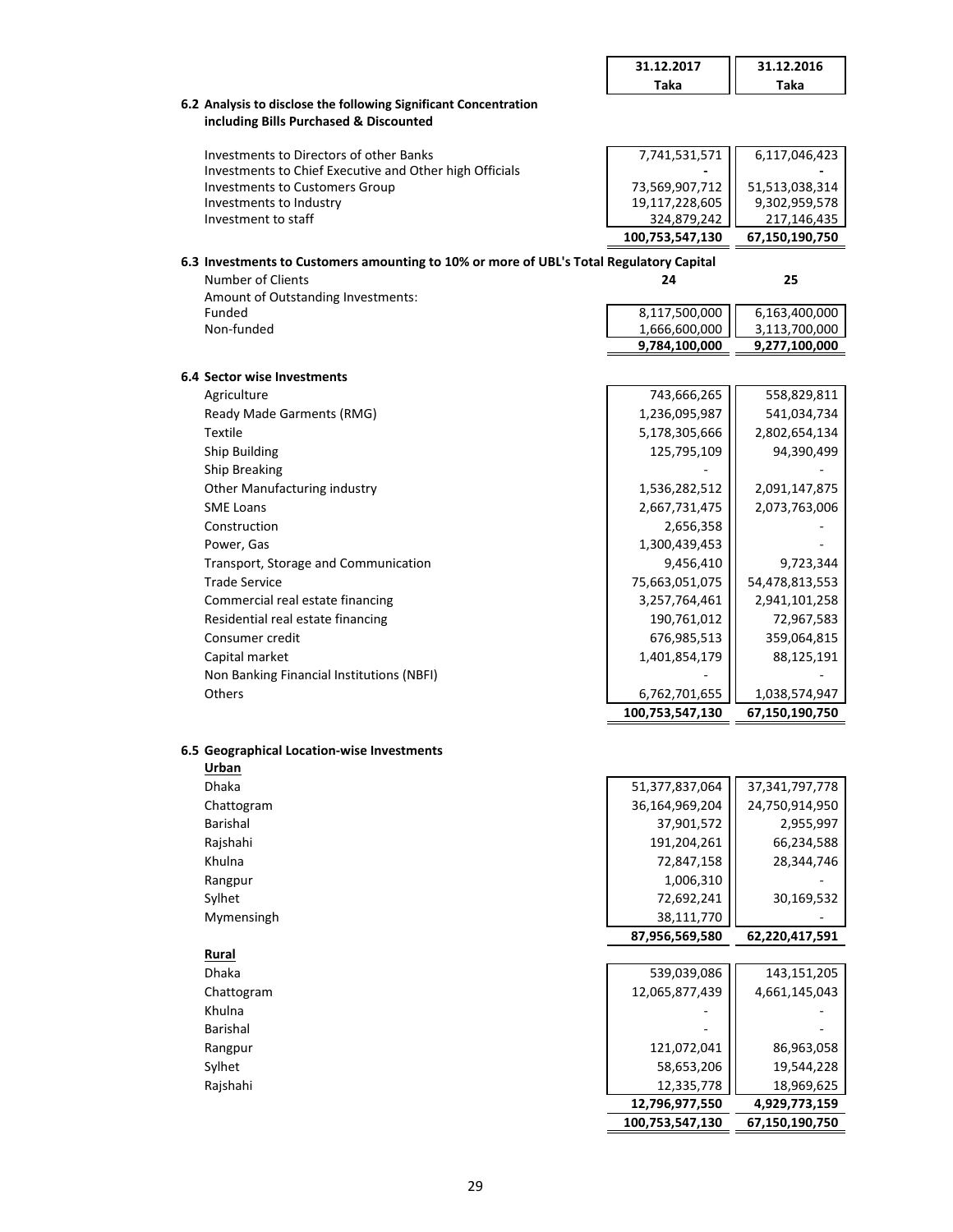| | 31.12.2017<br>Taka | 31.12.2016<br>Taka |
|---|---|---|
| **6.2 Analysis to disclose the following Significant Concentration including Bills Purchased & Discounted** | | |
| Investments to Directors of other Banks | 7,741,531,571 | 6,117,046,423 |
| Investments to Chief Executive and Other high Officials | - | - |
| Investments to Customers Group | 73,569,907,712 | 51,513,038,314 |
| Investments to Industry | 19,117,228,605 | 9,302,959,578 |
| Investment to staff | 324,879,242 | 217,146,435 |
| | **100,753,547,130** | **67,150,190,750** |
| **6.3 Investments to Customers amounting to 10% or more of UBL's Total Regulatory Capital** | | |
| Number of Clients | **24** | **25** |
| Amount of Outstanding Investments: | | |
| Funded | 8,117,500,000 | 6,163,400,000 |
| Non-funded | 1,666,600,000 | 3,113,700,000 |
| | **9,784,100,000** | **9,277,100,000** |
| **6.4 Sector wise Investments** | | |
| Agriculture | 743,666,265 | 558,829,811 |
| Ready Made Garments (RMG) | 1,236,095,987 | 541,034,734 |
| Textile | 5,178,305,666 | 2,802,654,134 |
| Ship Building | 125,795,109 | 94,390,499 |
| Ship Breaking | - | - |
| Other Manufacturing industry | 1,536,282,512 | 2,091,147,875 |
| SME Loans | 2,667,731,475 | 2,073,763,006 |
| Construction | 2,656,358 | - |
| Power, Gas | 1,300,439,453 | - |
| Transport, Storage and Communication | 9,456,410 | 9,723,344 |
| Trade Service | 75,663,051,075 | 54,478,813,553 |
| Commercial real estate financing | 3,257,764,461 | 2,941,101,258 |
| Residential real estate financing | 190,761,012 | 72,967,583 |
| Consumer credit | 676,985,513 | 359,064,815 |
| Capital market | 1,401,854,179 | 88,125,191 |
| Non Banking Financial Institutions (NBFI) | - | - |
| Others | 6,762,701,655 | 1,038,574,947 |
| | **100,753,547,130** | **67,150,190,750** |
| **6.5 Geographical Location-wise Investments** | | |
| **Urban** | | |
| Dhaka | 51,377,837,064 | 37,341,797,778 |
| Chattogram | 36,164,969,204 | 24,750,914,950 |
| Barishal | 37,901,572 | 2,955,997 |
| Rajshahi | 191,204,261 | 66,234,588 |
| Khulna | 72,847,158 | 28,344,746 |
| Rangpur | 1,006,310 | - |
| Sylhet | 72,692,241 | 30,169,532 |
| Mymensingh | 38,111,770 | - |
| | **87,956,569,580** | **62,220,417,591** |
| **Rural** | | |
| Dhaka | 539,039,086 | 143,151,205 |
| Chattogram | 12,065,877,439 | 4,661,145,043 |
| Khulna | - | - |
| Barishal | - | - |
| Rangpur | 121,072,041 | 86,963,058 |
| Sylhet | 58,653,206 | 19,544,228 |
| Rajshahi | 12,335,778 | 18,969,625 |
| | **12,796,977,550** | **4,929,773,159** |
| | **100,753,547,130** | **67,150,190,750** |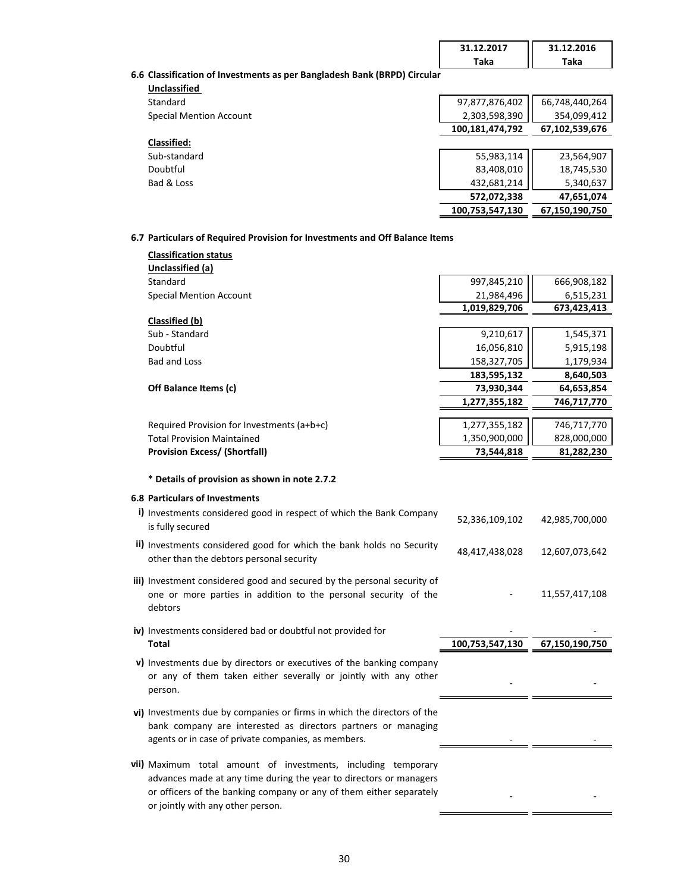| | 31.12.2017 Taka | 31.12.2016 Taka |
|---|---|---|
| **6.6 Classification of Investments as per Bangladesh Bank (BRPD) Circular** | | |
| **Unclassified** | | |
| Standard | 97,877,876,402 | 66,748,440,264 |
| Special Mention Account | 2,303,598,390 | 354,099,412 |
| | **100,181,474,792** | **67,102,539,676** |
| **Classified:** | | |
| Sub-standard | 55,983,114 | 23,564,907 |
| Doubtful | 83,408,010 | 18,745,530 |
| Bad & Loss | 432,681,214 | 5,340,637 |
| | **572,072,338** | **47,651,074** |
| | **100,753,547,130** | **67,150,190,750** |

**6.7 Particulars of Required Provision for Investments and Off Balance Items**

| | 31.12.2017 Taka | 31.12.2016 Taka |
|---|---|---|
| **Classification status** | | |
| **Unclassified (a)** | | |
| Standard | 997,845,210 | 666,908,182 |
| Special Mention Account | 21,984,496 | 6,515,231 |
| | **1,019,829,706** | **673,423,413** |
| **Classified (b)** | | |
| Sub - Standard | 9,210,617 | 1,545,371 |
| Doubtful | 16,056,810 | 5,915,198 |
| Bad and Loss | 158,327,705 | 1,179,934 |
| | **183,595,132** | **8,640,503** |
| **Off Balance Items (c)** | **73,930,344** | **64,653,854** |
| | **1,277,355,182** | **746,717,770** |
| Required Provision for Investments (a+b+c) | 1,277,355,182 | 746,717,770 |
| Total Provision Maintained | 1,350,900,000 | 828,000,000 |
| **Provision Excess/ (Shortfall)** | **73,544,818** | **81,282,230** |

**\* Details of provision as shown in note 2.7.2**

**6.8 Particulars of Investments**

| | 31.12.2017 Taka | 31.12.2016 Taka |
|---|---|---|
| **i)** Investments considered good in respect of which the Bank Company is fully secured | 52,336,109,102 | 42,985,700,000 |
| **ii)** Investments considered good for which the bank holds no Security other than the debtors personal security | 48,417,438,028 | 12,607,073,642 |
| **iii)** Investment considered good and secured by the personal security of one or more parties in addition to the personal security of the debtors | - | 11,557,417,108 |
| **iv)** Investments considered bad or doubtful not provided for | - | - |
| **Total** | **100,753,547,130** | **67,150,190,750** |
| **v)** Investments due by directors or executives of the banking company or any of them taken either severally or jointly with any other person. | - | - |
| **vi)** Investments due by companies or firms in which the directors of the bank company are interested as directors partners or managing agents or in case of private companies, as members. | - | - |
| **vii)** Maximum total amount of investments, including temporary advances made at any time during the year to directors or managers or officers of the banking company or any of them either separately or jointly with any other person. | - | - |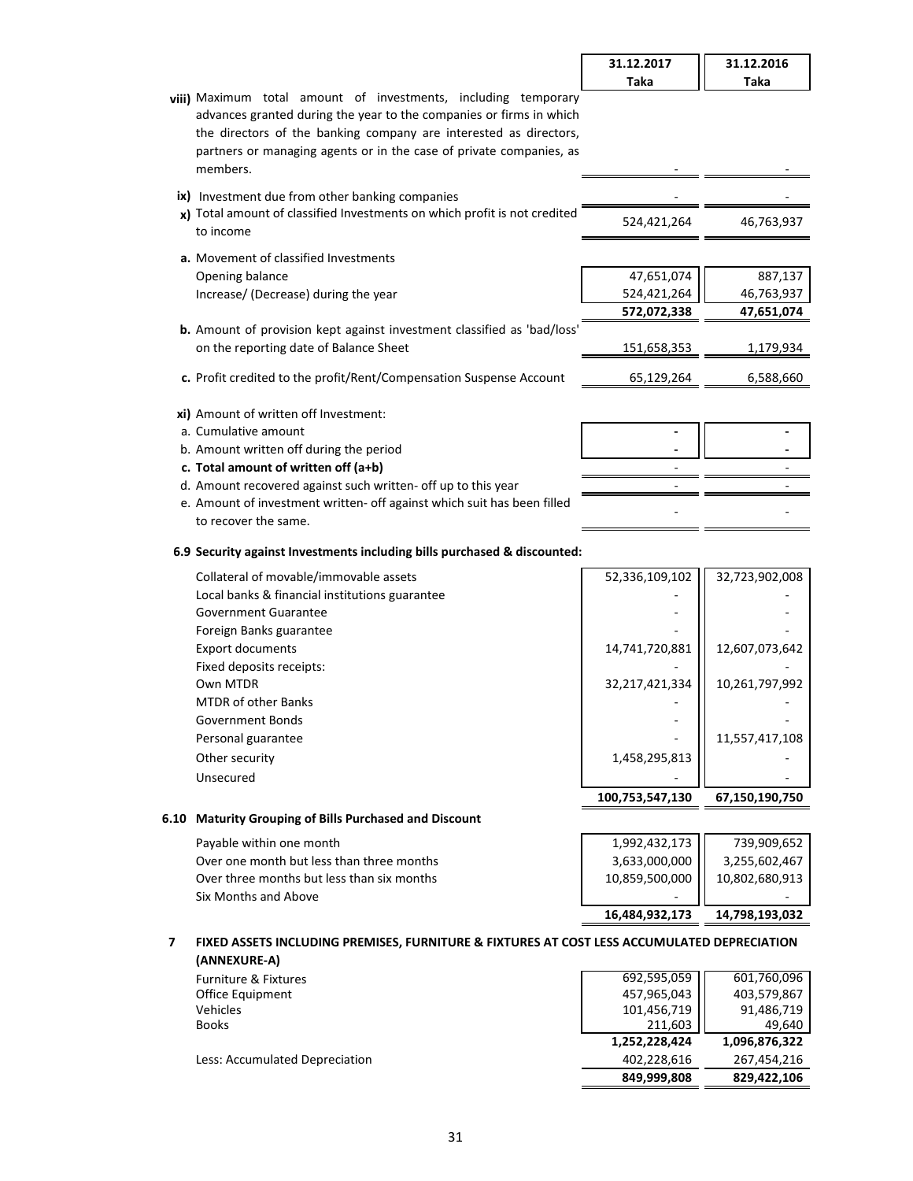| | 31.12.2017 Taka | 31.12.2016 Taka |
|---|---|---|
| **viii)** Maximum total amount of investments, including temporary advances granted during the year to the companies or firms in which the directors of the banking company are interested as directors, partners or managing agents or in the case of private companies, as members. | - | - |
| **ix)** Investment due from other banking companies | - | - |
| **x)** Total amount of classified Investments on which profit is not credited to income | 524,421,264 | 46,763,937 |
| **a.** Movement of classified Investments | | |
| Opening balance | 47,651,074 | 887,137 |
| Increase/ (Decrease) during the year | 524,421,264 | 46,763,937 |
| | **572,072,338** | **47,651,074** |
| **b.** Amount of provision kept against investment classified as 'bad/loss' on the reporting date of Balance Sheet | 151,658,353 | 1,179,934 |
| **c.** Profit credited to the profit/Rent/Compensation Suspense Account | 65,129,264 | 6,588,660 |
| **xi)** Amount of written off Investment: | | |
| a. Cumulative amount | - | - |
| b. Amount written off during the period | - | - |
| **c. Total amount of written off (a+b)** | - | - |
| d. Amount recovered against such written- off up to this year | - | - |
| e. Amount of investment written- off against which suit has been filled to recover the same. | - | - |

**6.9 Security against Investments including bills purchased & discounted:**

| | 31.12.2017 Taka | 31.12.2016 Taka |
|---|---|---|
| Collateral of movable/immovable assets | 52,336,109,102 | 32,723,902,008 |
| Local banks & financial institutions guarantee | - | - |
| Government Guarantee | - | - |
| Foreign Banks guarantee | - | - |
| Export documents | 14,741,720,881 | 12,607,073,642 |
| Fixed deposits receipts: | - | - |
| Own MTDR | 32,217,421,334 | 10,261,797,992 |
| MTDR of other Banks | - | - |
| Government Bonds | - | - |
| Personal guarantee | - | 11,557,417,108 |
| Other security | 1,458,295,813 | - |
| Unsecured | - | - |
| | **100,753,547,130** | **67,150,190,750** |

**6.10 Maturity Grouping of Bills Purchased and Discount**

| | 31.12.2017 Taka | 31.12.2016 Taka |
|---|---|---|
| Payable within one month | 1,992,432,173 | 739,909,652 |
| Over one month but less than three months | 3,633,000,000 | 3,255,602,467 |
| Over three months but less than six months | 10,859,500,000 | 10,802,680,913 |
| Six Months and Above | - | - |
| | **16,484,932,173** | **14,798,193,032** |

## 7 FIXED ASSETS INCLUDING PREMISES, FURNITURE & FIXTURES AT COST LESS ACCUMULATED DEPRECIATION (ANNEXURE-A)

| | 31.12.2017 Taka | 31.12.2016 Taka |
|---|---|---|
| Furniture & Fixtures | 692,595,059 | 601,760,096 |
| Office Equipment | 457,965,043 | 403,579,867 |
| Vehicles | 101,456,719 | 91,486,719 |
| Books | 211,603 | 49,640 |
| | **1,252,228,424** | **1,096,876,322** |
| Less: Accumulated Depreciation | 402,228,616 | 267,454,216 |
| | **849,999,808** | **829,422,106** |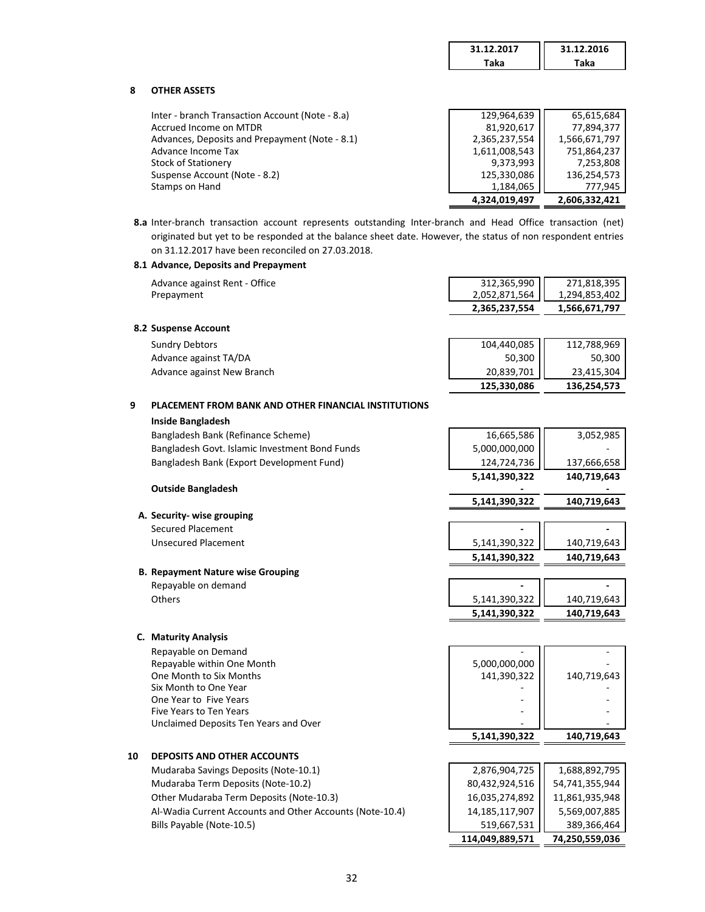| | 31.12.2017 Taka | 31.12.2016 Taka |
|---|---|---|

## 8 OTHER ASSETS

| | 31.12.2017 Taka | 31.12.2016 Taka |
|---|---|---|
| Inter - branch Transaction Account (Note - 8.a) | 129,964,639 | 65,615,684 |
| Accrued Income on MTDR | 81,920,617 | 77,894,377 |
| Advances, Deposits and Prepayment (Note - 8.1) | 2,365,237,554 | 1,566,671,797 |
| Advance Income Tax | 1,611,008,543 | 751,864,237 |
| Stock of Stationery | 9,373,993 | 7,253,808 |
| Suspense Account (Note - 8.2) | 125,330,086 | 136,254,573 |
| Stamps on Hand | 1,184,065 | 777,945 |
| | **4,324,019,497** | **2,606,332,421** |

**8.a** Inter-branch transaction account represents outstanding Inter-branch and Head Office transaction (net) originated but yet to be responded at the balance sheet date. However, the status of non respondent entries on 31.12.2017 have been reconciled on 27.03.2018.

### 8.1 Advance, Deposits and Prepayment

| | 31.12.2017 Taka | 31.12.2016 Taka |
|---|---|---|
| Advance against Rent - Office | 312,365,990 | 271,818,395 |
| Prepayment | 2,052,871,564 | 1,294,853,402 |
| | **2,365,237,554** | **1,566,671,797** |

### 8.2 Suspense Account

| | 31.12.2017 Taka | 31.12.2016 Taka |
|---|---|---|
| Sundry Debtors | 104,440,085 | 112,788,969 |
| Advance against TA/DA | 50,300 | 50,300 |
| Advance against New Branch | 20,839,701 | 23,415,304 |
| | **125,330,086** | **136,254,573** |

## 9 PLACEMENT FROM BANK AND OTHER FINANCIAL INSTITUTIONS

| | 31.12.2017 Taka | 31.12.2016 Taka |
|---|---|---|
| **Inside Bangladesh** | | |
| Bangladesh Bank (Refinance Scheme) | 16,665,586 | 3,052,985 |
| Bangladesh Govt. Islamic Investment Bond Funds | 5,000,000,000 | - |
| Bangladesh Bank (Export Development Fund) | 124,724,736 | 137,666,658 |
| | **5,141,390,322** | **140,719,643** |
| **Outside Bangladesh** | - | - |
| | **5,141,390,322** | **140,719,643** |

### A. Security- wise grouping

| | 31.12.2017 Taka | 31.12.2016 Taka |
|---|---|---|
| Secured Placement | - | - |
| Unsecured Placement | 5,141,390,322 | 140,719,643 |
| | **5,141,390,322** | **140,719,643** |

### B. Repayment Nature wise Grouping

| | 31.12.2017 Taka | 31.12.2016 Taka |
|---|---|---|
| Repayable on demand | - | - |
| Others | 5,141,390,322 | 140,719,643 |
| | **5,141,390,322** | **140,719,643** |

### C. Maturity Analysis

| | 31.12.2017 Taka | 31.12.2016 Taka |
|---|---|---|
| Repayable on Demand | - | - |
| Repayable within One Month | 5,000,000,000 | - |
| One Month to Six Months | 141,390,322 | 140,719,643 |
| Six Month to One Year | - | - |
| One Year to Five Years | - | - |
| Five Years to Ten Years | - | - |
| Unclaimed Deposits Ten Years and Over | - | - |
| | **5,141,390,322** | **140,719,643** |

## 10 DEPOSITS AND OTHER ACCOUNTS

| | 31.12.2017 Taka | 31.12.2016 Taka |
|---|---|---|
| Mudaraba Savings Deposits (Note-10.1) | 2,876,904,725 | 1,688,892,795 |
| Mudaraba Term Deposits (Note-10.2) | 80,432,924,516 | 54,741,355,944 |
| Other Mudaraba Term Deposits (Note-10.3) | 16,035,274,892 | 11,861,935,948 |
| Al-Wadia Current Accounts and Other Accounts (Note-10.4) | 14,185,117,907 | 5,569,007,885 |
| Bills Payable (Note-10.5) | 519,667,531 | 389,366,464 |
| | **114,049,889,571** | **74,250,559,036** |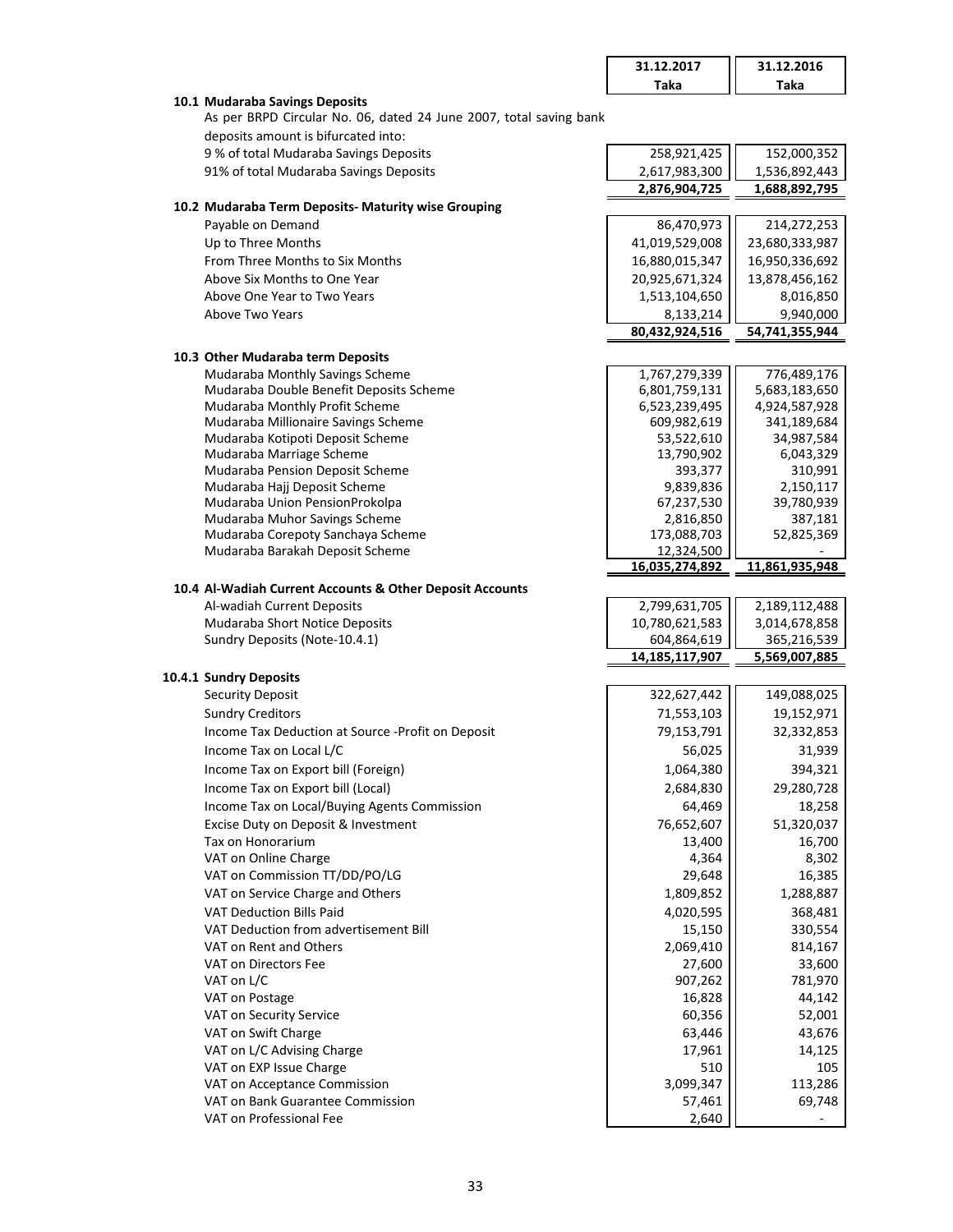| | 31.12.2017 Taka | 31.12.2016 Taka |
|---|---|---|

### 10.1 Mudaraba Savings Deposits

As per BRPD Circular No. 06, dated 24 June 2007, total saving bank deposits amount is bifurcated into:

| | 31.12.2017 Taka | 31.12.2016 Taka |
|---|---|---|
| 9 % of total Mudaraba Savings Deposits | 258,921,425 | 152,000,352 |
| 91% of total Mudaraba Savings Deposits | 2,617,983,300 | 1,536,892,443 |
| | **2,876,904,725** | **1,688,892,795** |

### 10.2 Mudaraba Term Deposits- Maturity wise Grouping

| | 31.12.2017 Taka | 31.12.2016 Taka |
|---|---|---|
| Payable on Demand | 86,470,973 | 214,272,253 |
| Up to Three Months | 41,019,529,008 | 23,680,333,987 |
| From Three Months to Six Months | 16,880,015,347 | 16,950,336,692 |
| Above Six Months to One Year | 20,925,671,324 | 13,878,456,162 |
| Above One Year to Two Years | 1,513,104,650 | 8,016,850 |
| Above Two Years | 8,133,214 | 9,940,000 |
| | **80,432,924,516** | **54,741,355,944** |

### 10.3 Other Mudaraba term Deposits

| | 31.12.2017 Taka | 31.12.2016 Taka |
|---|---|---|
| Mudaraba Monthly Savings Scheme | 1,767,279,339 | 776,489,176 |
| Mudaraba Double Benefit Deposits Scheme | 6,801,759,131 | 5,683,183,650 |
| Mudaraba Monthly Profit Scheme | 6,523,239,495 | 4,924,587,928 |
| Mudaraba Millionaire Savings Scheme | 609,982,619 | 341,189,684 |
| Mudaraba Kotipoti Deposit Scheme | 53,522,610 | 34,987,584 |
| Mudaraba Marriage Scheme | 13,790,902 | 6,043,329 |
| Mudaraba Pension Deposit Scheme | 393,377 | 310,991 |
| Mudaraba Hajj Deposit Scheme | 9,839,836 | 2,150,117 |
| Mudaraba Union PensionProkolpa | 67,237,530 | 39,780,939 |
| Mudaraba Muhor Savings Scheme | 2,816,850 | 387,181 |
| Mudaraba Corepoty Sanchaya Scheme | 173,088,703 | 52,825,369 |
| Mudaraba Barakah Deposit Scheme | 12,324,500 | - |
| | **16,035,274,892** | **11,861,935,948** |

### 10.4 Al-Wadiah Current Accounts & Other Deposit Accounts

| | 31.12.2017 Taka | 31.12.2016 Taka |
|---|---|---|
| Al-wadiah Current Deposits | 2,799,631,705 | 2,189,112,488 |
| Mudaraba Short Notice Deposits | 10,780,621,583 | 3,014,678,858 |
| Sundry Deposits (Note-10.4.1) | 604,864,619 | 365,216,539 |
| | **14,185,117,907** | **5,569,007,885** |

### 10.4.1 Sundry Deposits

| | 31.12.2017 Taka | 31.12.2016 Taka |
|---|---|---|
| Security Deposit | 322,627,442 | 149,088,025 |
| Sundry Creditors | 71,553,103 | 19,152,971 |
| Income Tax Deduction at Source -Profit on Deposit | 79,153,791 | 32,332,853 |
| Income Tax on Local L/C | 56,025 | 31,939 |
| Income Tax on Export bill (Foreign) | 1,064,380 | 394,321 |
| Income Tax on Export bill (Local) | 2,684,830 | 29,280,728 |
| Income Tax on Local/Buying Agents Commission | 64,469 | 18,258 |
| Excise Duty on Deposit & Investment | 76,652,607 | 51,320,037 |
| Tax on Honorarium | 13,400 | 16,700 |
| VAT on Online Charge | 4,364 | 8,302 |
| VAT on Commission TT/DD/PO/LG | 29,648 | 16,385 |
| VAT on Service Charge and Others | 1,809,852 | 1,288,887 |
| VAT Deduction Bills Paid | 4,020,595 | 368,481 |
| VAT Deduction from advertisement Bill | 15,150 | 330,554 |
| VAT on Rent and Others | 2,069,410 | 814,167 |
| VAT on Directors Fee | 27,600 | 33,600 |
| VAT on L/C | 907,262 | 781,970 |
| VAT on Postage | 16,828 | 44,142 |
| VAT on Security Service | 60,356 | 52,001 |
| VAT on Swift Charge | 63,446 | 43,676 |
| VAT on L/C Advising Charge | 17,961 | 14,125 |
| VAT on EXP Issue Charge | 510 | 105 |
| VAT on Acceptance Commission | 3,099,347 | 113,286 |
| VAT on Bank Guarantee Commission | 57,461 | 69,748 |
| VAT on Professional Fee | 2,640 | - |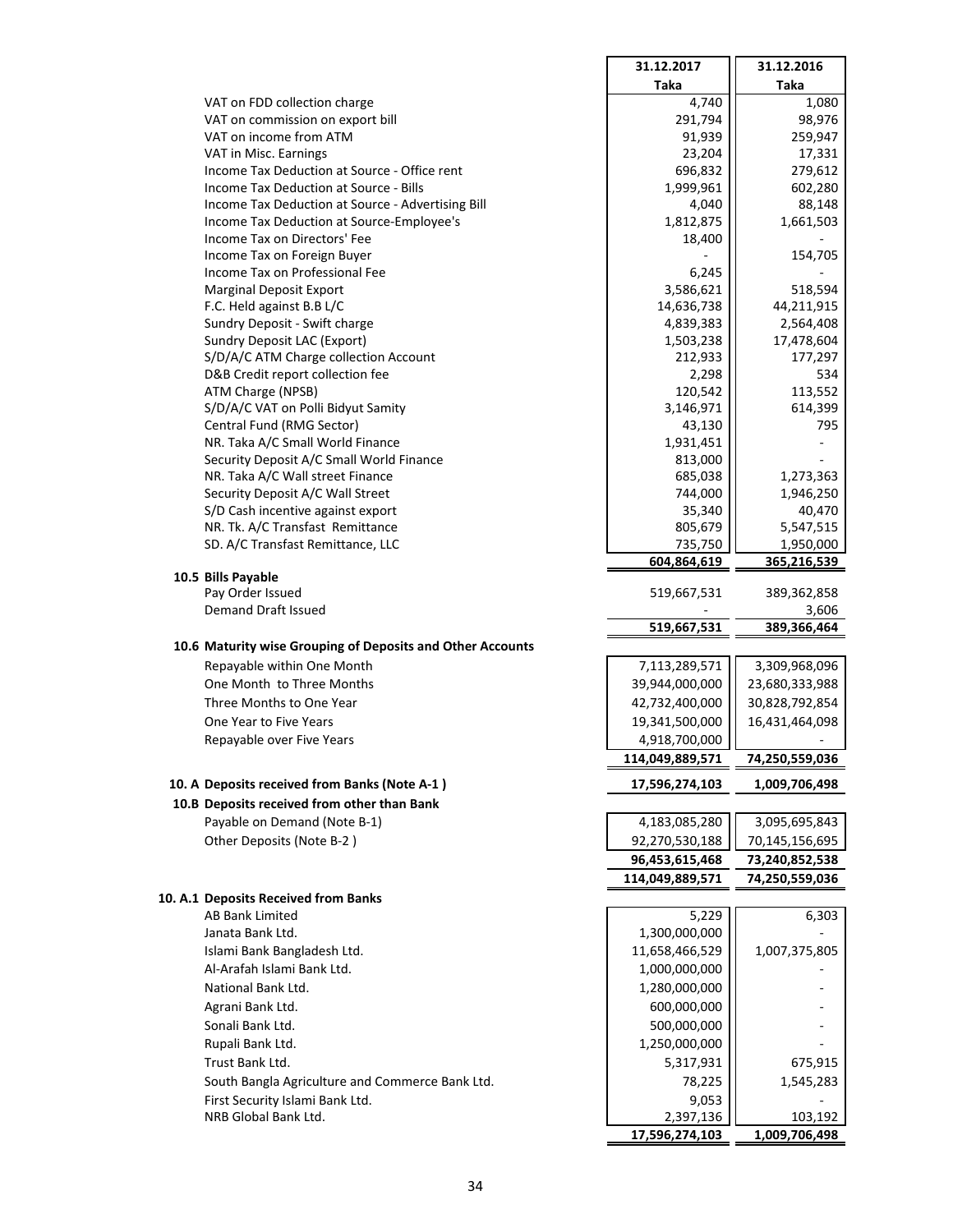| | 31.12.2017 | 31.12.2016 |
|---|---|---|
| | Taka | Taka |
| VAT on FDD collection charge | 4,740 | 1,080 |
| VAT on commission on export bill | 291,794 | 98,976 |
| VAT on income from ATM | 91,939 | 259,947 |
| VAT in Misc. Earnings | 23,204 | 17,331 |
| Income Tax Deduction at Source - Office rent | 696,832 | 279,612 |
| Income Tax Deduction at Source - Bills | 1,999,961 | 602,280 |
| Income Tax Deduction at Source - Advertising Bill | 4,040 | 88,148 |
| Income Tax Deduction at Source-Employee's | 1,812,875 | 1,661,503 |
| Income Tax on Directors' Fee | 18,400 | - |
| Income Tax on Foreign Buyer | - | 154,705 |
| Income Tax on Professional Fee | 6,245 | - |
| Marginal Deposit Export | 3,586,621 | 518,594 |
| F.C. Held against B.B L/C | 14,636,738 | 44,211,915 |
| Sundry Deposit - Swift charge | 4,839,383 | 2,564,408 |
| Sundry Deposit LAC (Export) | 1,503,238 | 17,478,604 |
| S/D/A/C ATM Charge collection Account | 212,933 | 177,297 |
| D&B Credit report collection fee | 2,298 | 534 |
| ATM Charge (NPSB) | 120,542 | 113,552 |
| S/D/A/C VAT on Polli Bidyut Samity | 3,146,971 | 614,399 |
| Central Fund (RMG Sector) | 43,130 | 795 |
| NR. Taka A/C Small World Finance | 1,931,451 | - |
| Security Deposit A/C Small World Finance | 813,000 | - |
| NR. Taka A/C Wall street Finance | 685,038 | 1,273,363 |
| Security Deposit A/C Wall Street | 744,000 | 1,946,250 |
| S/D Cash incentive against export | 35,340 | 40,470 |
| NR. Tk. A/C Transfast Remittance | 805,679 | 5,547,515 |
| SD. A/C Transfast Remittance, LLC | 735,750 | 1,950,000 |
| | **604,864,619** | **365,216,539** |

**10.5 Bills Payable**

| | 31.12.2017 | 31.12.2016 |
|---|---|---|
| Pay Order Issued | 519,667,531 | 389,362,858 |
| Demand Draft Issued | - | 3,606 |
| | **519,667,531** | **389,366,464** |

**10.6 Maturity wise Grouping of Deposits and Other Accounts**

| | 31.12.2017 | 31.12.2016 |
|---|---|---|
| Repayable within One Month | 7,113,289,571 | 3,309,968,096 |
| One Month to Three Months | 39,944,000,000 | 23,680,333,988 |
| Three Months to One Year | 42,732,400,000 | 30,828,792,854 |
| One Year to Five Years | 19,341,500,000 | 16,431,464,098 |
| Repayable over Five Years | 4,918,700,000 | - |
| | **114,049,889,571** | **74,250,559,036** |

| | 31.12.2017 | 31.12.2016 |
|---|---|---|
| **10. A Deposits received from Banks (Note A-1 )** | **17,596,274,103** | **1,009,706,498** |
| **10.B Deposits received from other than Bank** | | |
| Payable on Demand (Note B-1) | 4,183,085,280 | 3,095,695,843 |
| Other Deposits (Note B-2 ) | 92,270,530,188 | 70,145,156,695 |
| | **96,453,615,468** | **73,240,852,538** |
| | **114,049,889,571** | **74,250,559,036** |

**10. A.1 Deposits Received from Banks**

| | 31.12.2017 | 31.12.2016 |
|---|---|---|
| AB Bank Limited | 5,229 | 6,303 |
| Janata Bank Ltd. | 1,300,000,000 | - |
| Islami Bank Bangladesh Ltd. | 11,658,466,529 | 1,007,375,805 |
| Al-Arafah Islami Bank Ltd. | 1,000,000,000 | - |
| National Bank Ltd. | 1,280,000,000 | - |
| Agrani Bank Ltd. | 600,000,000 | - |
| Sonali Bank Ltd. | 500,000,000 | - |
| Rupali Bank Ltd. | 1,250,000,000 | - |
| Trust Bank Ltd. | 5,317,931 | 675,915 |
| South Bangla Agriculture and Commerce Bank Ltd. | 78,225 | 1,545,283 |
| First Security Islami Bank Ltd. | 9,053 | - |
| NRB Global Bank Ltd. | 2,397,136 | 103,192 |
| | **17,596,274,103** | **1,009,706,498** |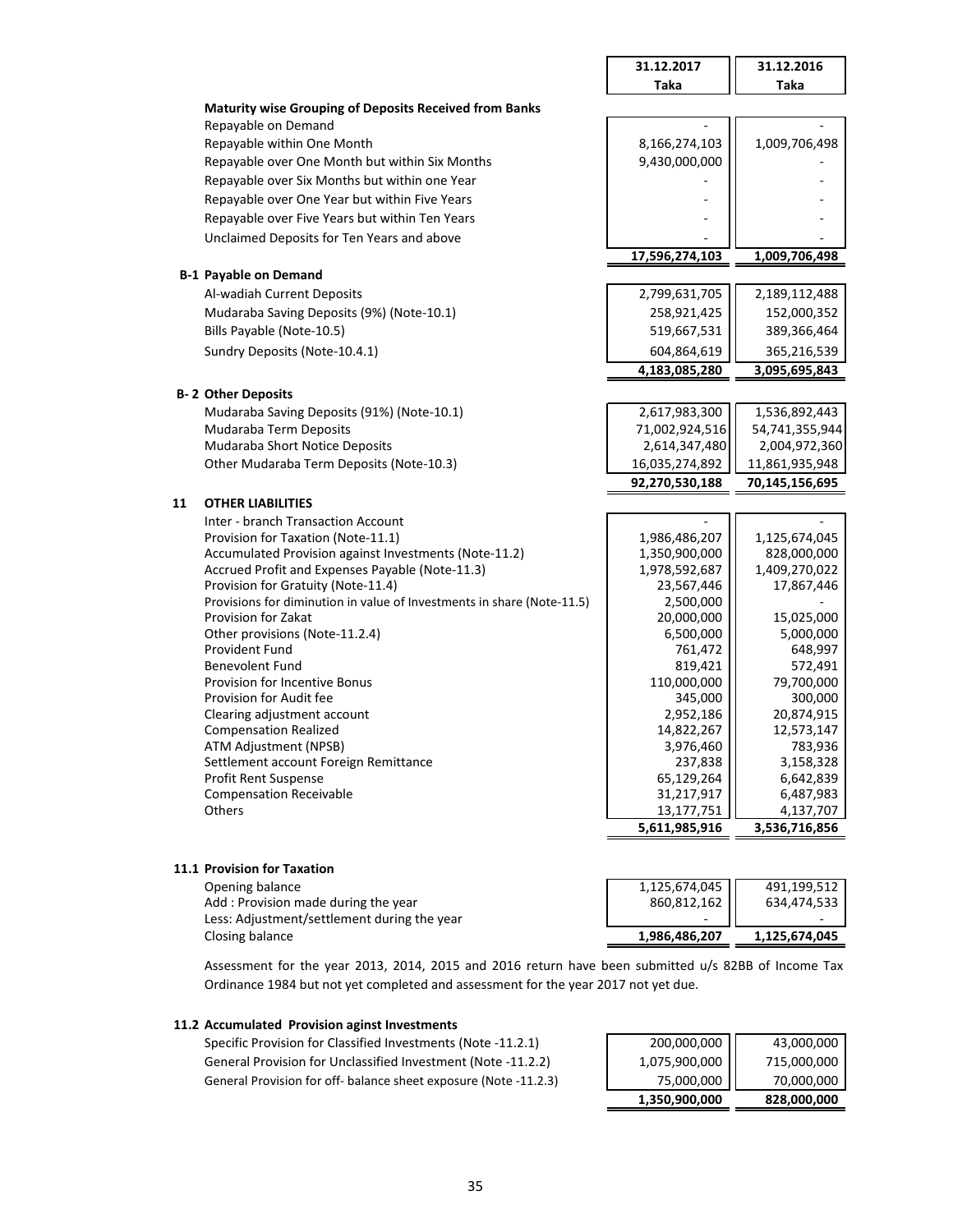| | 31.12.2017<br>Taka | 31.12.2016<br>Taka |
|---|---|---|
| **Maturity wise Grouping of Deposits Received from Banks** | | |
| Repayable on Demand | - | - |
| Repayable within One Month | 8,166,274,103 | 1,009,706,498 |
| Repayable over One Month but within Six Months | 9,430,000,000 | - |
| Repayable over Six Months but within one Year | - | - |
| Repayable over One Year but within Five Years | - | - |
| Repayable over Five Years but within Ten Years | - | - |
| Unclaimed Deposits for Ten Years and above | - | - |
| | **17,596,274,103** | **1,009,706,498** |
| **B-1 Payable on Demand** | | |
| Al-wadiah Current Deposits | 2,799,631,705 | 2,189,112,488 |
| Mudaraba Saving Deposits (9%) (Note-10.1) | 258,921,425 | 152,000,352 |
| Bills Payable (Note-10.5) | 519,667,531 | 389,366,464 |
| Sundry Deposits (Note-10.4.1) | 604,864,619 | 365,216,539 |
| | **4,183,085,280** | **3,095,695,843** |
| **B- 2 Other Deposits** | | |
| Mudaraba Saving Deposits (91%) (Note-10.1) | 2,617,983,300 | 1,536,892,443 |
| Mudaraba Term Deposits | 71,002,924,516 | 54,741,355,944 |
| Mudaraba Short Notice Deposits | 2,614,347,480 | 2,004,972,360 |
| Other Mudaraba Term Deposits (Note-10.3) | 16,035,274,892 | 11,861,935,948 |
| | **92,270,530,188** | **70,145,156,695** |

## 11 OTHER LIABILITIES

| | 31.12.2017<br>Taka | 31.12.2016<br>Taka |
|---|---|---|
| Inter - branch Transaction Account | - | - |
| Provision for Taxation (Note-11.1) | 1,986,486,207 | 1,125,674,045 |
| Accumulated Provision against Investments (Note-11.2) | 1,350,900,000 | 828,000,000 |
| Accrued Profit and Expenses Payable (Note-11.3) | 1,978,592,687 | 1,409,270,022 |
| Provision for Gratuity (Note-11.4) | 23,567,446 | 17,867,446 |
| Provisions for diminution in value of Investments in share (Note-11.5) | 2,500,000 | - |
| Provision for Zakat | 20,000,000 | 15,025,000 |
| Other provisions (Note-11.2.4) | 6,500,000 | 5,000,000 |
| Provident Fund | 761,472 | 648,997 |
| Benevolent Fund | 819,421 | 572,491 |
| Provision for Incentive Bonus | 110,000,000 | 79,700,000 |
| Provision for Audit fee | 345,000 | 300,000 |
| Clearing adjustment account | 2,952,186 | 20,874,915 |
| Compensation Realized | 14,822,267 | 12,573,147 |
| ATM Adjustment (NPSB) | 3,976,460 | 783,936 |
| Settlement account Foreign Remittance | 237,838 | 3,158,328 |
| Profit Rent Suspense | 65,129,264 | 6,642,839 |
| Compensation Receivable | 31,217,917 | 6,487,983 |
| Others | 13,177,751 | 4,137,707 |
| | **5,611,985,916** | **3,536,716,856** |

### 11.1 Provision for Taxation

| | 31.12.2017<br>Taka | 31.12.2016<br>Taka |
|---|---|---|
| Opening balance | 1,125,674,045 | 491,199,512 |
| Add : Provision made during the year | 860,812,162 | 634,474,533 |
| Less: Adjustment/settlement during the year | - | - |
| Closing balance | **1,986,486,207** | **1,125,674,045** |

Assessment for the year 2013, 2014, 2015 and 2016 return have been submitted u/s 82BB of Income Tax Ordinance 1984 but not yet completed and assessment for the year 2017 not yet due.

### 11.2 Accumulated Provision aginst Investments

| | 31.12.2017<br>Taka | 31.12.2016<br>Taka |
|---|---|---|
| Specific Provision for Classified Investments (Note -11.2.1) | 200,000,000 | 43,000,000 |
| General Provision for Unclassified Investment (Note -11.2.2) | 1,075,900,000 | 715,000,000 |
| General Provision for off- balance sheet exposure (Note -11.2.3) | 75,000,000 | 70,000,000 |
| | **1,350,900,000** | **828,000,000** |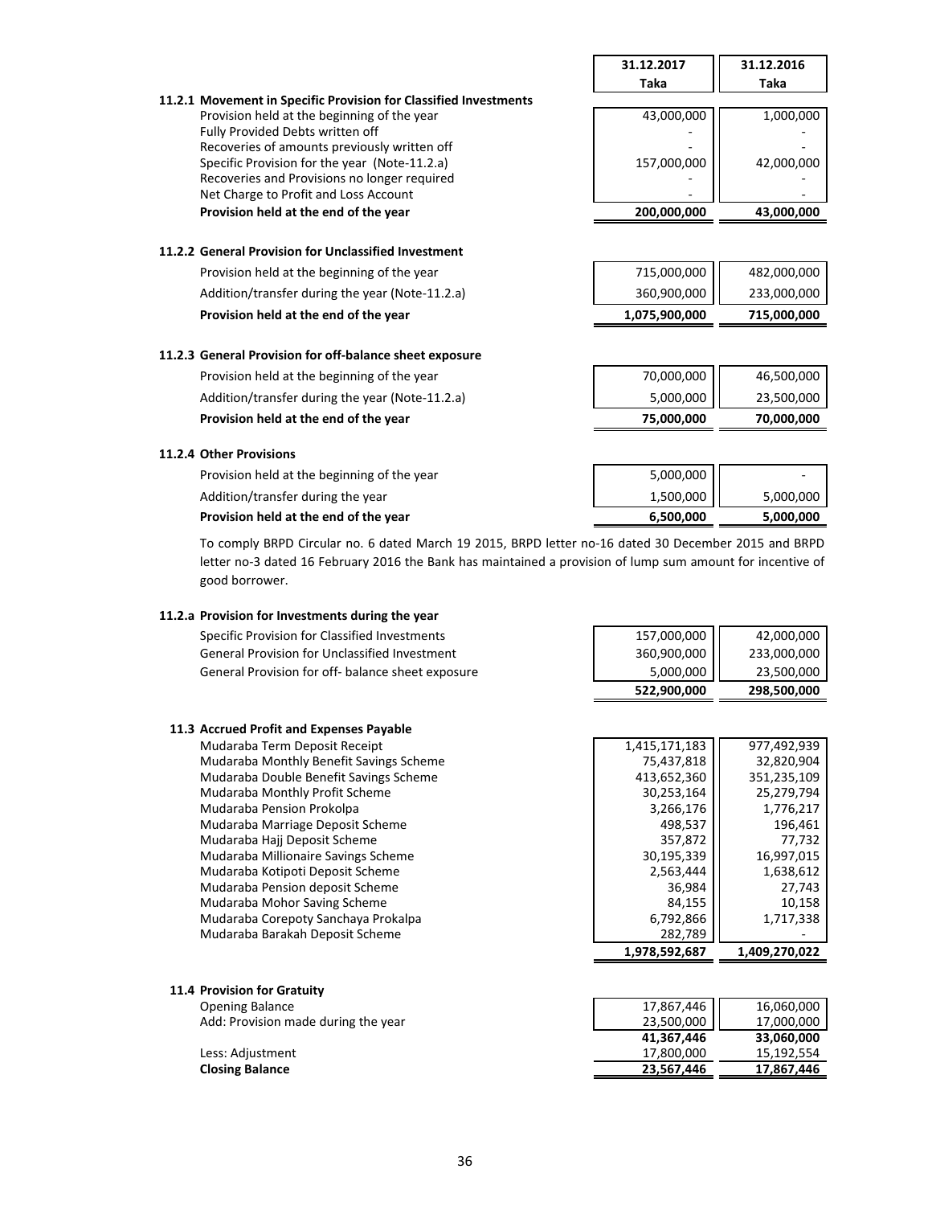| | 31.12.2017 Taka | 31.12.2016 Taka |
|---|---|---|
| **11.2.1 Movement in Specific Provision for Classified Investments** | | |
| Provision held at the beginning of the year | 43,000,000 | 1,000,000 |
| Fully Provided Debts written off | - | - |
| Recoveries of amounts previously written off | - | - |
| Specific Provision for the year (Note-11.2.a) | 157,000,000 | 42,000,000 |
| Recoveries and Provisions no longer required | - | - |
| Net Charge to Profit and Loss Account | - | - |
| **Provision held at the end of the year** | **200,000,000** | **43,000,000** |

**11.2.2 General Provision for Unclassified Investment**

| | 31.12.2017 Taka | 31.12.2016 Taka |
|---|---|---|
| Provision held at the beginning of the year | 715,000,000 | 482,000,000 |
| Addition/transfer during the year (Note-11.2.a) | 360,900,000 | 233,000,000 |
| **Provision held at the end of the year** | **1,075,900,000** | **715,000,000** |

**11.2.3 General Provision for off-balance sheet exposure**

| | 31.12.2017 Taka | 31.12.2016 Taka |
|---|---|---|
| Provision held at the beginning of the year | 70,000,000 | 46,500,000 |
| Addition/transfer during the year (Note-11.2.a) | 5,000,000 | 23,500,000 |
| **Provision held at the end of the year** | **75,000,000** | **70,000,000** |

**11.2.4 Other Provisions**

| | 31.12.2017 Taka | 31.12.2016 Taka |
|---|---|---|
| Provision held at the beginning of the year | 5,000,000 | - |
| Addition/transfer during the year | 1,500,000 | 5,000,000 |
| **Provision held at the end of the year** | **6,500,000** | **5,000,000** |

To comply BRPD Circular no. 6 dated March 19 2015, BRPD letter no-16 dated 30 December 2015 and BRPD letter no-3 dated 16 February 2016 the Bank has maintained a provision of lump sum amount for incentive of good borrower.

**11.2.a Provision for Investments during the year**

| | 31.12.2017 Taka | 31.12.2016 Taka |
|---|---|---|
| Specific Provision for Classified Investments | 157,000,000 | 42,000,000 |
| General Provision for Unclassified Investment | 360,900,000 | 233,000,000 |
| General Provision for off- balance sheet exposure | 5,000,000 | 23,500,000 |
| | **522,900,000** | **298,500,000** |

**11.3 Accrued Profit and Expenses Payable**

| | 31.12.2017 Taka | 31.12.2016 Taka |
|---|---|---|
| Mudaraba Term Deposit Receipt | 1,415,171,183 | 977,492,939 |
| Mudaraba Monthly Benefit Savings Scheme | 75,437,818 | 32,820,904 |
| Mudaraba Double Benefit Savings Scheme | 413,652,360 | 351,235,109 |
| Mudaraba Monthly Profit Scheme | 30,253,164 | 25,279,794 |
| Mudaraba Pension Prokolpa | 3,266,176 | 1,776,217 |
| Mudaraba Marriage Deposit Scheme | 498,537 | 196,461 |
| Mudaraba Hajj Deposit Scheme | 357,872 | 77,732 |
| Mudaraba Millionaire Savings Scheme | 30,195,339 | 16,997,015 |
| Mudaraba Kotipoti Deposit Scheme | 2,563,444 | 1,638,612 |
| Mudaraba Pension deposit Scheme | 36,984 | 27,743 |
| Mudaraba Mohor Saving Scheme | 84,155 | 10,158 |
| Mudaraba Corepoty Sanchaya Prokalpa | 6,792,866 | 1,717,338 |
| Mudaraba Barakah Deposit Scheme | 282,789 | - |
| | **1,978,592,687** | **1,409,270,022** |

**11.4 Provision for Gratuity**

| | 31.12.2017 Taka | 31.12.2016 Taka |
|---|---|---|
| Opening Balance | 17,867,446 | 16,060,000 |
| Add: Provision made during the year | 23,500,000 | 17,000,000 |
| | **41,367,446** | **33,060,000** |
| Less: Adjustment | 17,800,000 | 15,192,554 |
| **Closing Balance** | **23,567,446** | **17,867,446** |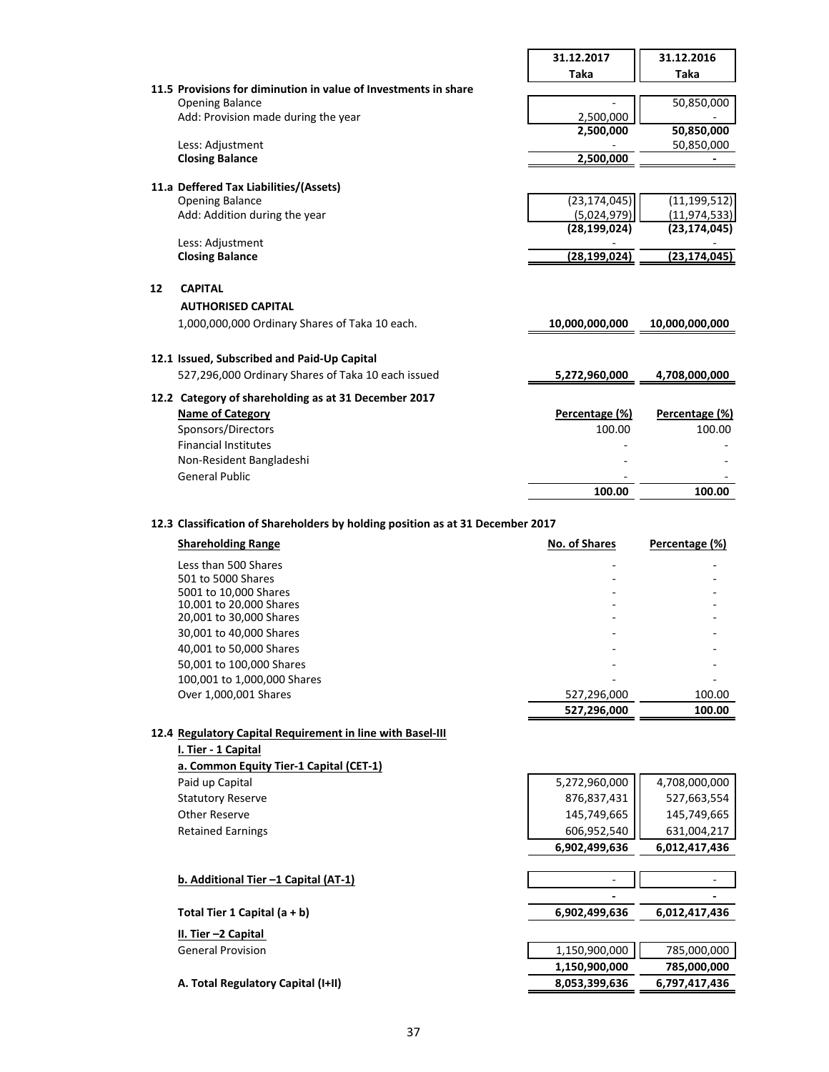| | 31.12.2017 Taka | 31.12.2016 Taka |
|---|---|---|
| **11.5 Provisions for diminution in value of Investments in share** | | |
| Opening Balance | - | 50,850,000 |
| Add: Provision made during the year | 2,500,000 | - |
| | **2,500,000** | **50,850,000** |
| Less: Adjustment | - | 50,850,000 |
| **Closing Balance** | **2,500,000** | **-** |
| **11.a Deffered Tax Liabilities/(Assets)** | | |
| Opening Balance | (23,174,045) | (11,199,512) |
| Add: Addition during the year | (5,024,979) | (11,974,533) |
| | **(28,199,024)** | **(23,174,045)** |
| Less: Adjustment | - | - |
| **Closing Balance** | **(28,199,024)** | **(23,174,045)** |

## 12 CAPITAL

**AUTHORISED CAPITAL**

| | 31.12.2017 Taka | 31.12.2016 Taka |
|---|---|---|
| 1,000,000,000 Ordinary Shares of Taka 10 each. | **10,000,000,000** | **10,000,000,000** |

**12.1 Issued, Subscribed and Paid-Up Capital**

| | 31.12.2017 Taka | 31.12.2016 Taka |
|---|---|---|
| 527,296,000 Ordinary Shares of Taka 10 each issued | **5,272,960,000** | **4,708,000,000** |

**12.2 Category of shareholding as at 31 December 2017**

| Name of Category | Percentage (%) | Percentage (%) |
|---|---|---|
| Sponsors/Directors | 100.00 | 100.00 |
| Financial Institutes | - | - |
| Non-Resident Bangladeshi | - | - |
| General Public | - | - |
| | **100.00** | **100.00** |

**12.3 Classification of Shareholders by holding position as at 31 December 2017**

| Shareholding Range | No. of Shares | Percentage (%) |
|---|---|---|
| Less than 500 Shares | - | - |
| 501 to 5000 Shares | - | - |
| 5001 to 10,000 Shares | - | - |
| 10,001 to 20,000 Shares | - | - |
| 20,001 to 30,000 Shares | - | - |
| 30,001 to 40,000 Shares | - | - |
| 40,001 to 50,000 Shares | - | - |
| 50,001 to 100,000 Shares | - | - |
| 100,001 to 1,000,000 Shares | - | - |
| Over 1,000,001 Shares | 527,296,000 | 100.00 |
| | **527,296,000** | **100.00** |

**12.4 Regulatory Capital Requirement in line with Basel-III**

| | 31.12.2017 Taka | 31.12.2016 Taka |
|---|---|---|
| **I. Tier - 1 Capital** | | |
| **a. Common Equity Tier-1 Capital (CET-1)** | | |
| Paid up Capital | 5,272,960,000 | 4,708,000,000 |
| Statutory Reserve | 876,837,431 | 527,663,554 |
| Other Reserve | 145,749,665 | 145,749,665 |
| Retained Earnings | 606,952,540 | 631,004,217 |
| | **6,902,499,636** | **6,012,417,436** |
| **b. Additional Tier –1 Capital (AT-1)** | - | - |
| | **-** | **-** |
| **Total Tier 1 Capital (a + b)** | **6,902,499,636** | **6,012,417,436** |
| **II. Tier –2 Capital** | | |
| General Provision | 1,150,900,000 | 785,000,000 |
| | **1,150,900,000** | **785,000,000** |
| **A. Total Regulatory Capital (I+II)** | **8,053,399,636** | **6,797,417,436** |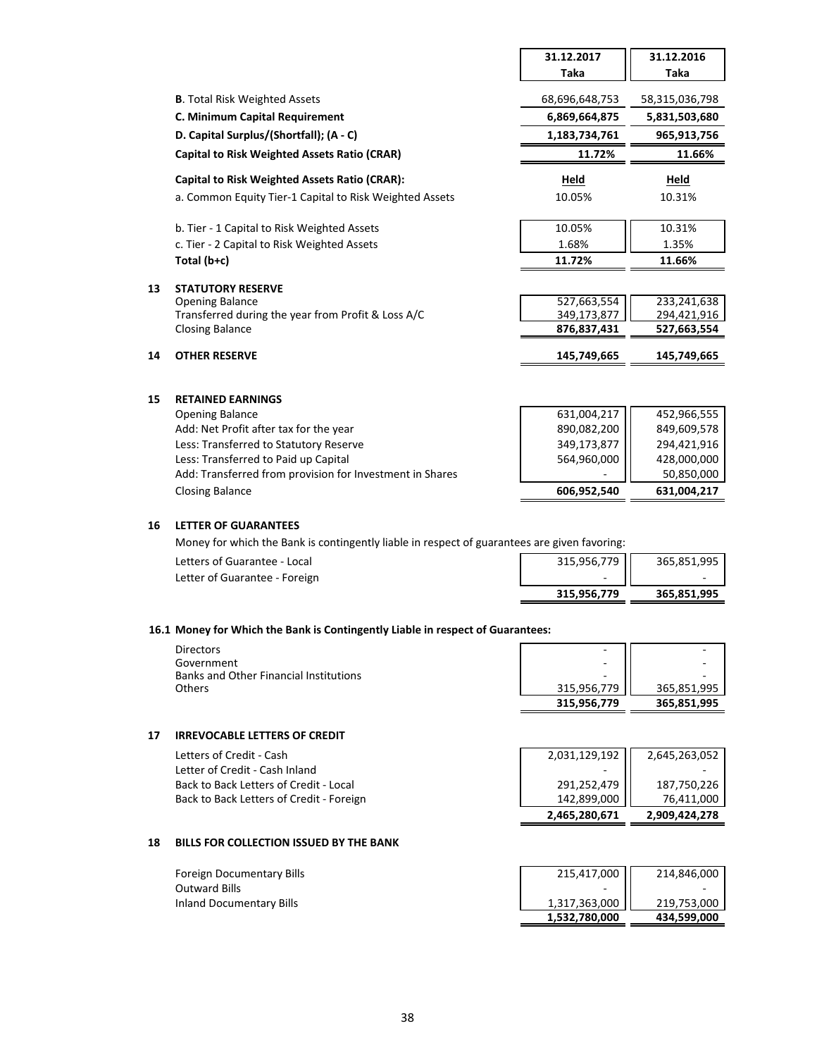| | 31.12.2017 Taka | 31.12.2016 Taka |
|---|---|---|
| **B**. Total Risk Weighted Assets | 68,696,648,753 | 58,315,036,798 |
| **C. Minimum Capital Requirement** | **6,869,664,875** | **5,831,503,680** |
| **D. Capital Surplus/(Shortfall); (A - C)** | **1,183,734,761** | **965,913,756** |
| **Capital to Risk Weighted Assets Ratio (CRAR)** | **11.72%** | **11.66%** |
| **Capital to Risk Weighted Assets Ratio (CRAR):** | **Held** | **Held** |
| a. Common Equity Tier-1 Capital to Risk Weighted Assets | 10.05% | 10.31% |
| b. Tier - 1 Capital to Risk Weighted Assets | 10.05% | 10.31% |
| c. Tier - 2 Capital to Risk Weighted Assets | 1.68% | 1.35% |
| **Total (b+c)** | **11.72%** | **11.66%** |

## 13 STATUTORY RESERVE

| | 31.12.2017 | 31.12.2016 |
|---|---|---|
| Opening Balance | 527,663,554 | 233,241,638 |
| Transferred during the year from Profit & Loss A/C | 349,173,877 | 294,421,916 |
| Closing Balance | **876,837,431** | **527,663,554** |

## 14 OTHER RESERVE

| | 31.12.2017 | 31.12.2016 |
|---|---|---|
| **OTHER RESERVE** | **145,749,665** | **145,749,665** |

## 15 RETAINED EARNINGS

| | 31.12.2017 | 31.12.2016 |
|---|---|---|
| Opening Balance | 631,004,217 | 452,966,555 |
| Add: Net Profit after tax for the year | 890,082,200 | 849,609,578 |
| Less: Transferred to Statutory Reserve | 349,173,877 | 294,421,916 |
| Less: Transferred to Paid up Capital | 564,960,000 | 428,000,000 |
| Add: Transferred from provision for Investment in Shares | - | 50,850,000 |
| Closing Balance | **606,952,540** | **631,004,217** |

## 16 LETTER OF GUARANTEES

Money for which the Bank is contingently liable in respect of guarantees are given favoring:

| | 31.12.2017 | 31.12.2016 |
|---|---|---|
| Letters of Guarantee - Local | 315,956,779 | 365,851,995 |
| Letter of Guarantee - Foreign | - | - |
| | **315,956,779** | **365,851,995** |

### 16.1 Money for Which the Bank is Contingently Liable in respect of Guarantees:

| | 31.12.2017 | 31.12.2016 |
|---|---|---|
| Directors | - | - |
| Government | - | - |
| Banks and Other Financial Institutions | - | - |
| Others | 315,956,779 | 365,851,995 |
| | **315,956,779** | **365,851,995** |

## 17 IRREVOCABLE LETTERS OF CREDIT

| | 31.12.2017 | 31.12.2016 |
|---|---|---|
| Letters of Credit - Cash | 2,031,129,192 | 2,645,263,052 |
| Letter of Credit - Cash Inland | - | - |
| Back to Back Letters of Credit - Local | 291,252,479 | 187,750,226 |
| Back to Back Letters of Credit - Foreign | 142,899,000 | 76,411,000 |
| | **2,465,280,671** | **2,909,424,278** |

## 18 BILLS FOR COLLECTION ISSUED BY THE BANK

| | 31.12.2017 | 31.12.2016 |
|---|---|---|
| Foreign Documentary Bills | 215,417,000 | 214,846,000 |
| Outward Bills | - | - |
| Inland Documentary Bills | 1,317,363,000 | 219,753,000 |
| | **1,532,780,000** | **434,599,000** |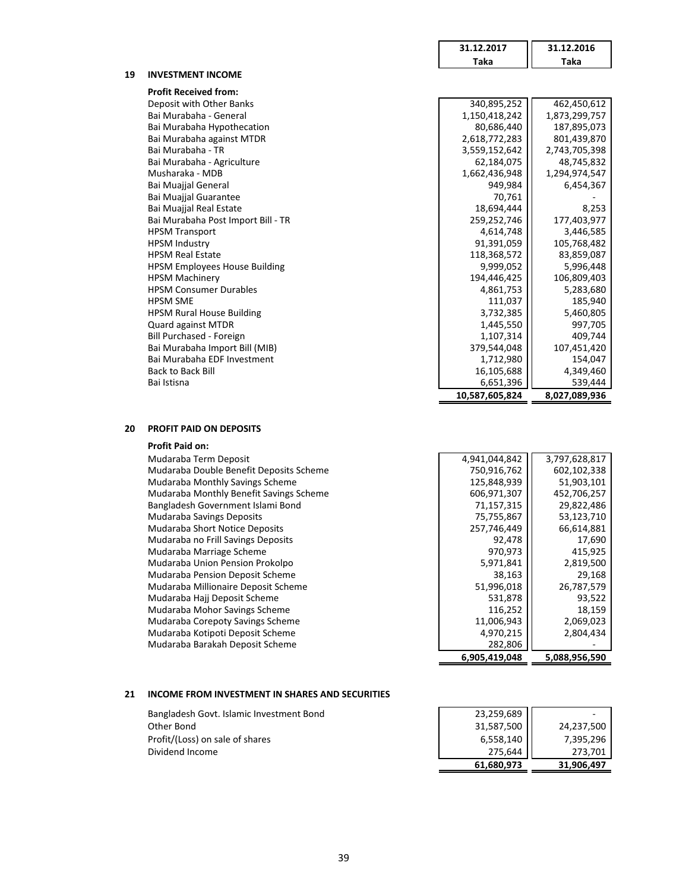| | 31.12.2017 Taka | 31.12.2016 Taka |
|---|---|---|

## 19 INVESTMENT INCOME

| Profit Received from: | 31.12.2017 Taka | 31.12.2016 Taka |
|---|---|---|
| Deposit with Other Banks | 340,895,252 | 462,450,612 |
| Bai Murabaha - General | 1,150,418,242 | 1,873,299,757 |
| Bai Murabaha Hypothecation | 80,686,440 | 187,895,073 |
| Bai Murabaha against MTDR | 2,618,772,283 | 801,439,870 |
| Bai Murabaha - TR | 3,559,152,642 | 2,743,705,398 |
| Bai Murabaha - Agriculture | 62,184,075 | 48,745,832 |
| Musharaka - MDB | 1,662,436,948 | 1,294,974,547 |
| Bai Muajjal General | 949,984 | 6,454,367 |
| Bai Muajjal Guarantee | 70,761 | - |
| Bai Muajjal Real Estate | 18,694,444 | 8,253 |
| Bai Murabaha Post Import Bill - TR | 259,252,746 | 177,403,977 |
| HPSM Transport | 4,614,748 | 3,446,585 |
| HPSM Industry | 91,391,059 | 105,768,482 |
| HPSM Real Estate | 118,368,572 | 83,859,087 |
| HPSM Employees House Building | 9,999,052 | 5,996,448 |
| HPSM Machinery | 194,446,425 | 106,809,403 |
| HPSM Consumer Durables | 4,861,753 | 5,283,680 |
| HPSM SME | 111,037 | 185,940 |
| HPSM Rural House Building | 3,732,385 | 5,460,805 |
| Quard against MTDR | 1,445,550 | 997,705 |
| Bill Purchased - Foreign | 1,107,314 | 409,744 |
| Bai Murabaha Import Bill (MIB) | 379,544,048 | 107,451,420 |
| Bai Murabaha EDF Investment | 1,712,980 | 154,047 |
| Back to Back Bill | 16,105,688 | 4,349,460 |
| Bai Istisna | 6,651,396 | 539,444 |
| | **10,587,605,824** | **8,027,089,936** |

## 20 PROFIT PAID ON DEPOSITS

| Profit Paid on: | 31.12.2017 Taka | 31.12.2016 Taka |
|---|---|---|
| Mudaraba Term Deposit | 4,941,044,842 | 3,797,628,817 |
| Mudaraba Double Benefit Deposits Scheme | 750,916,762 | 602,102,338 |
| Mudaraba Monthly Savings Scheme | 125,848,939 | 51,903,101 |
| Mudaraba Monthly Benefit Savings Scheme | 606,971,307 | 452,706,257 |
| Bangladesh Government Islami Bond | 71,157,315 | 29,822,486 |
| Mudaraba Savings Deposits | 75,755,867 | 53,123,710 |
| Mudaraba Short Notice Deposits | 257,746,449 | 66,614,881 |
| Mudaraba no Frill Savings Deposits | 92,478 | 17,690 |
| Mudaraba Marriage Scheme | 970,973 | 415,925 |
| Mudaraba Union Pension Prokolpo | 5,971,841 | 2,819,500 |
| Mudaraba Pension Deposit Scheme | 38,163 | 29,168 |
| Mudaraba Millionaire Deposit Scheme | 51,996,018 | 26,787,579 |
| Mudaraba Hajj Deposit Scheme | 531,878 | 93,522 |
| Mudaraba Mohor Savings Scheme | 116,252 | 18,159 |
| Mudaraba Corepoty Savings Scheme | 11,006,943 | 2,069,023 |
| Mudaraba Kotipoti Deposit Scheme | 4,970,215 | 2,804,434 |
| Mudaraba Barakah Deposit Scheme | 282,806 | - |
| | **6,905,419,048** | **5,088,956,590** |

## 21 INCOME FROM INVESTMENT IN SHARES AND SECURITIES

| | 31.12.2017 Taka | 31.12.2016 Taka |
|---|---|---|
| Bangladesh Govt. Islamic Investment Bond | 23,259,689 | - |
| Other Bond | 31,587,500 | 24,237,500 |
| Profit/(Loss) on sale of shares | 6,558,140 | 7,395,296 |
| Dividend Income | 275,644 | 273,701 |
| | **61,680,973** | **31,906,497** |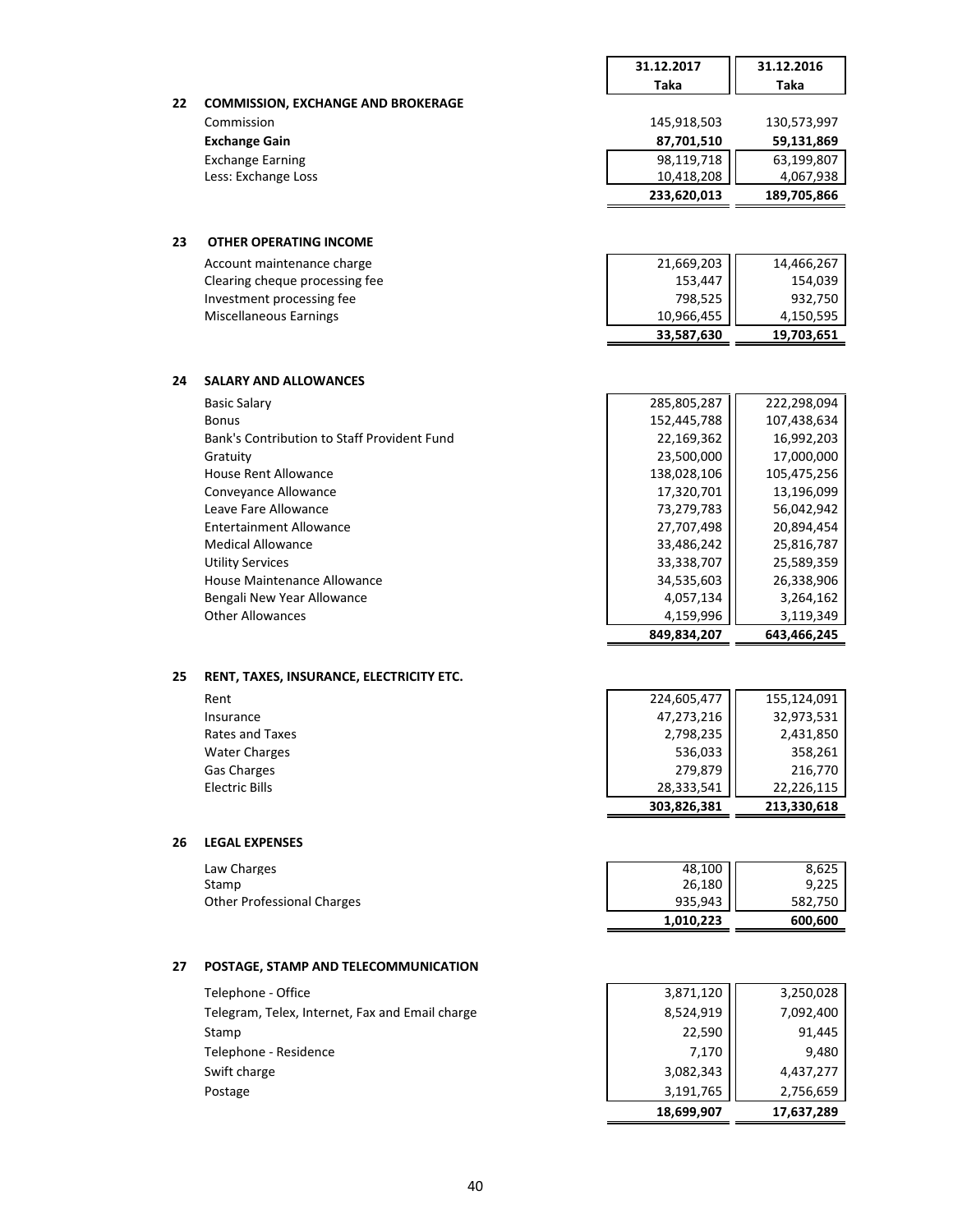| | | 31.12.2017 Taka | 31.12.2016 Taka |
|---|---|---|---|
| **22** | **COMMISSION, EXCHANGE AND BROKERAGE** | | |
| | Commission | 145,918,503 | 130,573,997 |
| | **Exchange Gain** | **87,701,510** | **59,131,869** |
| | Exchange Earning | 98,119,718 | 63,199,807 |
| | Less: Exchange Loss | 10,418,208 | 4,067,938 |
| | | **233,620,013** | **189,705,866** |
| **23** | **OTHER OPERATING INCOME** | | |
| | Account maintenance charge | 21,669,203 | 14,466,267 |
| | Clearing cheque processing fee | 153,447 | 154,039 |
| | Investment processing fee | 798,525 | 932,750 |
| | Miscellaneous Earnings | 10,966,455 | 4,150,595 |
| | | **33,587,630** | **19,703,651** |
| **24** | **SALARY AND ALLOWANCES** | | |
| | Basic Salary | 285,805,287 | 222,298,094 |
| | Bonus | 152,445,788 | 107,438,634 |
| | Bank's Contribution to Staff Provident Fund | 22,169,362 | 16,992,203 |
| | Gratuity | 23,500,000 | 17,000,000 |
| | House Rent Allowance | 138,028,106 | 105,475,256 |
| | Conveyance Allowance | 17,320,701 | 13,196,099 |
| | Leave Fare Allowance | 73,279,783 | 56,042,942 |
| | Entertainment Allowance | 27,707,498 | 20,894,454 |
| | Medical Allowance | 33,486,242 | 25,816,787 |
| | Utility Services | 33,338,707 | 25,589,359 |
| | House Maintenance Allowance | 34,535,603 | 26,338,906 |
| | Bengali New Year Allowance | 4,057,134 | 3,264,162 |
| | Other Allowances | 4,159,996 | 3,119,349 |
| | | **849,834,207** | **643,466,245** |
| **25** | **RENT, TAXES, INSURANCE, ELECTRICITY ETC.** | | |
| | Rent | 224,605,477 | 155,124,091 |
| | Insurance | 47,273,216 | 32,973,531 |
| | Rates and Taxes | 2,798,235 | 2,431,850 |
| | Water Charges | 536,033 | 358,261 |
| | Gas Charges | 279,879 | 216,770 |
| | Electric Bills | 28,333,541 | 22,226,115 |
| | | **303,826,381** | **213,330,618** |
| **26** | **LEGAL EXPENSES** | | |
| | Law Charges | 48,100 | 8,625 |
| | Stamp | 26,180 | 9,225 |
| | Other Professional Charges | 935,943 | 582,750 |
| | | **1,010,223** | **600,600** |
| **27** | **POSTAGE, STAMP AND TELECOMMUNICATION** | | |
| | Telephone - Office | 3,871,120 | 3,250,028 |
| | Telegram, Telex, Internet, Fax and Email charge | 8,524,919 | 7,092,400 |
| | Stamp | 22,590 | 91,445 |
| | Telephone - Residence | 7,170 | 9,480 |
| | Swift charge | 3,082,343 | 4,437,277 |
| | Postage | 3,191,765 | 2,756,659 |
| | | **18,699,907** | **17,637,289** |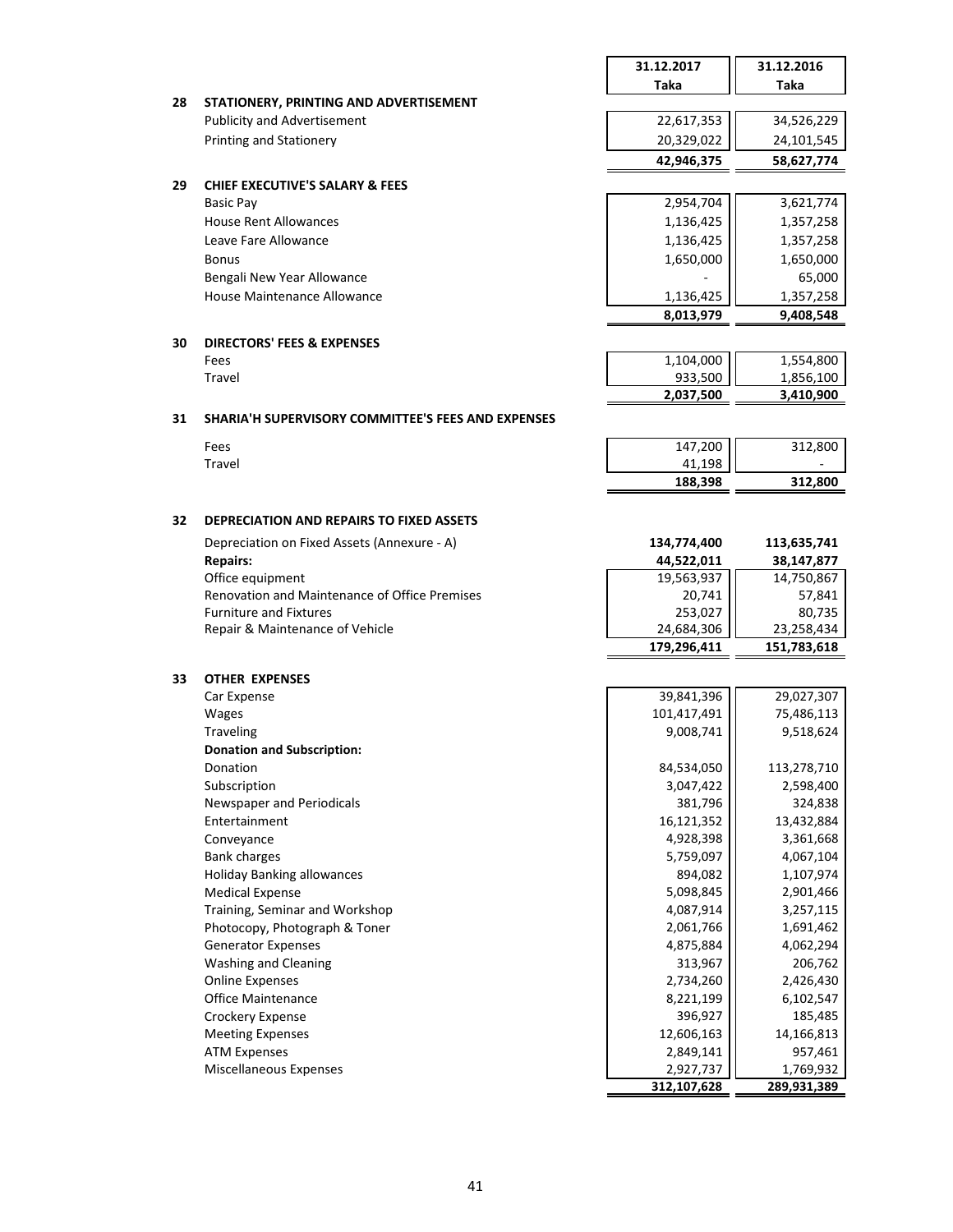| | | 31.12.2017 Taka | 31.12.2016 Taka |
|---|---|---|---|
| **28** | **STATIONERY, PRINTING AND ADVERTISEMENT** | | |
| | Publicity and Advertisement | 22,617,353 | 34,526,229 |
| | Printing and Stationery | 20,329,022 | 24,101,545 |
| | | **42,946,375** | **58,627,774** |
| **29** | **CHIEF EXECUTIVE'S SALARY & FEES** | | |
| | Basic Pay | 2,954,704 | 3,621,774 |
| | House Rent Allowances | 1,136,425 | 1,357,258 |
| | Leave Fare Allowance | 1,136,425 | 1,357,258 |
| | Bonus | 1,650,000 | 1,650,000 |
| | Bengali New Year Allowance | - | 65,000 |
| | House Maintenance Allowance | 1,136,425 | 1,357,258 |
| | | **8,013,979** | **9,408,548** |
| **30** | **DIRECTORS' FEES & EXPENSES** | | |
| | Fees | 1,104,000 | 1,554,800 |
| | Travel | 933,500 | 1,856,100 |
| | | **2,037,500** | **3,410,900** |
| **31** | **SHARIA'H SUPERVISORY COMMITTEE'S FEES AND EXPENSES** | | |
| | Fees | 147,200 | 312,800 |
| | Travel | 41,198 | - |
| | | **188,398** | **312,800** |
| **32** | **DEPRECIATION AND REPAIRS TO FIXED ASSETS** | | |
| | Depreciation on Fixed Assets (Annexure - A) | **134,774,400** | **113,635,741** |
| | **Repairs:** | **44,522,011** | **38,147,877** |
| | Office equipment | 19,563,937 | 14,750,867 |
| | Renovation and Maintenance of Office Premises | 20,741 | 57,841 |
| | Furniture and Fixtures | 253,027 | 80,735 |
| | Repair & Maintenance of Vehicle | 24,684,306 | 23,258,434 |
| | | **179,296,411** | **151,783,618** |
| **33** | **OTHER EXPENSES** | | |
| | Car Expense | 39,841,396 | 29,027,307 |
| | Wages | 101,417,491 | 75,486,113 |
| | Traveling | 9,008,741 | 9,518,624 |
| | **Donation and Subscription:** | | |
| | Donation | 84,534,050 | 113,278,710 |
| | Subscription | 3,047,422 | 2,598,400 |
| | Newspaper and Periodicals | 381,796 | 324,838 |
| | Entertainment | 16,121,352 | 13,432,884 |
| | Conveyance | 4,928,398 | 3,361,668 |
| | Bank charges | 5,759,097 | 4,067,104 |
| | Holiday Banking allowances | 894,082 | 1,107,974 |
| | Medical Expense | 5,098,845 | 2,901,466 |
| | Training, Seminar and Workshop | 4,087,914 | 3,257,115 |
| | Photocopy, Photograph & Toner | 2,061,766 | 1,691,462 |
| | Generator Expenses | 4,875,884 | 4,062,294 |
| | Washing and Cleaning | 313,967 | 206,762 |
| | Online Expenses | 2,734,260 | 2,426,430 |
| | Office Maintenance | 8,221,199 | 6,102,547 |
| | Crockery Expense | 396,927 | 185,485 |
| | Meeting Expenses | 12,606,163 | 14,166,813 |
| | ATM Expenses | 2,849,141 | 957,461 |
| | Miscellaneous Expenses | 2,927,737 | 1,769,932 |
| | | **312,107,628** | **289,931,389** |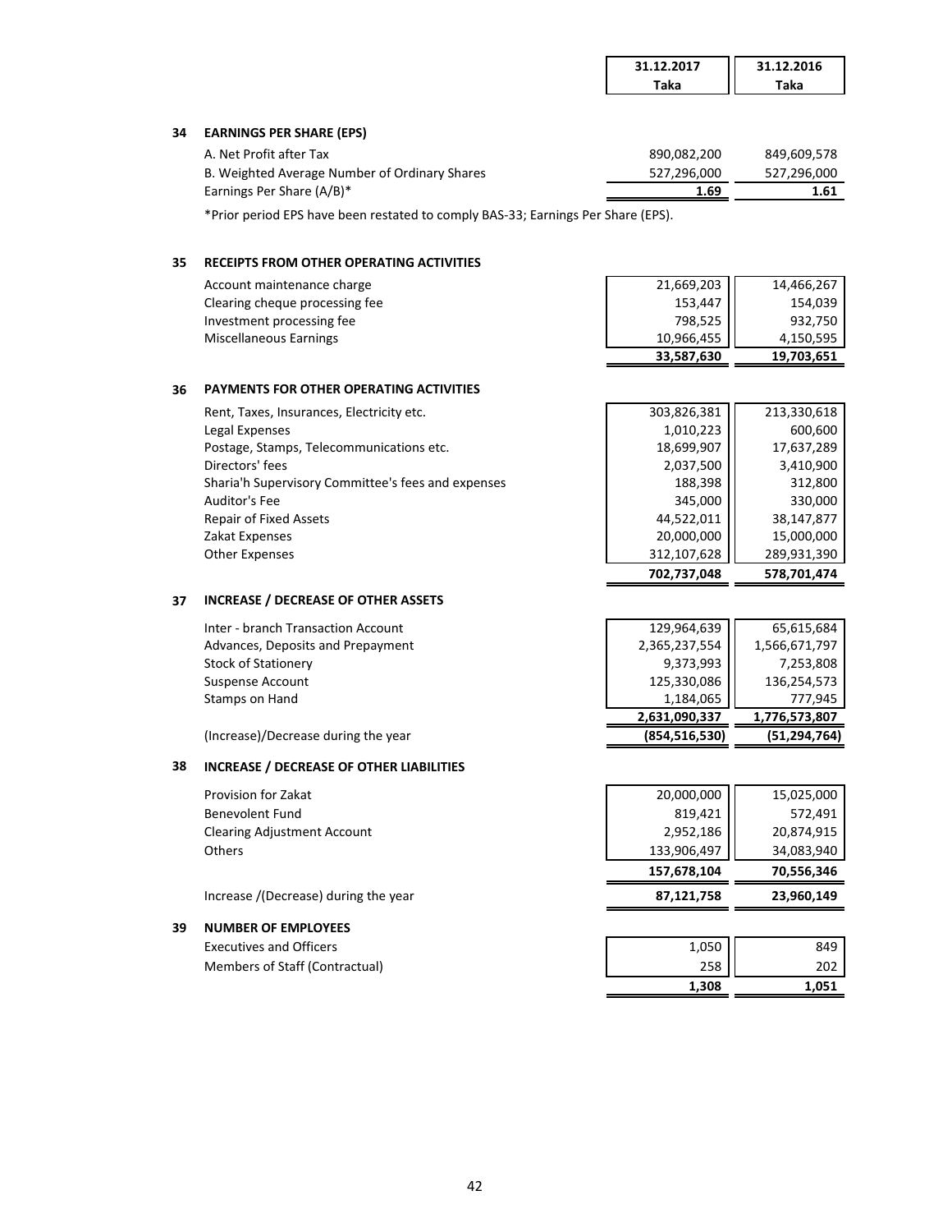| | | 31.12.2017 Taka | 31.12.2016 Taka |
|---|---|---|---|

## 34 EARNINGS PER SHARE (EPS)

| | 31.12.2017 Taka | 31.12.2016 Taka |
|---|---|---|
| A. Net Profit after Tax | 890,082,200 | 849,609,578 |
| B. Weighted Average Number of Ordinary Shares | 527,296,000 | 527,296,000 |
| Earnings Per Share (A/B)* | **1.69** | **1.61** |

*Prior period EPS have been restated to comply BAS-33; Earnings Per Share (EPS).

## 35 RECEIPTS FROM OTHER OPERATING ACTIVITIES

| | 31.12.2017 Taka | 31.12.2016 Taka |
|---|---|---|
| Account maintenance charge | 21,669,203 | 14,466,267 |
| Clearing cheque processing fee | 153,447 | 154,039 |
| Investment processing fee | 798,525 | 932,750 |
| Miscellaneous Earnings | 10,966,455 | 4,150,595 |
| | **33,587,630** | **19,703,651** |

## 36 PAYMENTS FOR OTHER OPERATING ACTIVITIES

| | 31.12.2017 Taka | 31.12.2016 Taka |
|---|---|---|
| Rent, Taxes, Insurances, Electricity etc. | 303,826,381 | 213,330,618 |
| Legal Expenses | 1,010,223 | 600,600 |
| Postage, Stamps, Telecommunications etc. | 18,699,907 | 17,637,289 |
| Directors' fees | 2,037,500 | 3,410,900 |
| Sharia'h Supervisory Committee's fees and expenses | 188,398 | 312,800 |
| Auditor's Fee | 345,000 | 330,000 |
| Repair of Fixed Assets | 44,522,011 | 38,147,877 |
| Zakat Expenses | 20,000,000 | 15,000,000 |
| Other Expenses | 312,107,628 | 289,931,390 |
| | **702,737,048** | **578,701,474** |

## 37 INCREASE / DECREASE OF OTHER ASSETS

| | 31.12.2017 Taka | 31.12.2016 Taka |
|---|---|---|
| Inter - branch Transaction Account | 129,964,639 | 65,615,684 |
| Advances, Deposits and Prepayment | 2,365,237,554 | 1,566,671,797 |
| Stock of Stationery | 9,373,993 | 7,253,808 |
| Suspense Account | 125,330,086 | 136,254,573 |
| Stamps on Hand | 1,184,065 | 777,945 |
| | **2,631,090,337** | **1,776,573,807** |
| (Increase)/Decrease during the year | **(854,516,530)** | **(51,294,764)** |

## 38 INCREASE / DECREASE OF OTHER LIABILITIES

| | 31.12.2017 Taka | 31.12.2016 Taka |
|---|---|---|
| Provision for Zakat | 20,000,000 | 15,025,000 |
| Benevolent Fund | 819,421 | 572,491 |
| Clearing Adjustment Account | 2,952,186 | 20,874,915 |
| Others | 133,906,497 | 34,083,940 |
| | **157,678,104** | **70,556,346** |
| Increase /(Decrease) during the year | **87,121,758** | **23,960,149** |

## 39 NUMBER OF EMPLOYEES

| | 31.12.2017 | 31.12.2016 |
|---|---|---|
| Executives and Officers | 1,050 | 849 |
| Members of Staff (Contractual) | 258 | 202 |
| | **1,308** | **1,051** |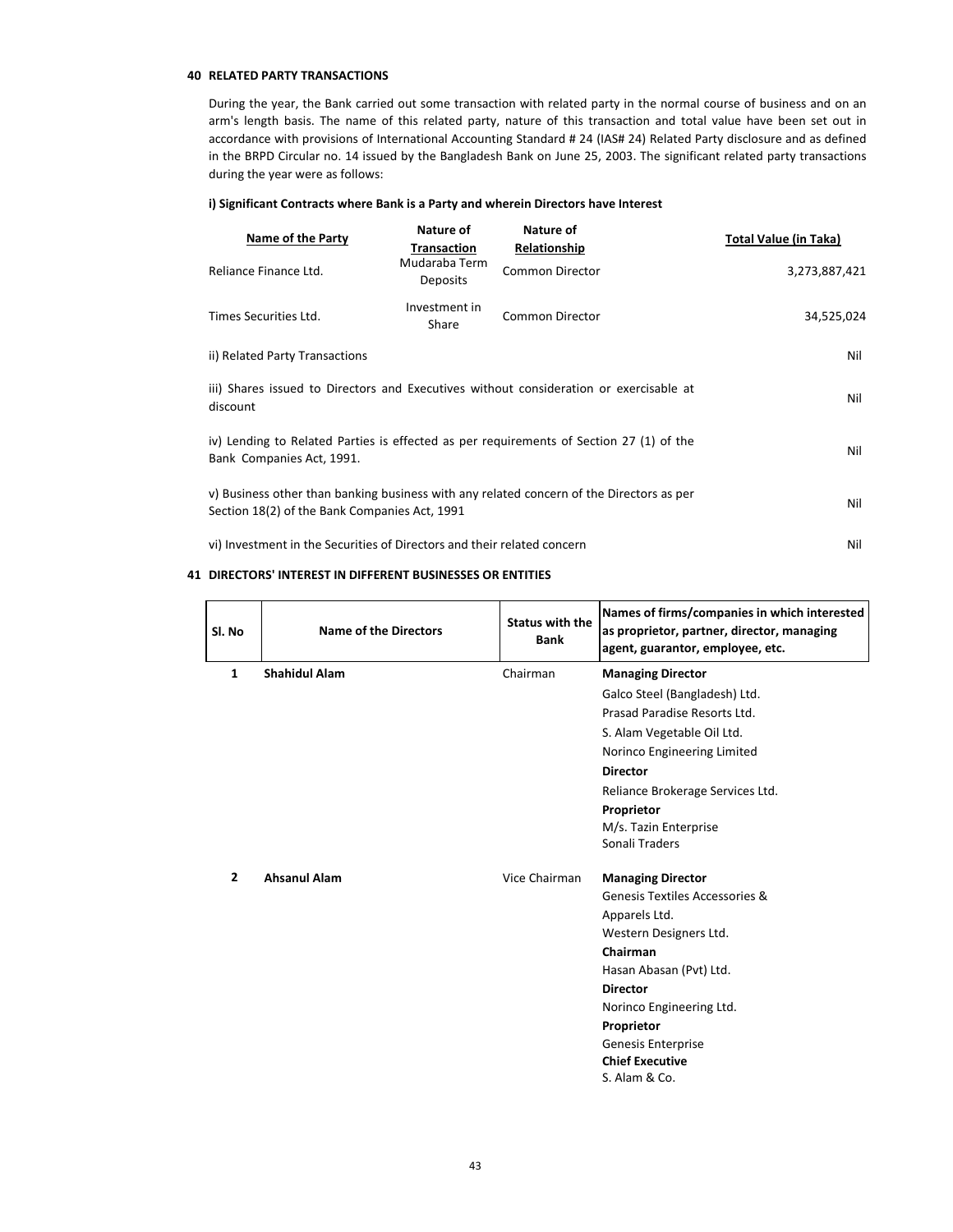## 40 RELATED PARTY TRANSACTIONS

During the year, the Bank carried out some transaction with related party in the normal course of business and on an arm's length basis. The name of this related party, nature of this transaction and total value have been set out in accordance with provisions of International Accounting Standard # 24 (IAS# 24) Related Party disclosure and as defined in the BRPD Circular no. 14 issued by the Bangladesh Bank on June 25, 2003. The significant related party transactions during the year were as follows:

**i) Significant Contracts where Bank is a Party and wherein Directors have Interest**

| Name of the Party | Nature of Transaction | Nature of Relationship | Total Value (in Taka) |
|---|---|---|---|
| Reliance Finance Ltd. | Mudaraba Term Deposits | Common Director | 3,273,887,421 |
| Times Securities Ltd. | Investment in Share | Common Director | 34,525,024 |

| | |
|---|---|
| ii) Related Party Transactions | Nil |
| iii) Shares issued to Directors and Executives without consideration or exercisable at discount | Nil |
| iv) Lending to Related Parties is effected as per requirements of Section 27 (1) of the Bank Companies Act, 1991. | Nil |
| v) Business other than banking business with any related concern of the Directors as per Section 18(2) of the Bank Companies Act, 1991 | Nil |
| vi) Investment in the Securities of Directors and their related concern | Nil |

## 41 DIRECTORS' INTEREST IN DIFFERENT BUSINESSES OR ENTITIES

| Sl. No | Name of the Directors | Status with the Bank | Names of firms/companies in which interested as proprietor, partner, director, managing agent, guarantor, employee, etc. |
|---|---|---|---|
| 1 | **Shahidul Alam** | Chairman | **Managing Director**<br>Galco Steel (Bangladesh) Ltd.<br>Prasad Paradise Resorts Ltd.<br>S. Alam Vegetable Oil Ltd.<br>Norinco Engineering Limited<br>**Director**<br>Reliance Brokerage Services Ltd.<br>**Proprietor**<br>M/s. Tazin Enterprise<br>Sonali Traders |
| 2 | **Ahsanul Alam** | Vice Chairman | **Managing Director**<br>Genesis Textiles Accessories & Apparels Ltd.<br>Western Designers Ltd.<br>**Chairman**<br>Hasan Abasan (Pvt) Ltd.<br>**Director**<br>Norinco Engineering Ltd.<br>**Proprietor**<br>Genesis Enterprise<br>**Chief Executive**<br>S. Alam & Co. |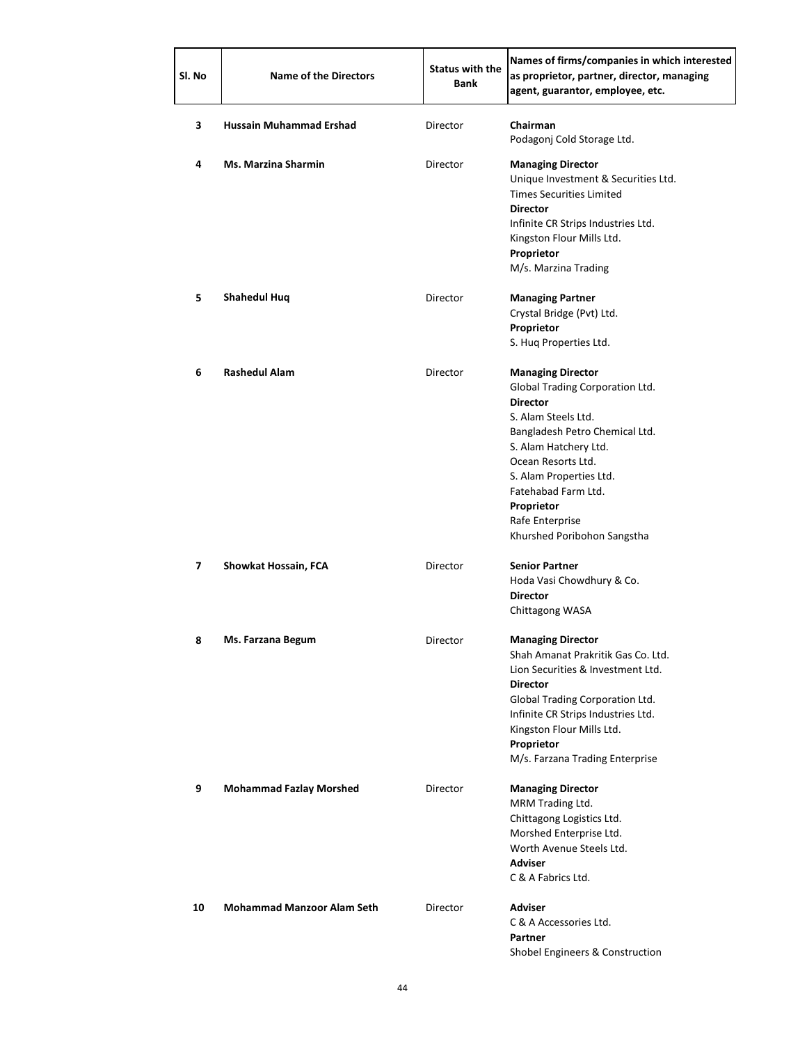| Sl. No | Name of the Directors | Status with the Bank | Names of firms/companies in which interested as proprietor, partner, director, managing agent, guarantor, employee, etc. |
|---|---|---|---|
| 3 | **Hussain Muhammad Ershad** | Director | **Chairman**<br>Podagonj Cold Storage Ltd. |
| 4 | **Ms. Marzina Sharmin** | Director | **Managing Director**<br>Unique Investment & Securities Ltd.<br>Times Securities Limited<br>**Director**<br>Infinite CR Strips Industries Ltd.<br>Kingston Flour Mills Ltd.<br>**Proprietor**<br>M/s. Marzina Trading |
| 5 | **Shahedul Huq** | Director | **Managing Partner**<br>Crystal Bridge (Pvt) Ltd.<br>**Proprietor**<br>S. Huq Properties Ltd. |
| 6 | **Rashedul Alam** | Director | **Managing Director**<br>Global Trading Corporation Ltd.<br>**Director**<br>S. Alam Steels Ltd.<br>Bangladesh Petro Chemical Ltd.<br>S. Alam Hatchery Ltd.<br>Ocean Resorts Ltd.<br>S. Alam Properties Ltd.<br>Fatehabad Farm Ltd.<br>**Proprietor**<br>Rafe Enterprise<br>Khurshed Poribohon Sangstha |
| 7 | **Showkat Hossain, FCA** | Director | **Senior Partner**<br>Hoda Vasi Chowdhury & Co.<br>**Director**<br>Chittagong WASA |
| 8 | **Ms. Farzana Begum** | Director | **Managing Director**<br>Shah Amanat Prakritik Gas Co. Ltd.<br>Lion Securities & Investment Ltd.<br>**Director**<br>Global Trading Corporation Ltd.<br>Infinite CR Strips Industries Ltd.<br>Kingston Flour Mills Ltd.<br>**Proprietor**<br>M/s. Farzana Trading Enterprise |
| 9 | **Mohammad Fazlay Morshed** | Director | **Managing Director**<br>MRM Trading Ltd.<br>Chittagong Logistics Ltd.<br>Morshed Enterprise Ltd.<br>Worth Avenue Steels Ltd.<br>**Adviser**<br>C & A Fabrics Ltd. |
| 10 | **Mohammad Manzoor Alam Seth** | Director | **Adviser**<br>C & A Accessories Ltd.<br>**Partner**<br>Shobel Engineers & Construction |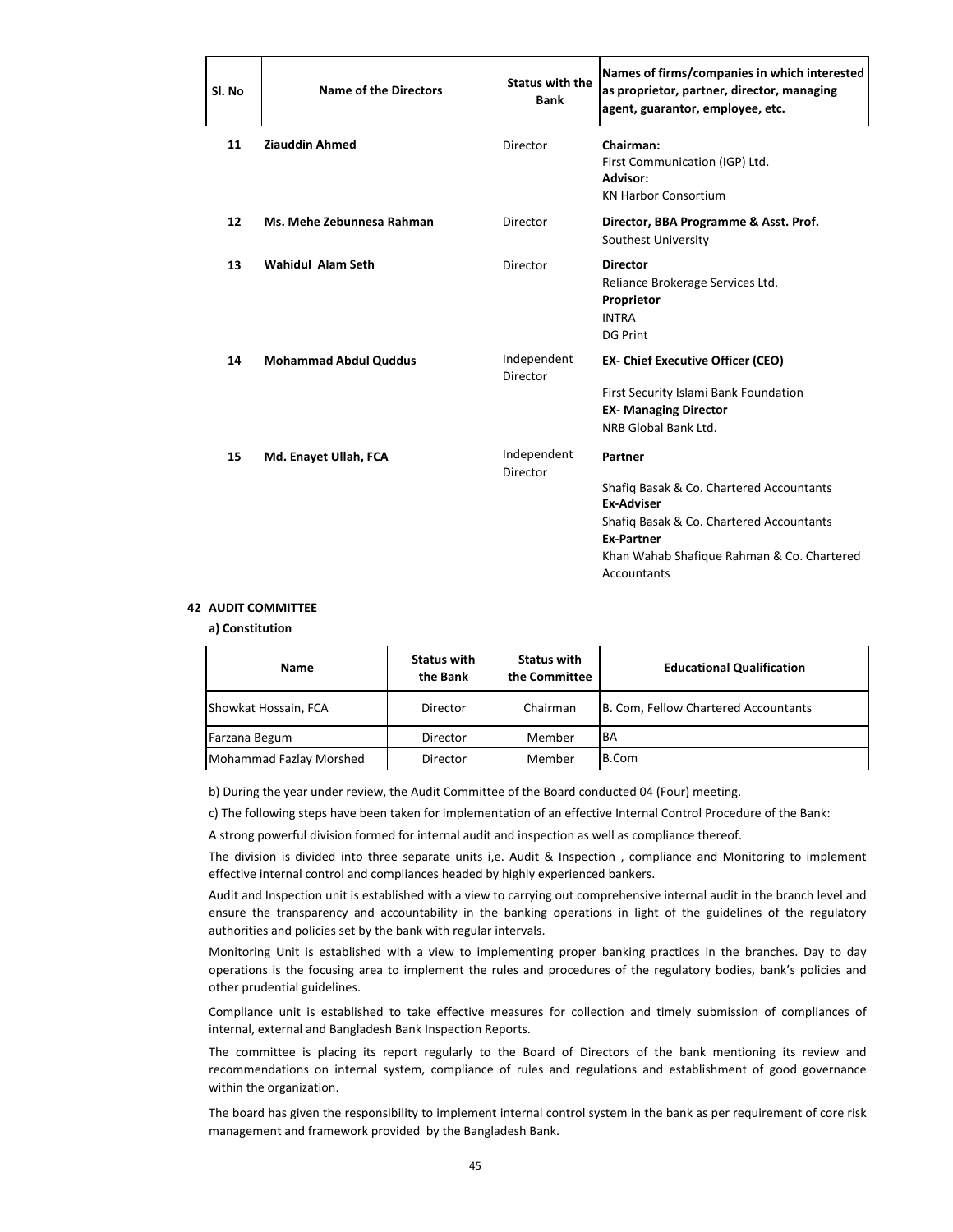| Sl. No | Name of the Directors | Status with the Bank | Names of firms/companies in which interested as proprietor, partner, director, managing agent, guarantor, employee, etc. |
|---|---|---|---|
| 11 | **Ziauddin Ahmed** | Director | **Chairman:**<br>First Communication (IGP) Ltd.<br>**Advisor:**<br>KN Harbor Consortium |
| 12 | **Ms. Mehe Zebunnesa Rahman** | Director | **Director, BBA Programme & Asst. Prof.**<br>Southest University |
| 13 | **Wahidul Alam Seth** | Director | **Director**<br>Reliance Brokerage Services Ltd.<br>**Proprietor**<br>INTRA<br>DG Print |
| 14 | **Mohammad Abdul Quddus** | Independent Director | **EX- Chief Executive Officer (CEO)**<br>First Security Islami Bank Foundation<br>**EX- Managing Director**<br>NRB Global Bank Ltd. |
| 15 | **Md. Enayet Ullah, FCA** | Independent Director | **Partner**<br>Shafiq Basak & Co. Chartered Accountants<br>**Ex-Adviser**<br>Shafiq Basak & Co. Chartered Accountants<br>**Ex-Partner**<br>Khan Wahab Shafique Rahman & Co. Chartered Accountants |

## 42 AUDIT COMMITTEE

**a) Constitution**

| Name | Status with the Bank | Status with the Committee | Educational Qualification |
|---|---|---|---|
| Showkat Hossain, FCA | Director | Chairman | B. Com, Fellow Chartered Accountants |
| Farzana Begum | Director | Member | BA |
| Mohammad Fazlay Morshed | Director | Member | B.Com |

b) During the year under review, the Audit Committee of the Board conducted 04 (Four) meeting.

c) The following steps have been taken for implementation of an effective Internal Control Procedure of the Bank:

A strong powerful division formed for internal audit and inspection as well as compliance thereof.

The division is divided into three separate units i,e. Audit & Inspection , compliance and Monitoring to implement effective internal control and compliances headed by highly experienced bankers.

Audit and Inspection unit is established with a view to carrying out comprehensive internal audit in the branch level and ensure the transparency and accountability in the banking operations in light of the guidelines of the regulatory authorities and policies set by the bank with regular intervals.

Monitoring Unit is established with a view to implementing proper banking practices in the branches. Day to day operations is the focusing area to implement the rules and procedures of the regulatory bodies, bank's policies and other prudential guidelines.

Compliance unit is established to take effective measures for collection and timely submission of compliances of internal, external and Bangladesh Bank Inspection Reports.

The committee is placing its report regularly to the Board of Directors of the bank mentioning its review and recommendations on internal system, compliance of rules and regulations and establishment of good governance within the organization.

The board has given the responsibility to implement internal control system in the bank as per requirement of core risk management and framework provided by the Bangladesh Bank.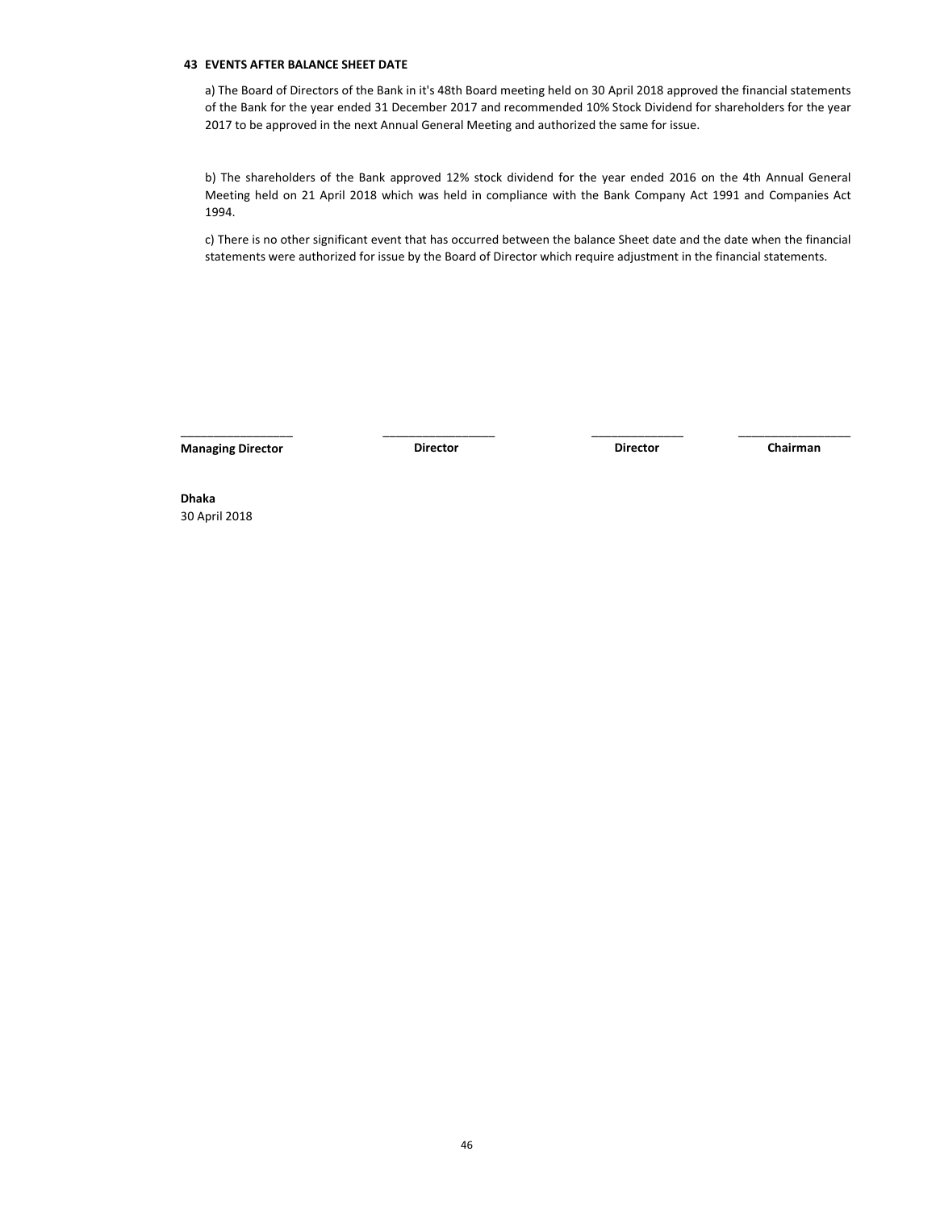## 43 EVENTS AFTER BALANCE SHEET DATE

a) The Board of Directors of the Bank in it's 48th Board meeting held on 30 April 2018 approved the financial statements of the Bank for the year ended 31 December 2017 and recommended 10% Stock Dividend for shareholders for the year 2017 to be approved in the next Annual General Meeting and authorized the same for issue.

b) The shareholders of the Bank approved 12% stock dividend for the year ended 2016 on the 4th Annual General Meeting held on 21 April 2018 which was held in compliance with the Bank Company Act 1991 and Companies Act 1994.

c) There is no other significant event that has occurred between the balance Sheet date and the date when the financial statements were authorized for issue by the Board of Director which require adjustment in the financial statements.

| ________________ | ________________ | ______________ | ________________ |
|---|---|---|---|
| **Managing Director** | **Director** | **Director** | **Chairman** |

**Dhaka**
30 April 2018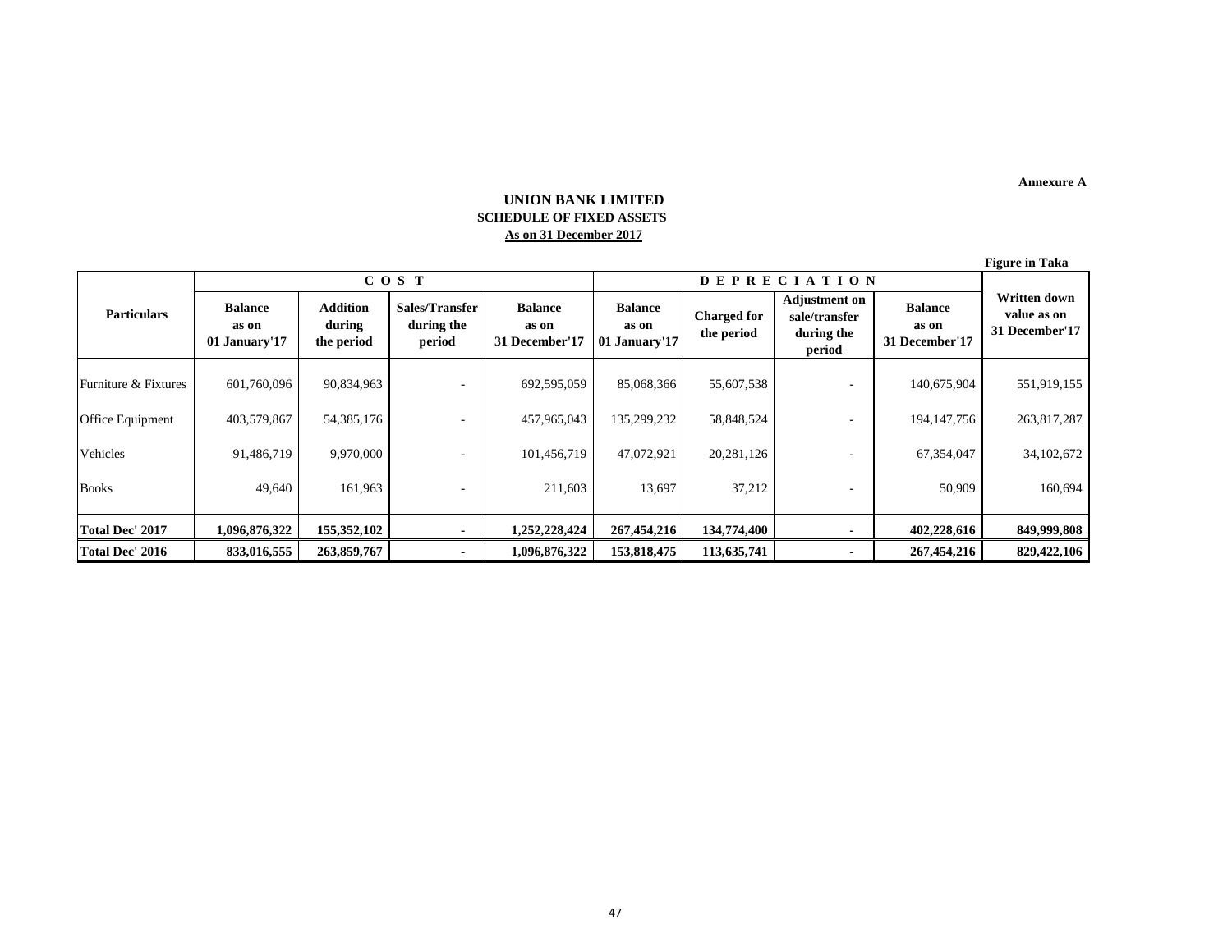Annexure A

# UNION BANK LIMITED
## SCHEDULE OF FIXED ASSETS
### As on 31 December 2017

Figure in Taka

| Particulars | C O S T | | | | D E P R E C I A T I O N | | | | Written down value as on 31 December'17 |
|---|---|---|---|---|---|---|---|---|---|
| | Balance as on 01 January'17 | Addition during the period | Sales/Transfer during the period | Balance as on 31 December'17 | Balance as on 01 January'17 | Charged for the period | Adjustment on sale/transfer during the period | Balance as on 31 December'17 | |
| Furniture & Fixtures | 601,760,096 | 90,834,963 | - | 692,595,059 | 85,068,366 | 55,607,538 | - | 140,675,904 | 551,919,155 |
| Office Equipment | 403,579,867 | 54,385,176 | - | 457,965,043 | 135,299,232 | 58,848,524 | - | 194,147,756 | 263,817,287 |
| Vehicles | 91,486,719 | 9,970,000 | - | 101,456,719 | 47,072,921 | 20,281,126 | - | 67,354,047 | 34,102,672 |
| Books | 49,640 | 161,963 | - | 211,603 | 13,697 | 37,212 | - | 50,909 | 160,694 |
| **Total Dec' 2017** | **1,096,876,322** | **155,352,102** | **-** | **1,252,228,424** | **267,454,216** | **134,774,400** | **-** | **402,228,616** | **849,999,808** |
| **Total Dec' 2016** | **833,016,555** | **263,859,767** | **-** | **1,096,876,322** | **153,818,475** | **113,635,741** | **-** | **267,454,216** | **829,422,106** |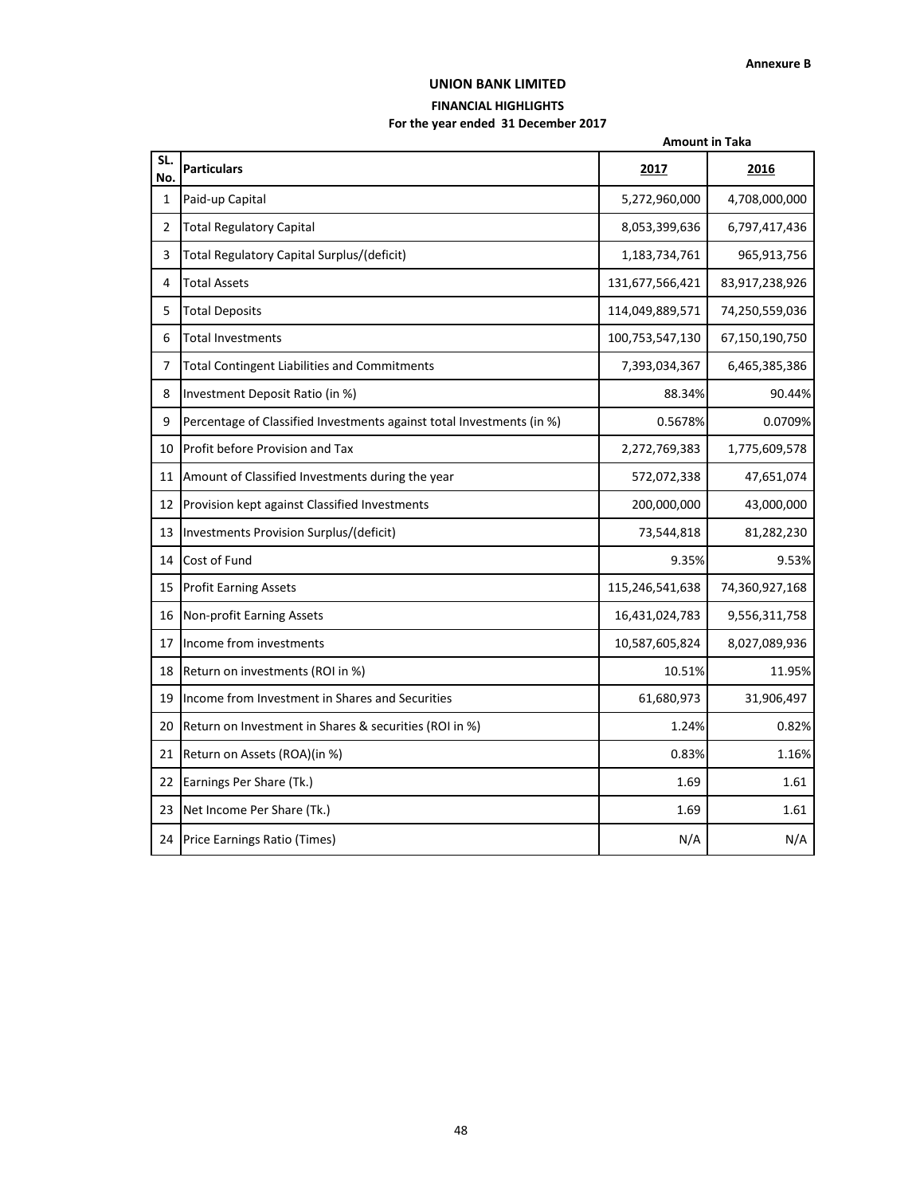**Annexure B**

# UNION BANK LIMITED

## FINANCIAL HIGHLIGHTS

### For the year ended 31 December 2017

**Amount in Taka**

| SL. No. | Particulars | 2017 | 2016 |
|---|---|---|---|
| 1 | Paid-up Capital | 5,272,960,000 | 4,708,000,000 |
| 2 | Total Regulatory Capital | 8,053,399,636 | 6,797,417,436 |
| 3 | Total Regulatory Capital Surplus/(deficit) | 1,183,734,761 | 965,913,756 |
| 4 | Total Assets | 131,677,566,421 | 83,917,238,926 |
| 5 | Total Deposits | 114,049,889,571 | 74,250,559,036 |
| 6 | Total Investments | 100,753,547,130 | 67,150,190,750 |
| 7 | Total Contingent Liabilities and Commitments | 7,393,034,367 | 6,465,385,386 |
| 8 | Investment Deposit Ratio (in %) | 88.34% | 90.44% |
| 9 | Percentage of Classified Investments against total Investments (in %) | 0.5678% | 0.0709% |
| 10 | Profit before Provision and Tax | 2,272,769,383 | 1,775,609,578 |
| 11 | Amount of Classified Investments during the year | 572,072,338 | 47,651,074 |
| 12 | Provision kept against Classified Investments | 200,000,000 | 43,000,000 |
| 13 | Investments Provision Surplus/(deficit) | 73,544,818 | 81,282,230 |
| 14 | Cost of Fund | 9.35% | 9.53% |
| 15 | Profit Earning Assets | 115,246,541,638 | 74,360,927,168 |
| 16 | Non-profit Earning Assets | 16,431,024,783 | 9,556,311,758 |
| 17 | Income from investments | 10,587,605,824 | 8,027,089,936 |
| 18 | Return on investments (ROI in %) | 10.51% | 11.95% |
| 19 | Income from Investment in Shares and Securities | 61,680,973 | 31,906,497 |
| 20 | Return on Investment in Shares & securities (ROI in %) | 1.24% | 0.82% |
| 21 | Return on Assets (ROA)(in %) | 0.83% | 1.16% |
| 22 | Earnings Per Share (Tk.) | 1.69 | 1.61 |
| 23 | Net Income Per Share (Tk.) | 1.69 | 1.61 |
| 24 | Price Earnings Ratio (Times) | N/A | N/A |